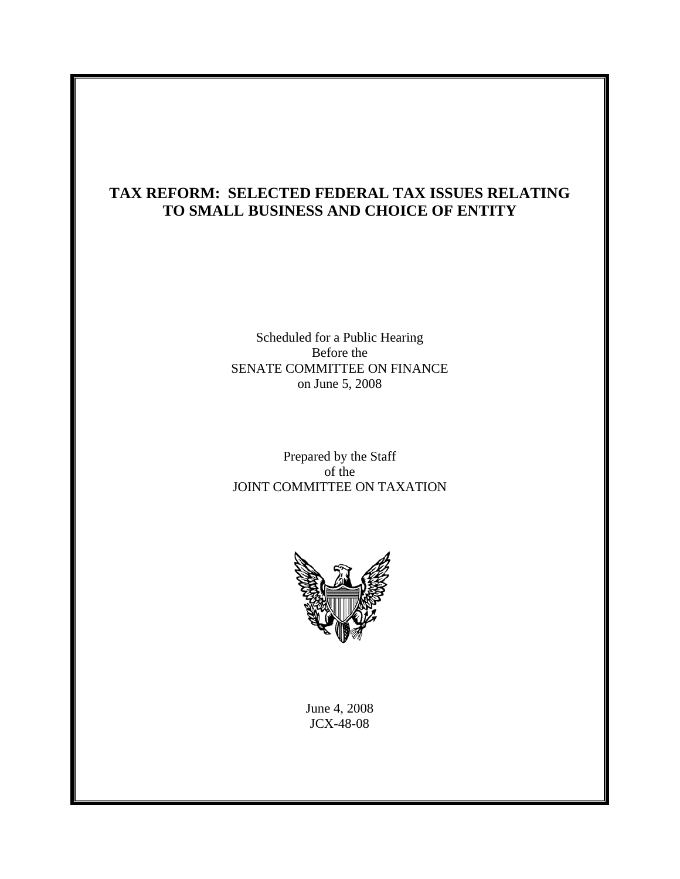# TAX REFORM: SELECTED FEDERAL TAX ISSUES RELATING TO SMALL BUSINESS AND CHOICE OF ENTITY

Scheduled for a Public Hearing
Before the
SENATE COMMITTEE ON FINANCE
on June 5, 2008

Prepared by the Staff
of the
JOINT COMMITTEE ON TAXATION

June 4, 2008
JCX-48-08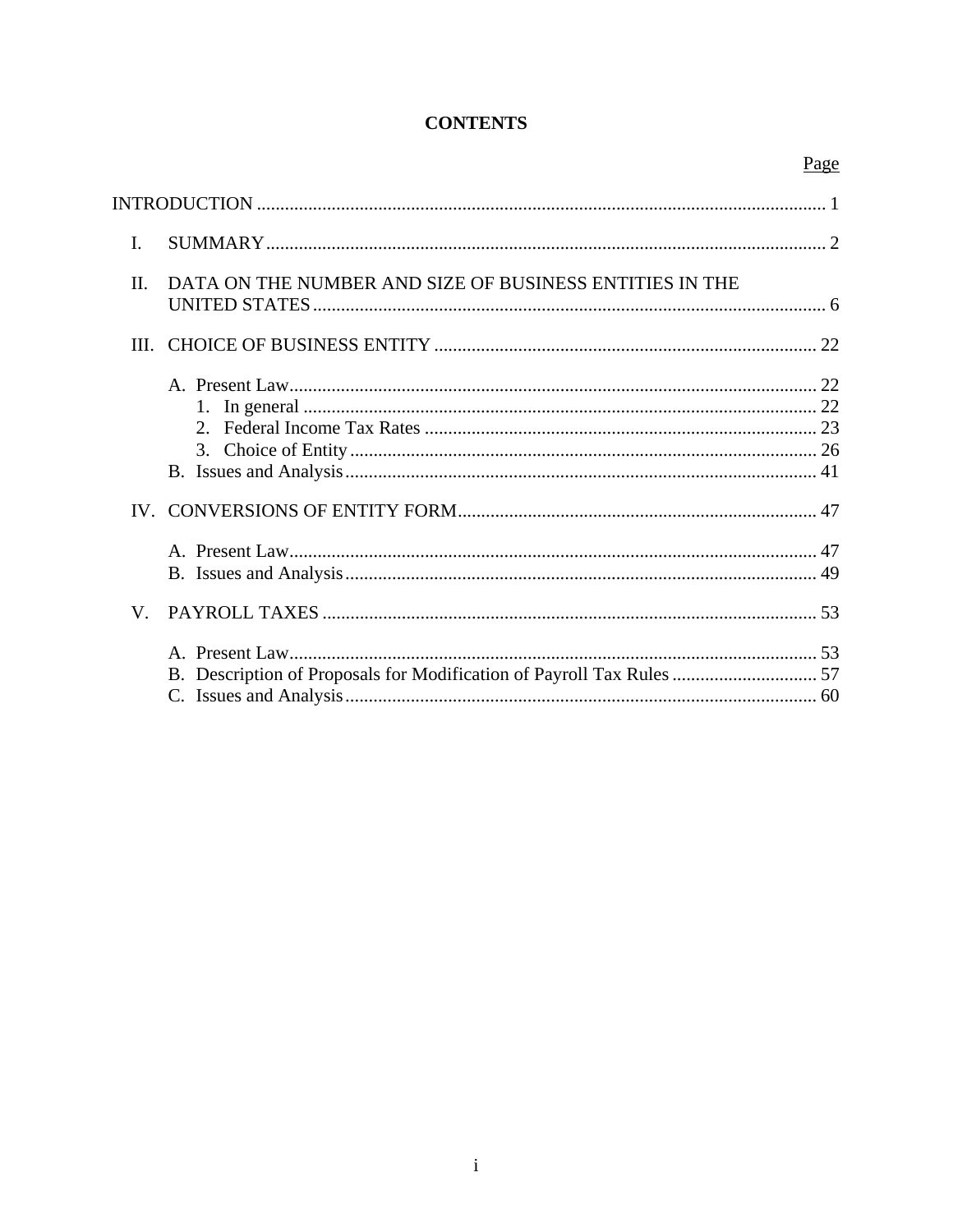# CONTENTS

| | Page |
|---|---|
| INTRODUCTION | 1 |
| I. SUMMARY | 2 |
| II. DATA ON THE NUMBER AND SIZE OF BUSINESS ENTITIES IN THE UNITED STATES | 6 |
| III. CHOICE OF BUSINESS ENTITY | 22 |
| A. Present Law | 22 |
| 1. In general | 22 |
| 2. Federal Income Tax Rates | 23 |
| 3. Choice of Entity | 26 |
| B. Issues and Analysis | 41 |
| IV. CONVERSIONS OF ENTITY FORM | 47 |
| A. Present Law | 47 |
| B. Issues and Analysis | 49 |
| V. PAYROLL TAXES | 53 |
| A. Present Law | 53 |
| B. Description of Proposals for Modification of Payroll Tax Rules | 57 |
| C. Issues and Analysis | 60 |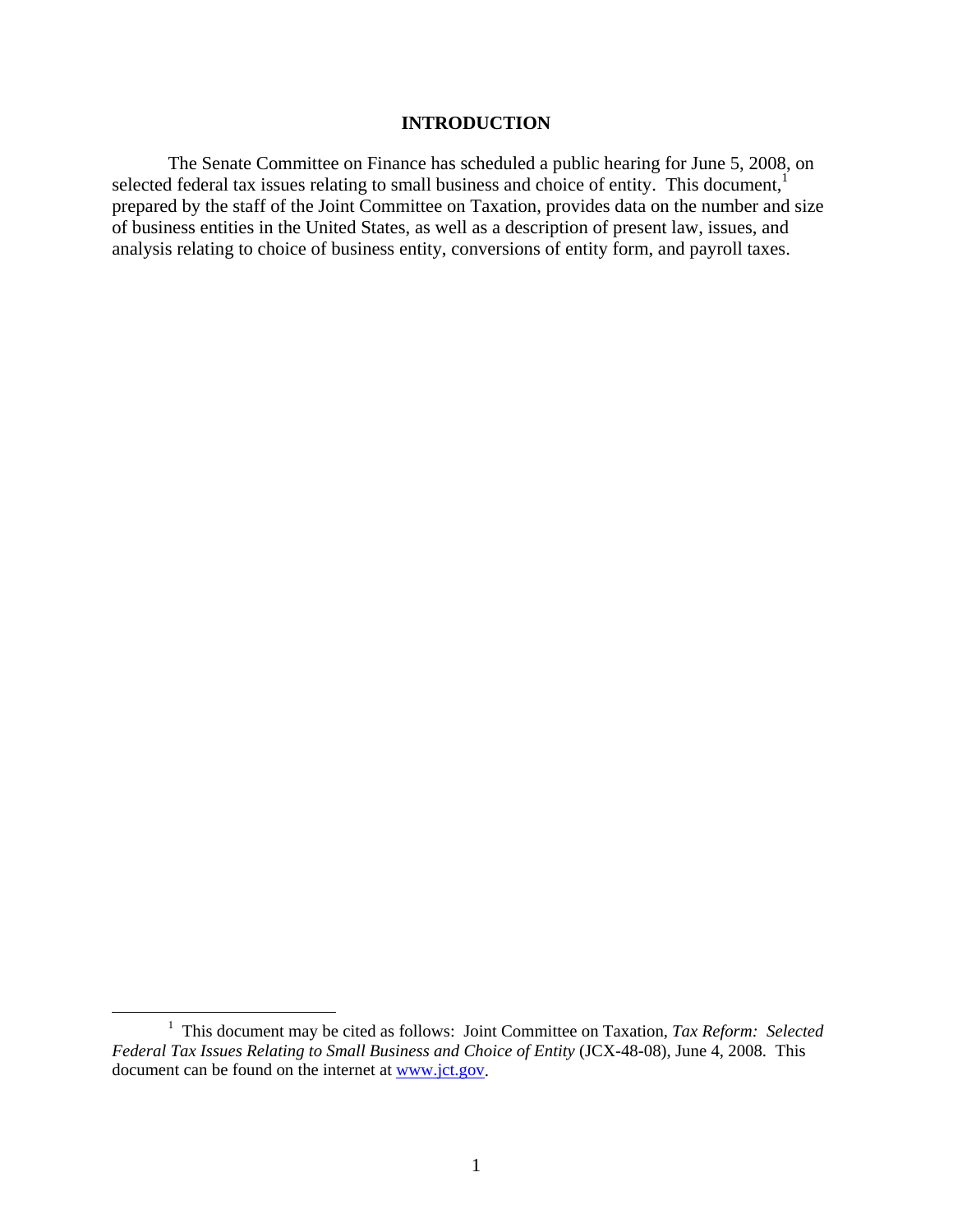# INTRODUCTION

The Senate Committee on Finance has scheduled a public hearing for June 5, 2008, on selected federal tax issues relating to small business and choice of entity. This document,[1] prepared by the staff of the Joint Committee on Taxation, provides data on the number and size of business entities in the United States, as well as a description of present law, issues, and analysis relating to choice of business entity, conversions of entity form, and payroll taxes.

---

[1] This document may be cited as follows: Joint Committee on Taxation, *Tax Reform: Selected Federal Tax Issues Relating to Small Business and Choice of Entity* (JCX-48-08), June 4, 2008. This document can be found on the internet at www.jct.gov.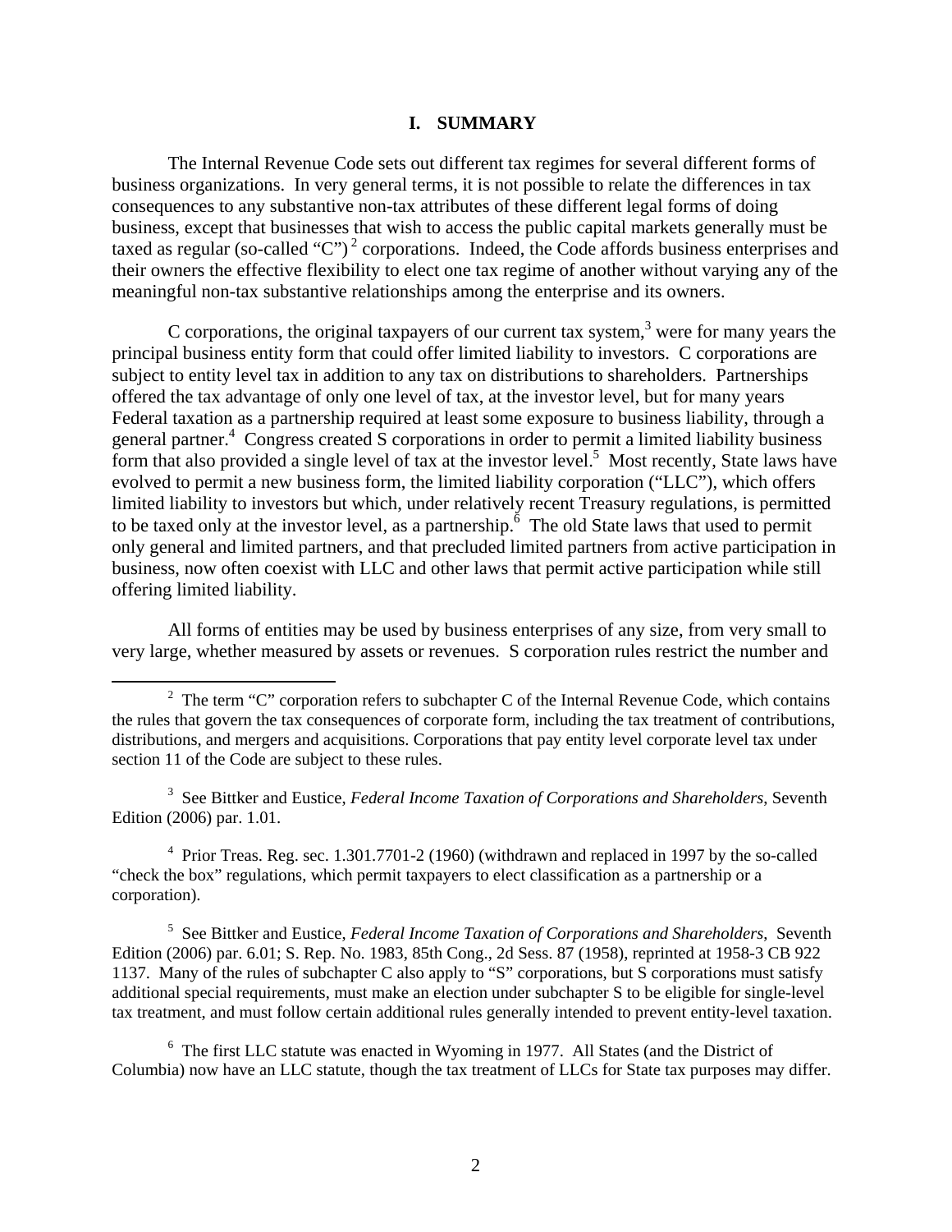## I. SUMMARY

The Internal Revenue Code sets out different tax regimes for several different forms of business organizations. In very general terms, it is not possible to relate the differences in tax consequences to any substantive non-tax attributes of these different legal forms of doing business, except that businesses that wish to access the public capital markets generally must be taxed as regular (so-called "C")[2] corporations. Indeed, the Code affords business enterprises and their owners the effective flexibility to elect one tax regime of another without varying any of the meaningful non-tax substantive relationships among the enterprise and its owners.

C corporations, the original taxpayers of our current tax system,[3] were for many years the principal business entity form that could offer limited liability to investors. C corporations are subject to entity level tax in addition to any tax on distributions to shareholders. Partnerships offered the tax advantage of only one level of tax, at the investor level, but for many years Federal taxation as a partnership required at least some exposure to business liability, through a general partner.[4] Congress created S corporations in order to permit a limited liability business form that also provided a single level of tax at the investor level.[5] Most recently, State laws have evolved to permit a new business form, the limited liability corporation ("LLC"), which offers limited liability to investors but which, under relatively recent Treasury regulations, is permitted to be taxed only at the investor level, as a partnership.[6] The old State laws that used to permit only general and limited partners, and that precluded limited partners from active participation in business, now often coexist with LLC and other laws that permit active participation while still offering limited liability.

All forms of entities may be used by business enterprises of any size, from very small to very large, whether measured by assets or revenues. S corporation rules restrict the number and

---

[2] The term "C" corporation refers to subchapter C of the Internal Revenue Code, which contains the rules that govern the tax consequences of corporate form, including the tax treatment of contributions, distributions, and mergers and acquisitions. Corporations that pay entity level corporate level tax under section 11 of the Code are subject to these rules.

[3] See Bittker and Eustice, *Federal Income Taxation of Corporations and Shareholders*, Seventh Edition (2006) par. 1.01.

[4] Prior Treas. Reg. sec. 1.301.7701-2 (1960) (withdrawn and replaced in 1997 by the so-called "check the box" regulations, which permit taxpayers to elect classification as a partnership or a corporation).

[5] See Bittker and Eustice, *Federal Income Taxation of Corporations and Shareholders*, Seventh Edition (2006) par. 6.01; S. Rep. No. 1983, 85th Cong., 2d Sess. 87 (1958), reprinted at 1958-3 CB 922 1137. Many of the rules of subchapter C also apply to "S" corporations, but S corporations must satisfy additional special requirements, must make an election under subchapter S to be eligible for single-level tax treatment, and must follow certain additional rules generally intended to prevent entity-level taxation.

[6] The first LLC statute was enacted in Wyoming in 1977. All States (and the District of Columbia) now have an LLC statute, though the tax treatment of LLCs for State tax purposes may differ.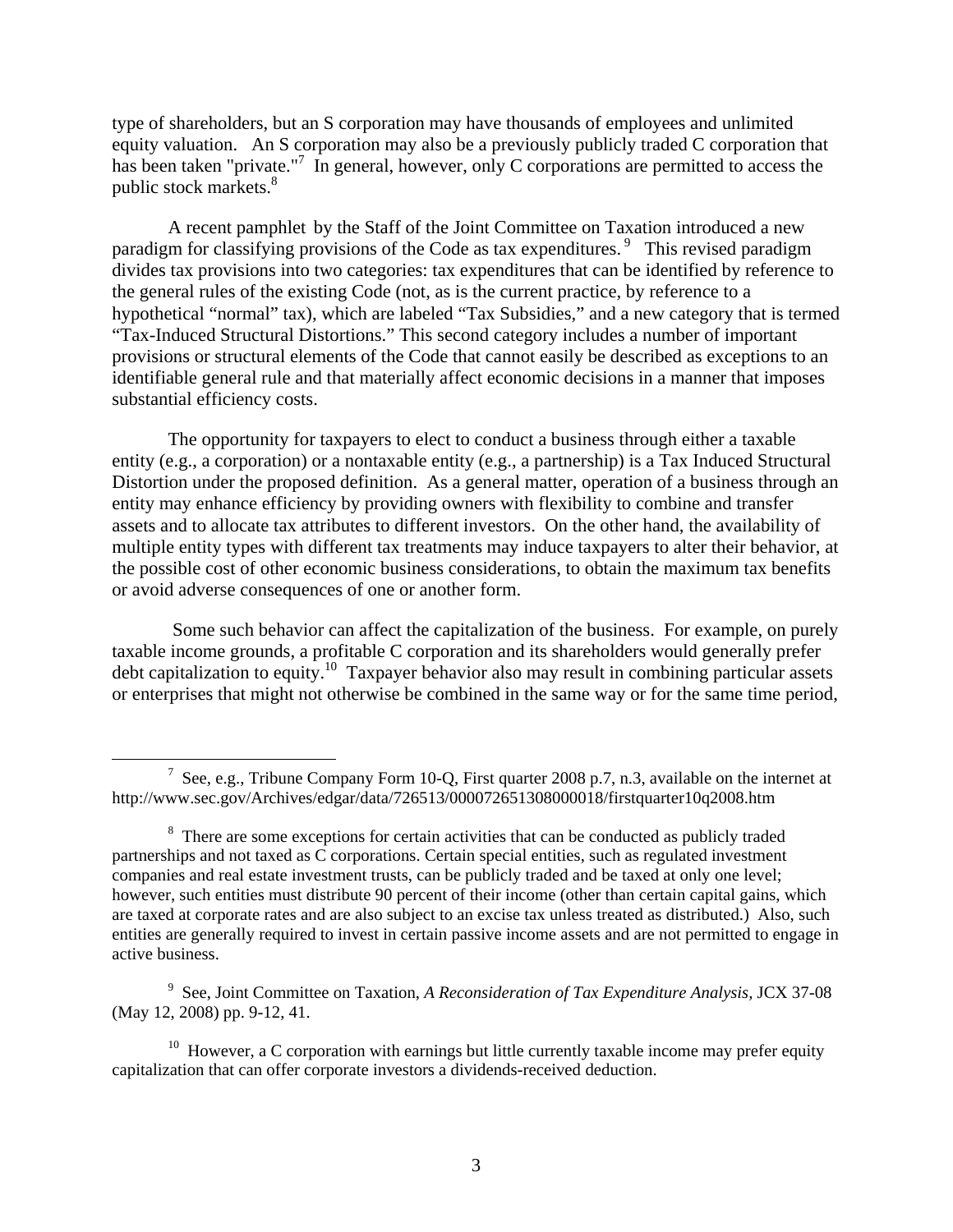type of shareholders, but an S corporation may have thousands of employees and unlimited equity valuation. An S corporation may also be a previously publicly traded C corporation that has been taken "private."[7] In general, however, only C corporations are permitted to access the public stock markets.[8]

A recent pamphlet by the Staff of the Joint Committee on Taxation introduced a new paradigm for classifying provisions of the Code as tax expenditures.[9] This revised paradigm divides tax provisions into two categories: tax expenditures that can be identified by reference to the general rules of the existing Code (not, as is the current practice, by reference to a hypothetical "normal" tax), which are labeled "Tax Subsidies," and a new category that is termed "Tax-Induced Structural Distortions." This second category includes a number of important provisions or structural elements of the Code that cannot easily be described as exceptions to an identifiable general rule and that materially affect economic decisions in a manner that imposes substantial efficiency costs.

The opportunity for taxpayers to elect to conduct a business through either a taxable entity (e.g., a corporation) or a nontaxable entity (e.g., a partnership) is a Tax Induced Structural Distortion under the proposed definition. As a general matter, operation of a business through an entity may enhance efficiency by providing owners with flexibility to combine and transfer assets and to allocate tax attributes to different investors. On the other hand, the availability of multiple entity types with different tax treatments may induce taxpayers to alter their behavior, at the possible cost of other economic business considerations, to obtain the maximum tax benefits or avoid adverse consequences of one or another form.

Some such behavior can affect the capitalization of the business. For example, on purely taxable income grounds, a profitable C corporation and its shareholders would generally prefer debt capitalization to equity.[10] Taxpayer behavior also may result in combining particular assets or enterprises that might not otherwise be combined in the same way or for the same time period,

---

[7] See, e.g., Tribune Company Form 10-Q, First quarter 2008 p.7, n.3, available on the internet at http://www.sec.gov/Archives/edgar/data/726513/000072651308000018/firstquarter10q2008.htm

[8] There are some exceptions for certain activities that can be conducted as publicly traded partnerships and not taxed as C corporations. Certain special entities, such as regulated investment companies and real estate investment trusts, can be publicly traded and be taxed at only one level; however, such entities must distribute 90 percent of their income (other than certain capital gains, which are taxed at corporate rates and are also subject to an excise tax unless treated as distributed.) Also, such entities are generally required to invest in certain passive income assets and are not permitted to engage in active business.

[9] See, Joint Committee on Taxation, *A Reconsideration of Tax Expenditure Analysis*, JCX 37-08 (May 12, 2008) pp. 9-12, 41.

[10] However, a C corporation with earnings but little currently taxable income may prefer equity capitalization that can offer corporate investors a dividends-received deduction.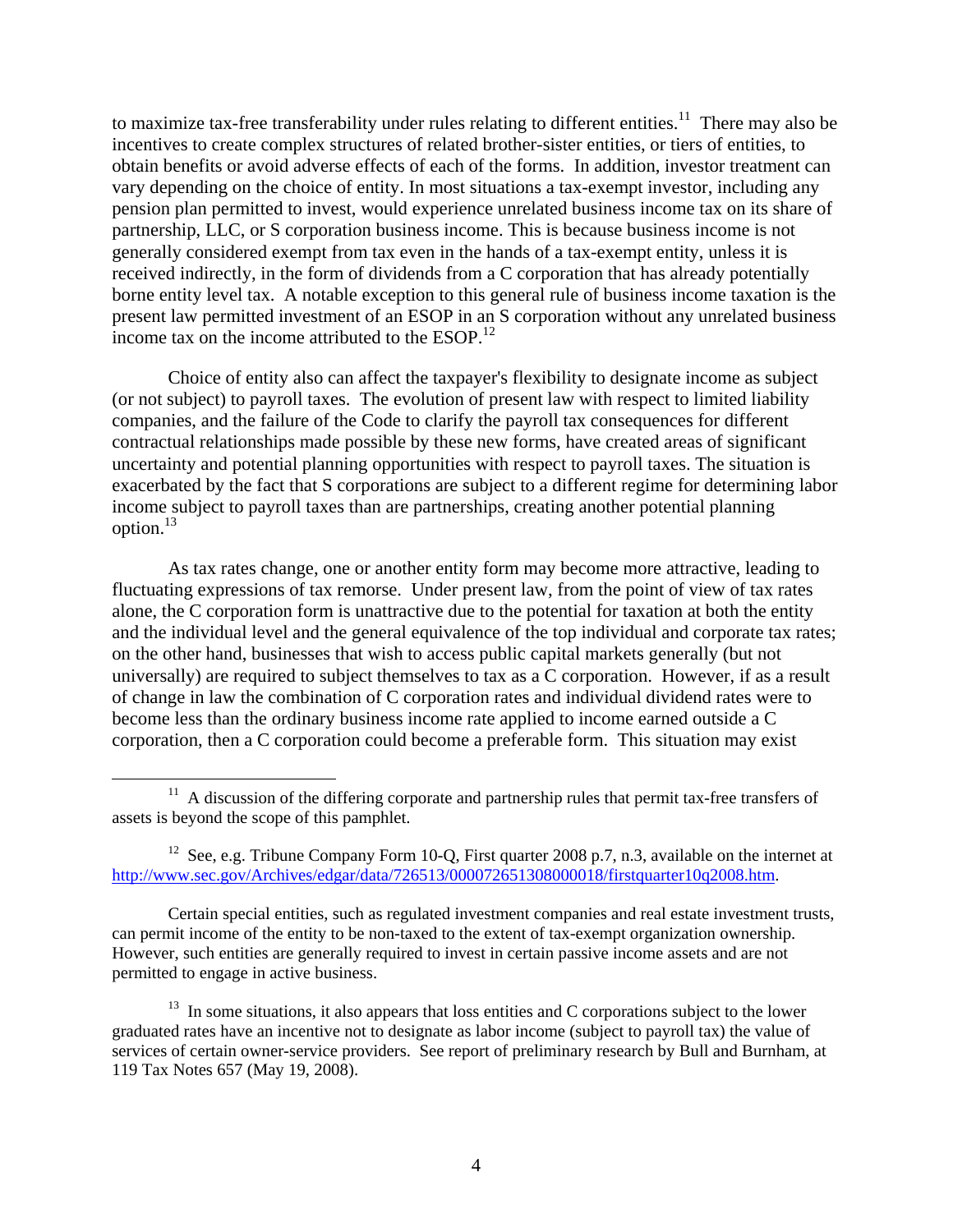to maximize tax-free transferability under rules relating to different entities.[11] There may also be incentives to create complex structures of related brother-sister entities, or tiers of entities, to obtain benefits or avoid adverse effects of each of the forms. In addition, investor treatment can vary depending on the choice of entity. In most situations a tax-exempt investor, including any pension plan permitted to invest, would experience unrelated business income tax on its share of partnership, LLC, or S corporation business income. This is because business income is not generally considered exempt from tax even in the hands of a tax-exempt entity, unless it is received indirectly, in the form of dividends from a C corporation that has already potentially borne entity level tax. A notable exception to this general rule of business income taxation is the present law permitted investment of an ESOP in an S corporation without any unrelated business income tax on the income attributed to the ESOP.[12]

Choice of entity also can affect the taxpayer's flexibility to designate income as subject (or not subject) to payroll taxes. The evolution of present law with respect to limited liability companies, and the failure of the Code to clarify the payroll tax consequences for different contractual relationships made possible by these new forms, have created areas of significant uncertainty and potential planning opportunities with respect to payroll taxes. The situation is exacerbated by the fact that S corporations are subject to a different regime for determining labor income subject to payroll taxes than are partnerships, creating another potential planning option.[13]

As tax rates change, one or another entity form may become more attractive, leading to fluctuating expressions of tax remorse. Under present law, from the point of view of tax rates alone, the C corporation form is unattractive due to the potential for taxation at both the entity and the individual level and the general equivalence of the top individual and corporate tax rates; on the other hand, businesses that wish to access public capital markets generally (but not universally) are required to subject themselves to tax as a C corporation. However, if as a result of change in law the combination of C corporation rates and individual dividend rates were to become less than the ordinary business income rate applied to income earned outside a C corporation, then a C corporation could become a preferable form. This situation may exist

---

[11] A discussion of the differing corporate and partnership rules that permit tax-free transfers of assets is beyond the scope of this pamphlet.

[12] See, e.g. Tribune Company Form 10-Q, First quarter 2008 p.7, n.3, available on the internet at http://www.sec.gov/Archives/edgar/data/726513/000072651308000018/firstquarter10q2008.htm.

Certain special entities, such as regulated investment companies and real estate investment trusts, can permit income of the entity to be non-taxed to the extent of tax-exempt organization ownership. However, such entities are generally required to invest in certain passive income assets and are not permitted to engage in active business.

[13] In some situations, it also appears that loss entities and C corporations subject to the lower graduated rates have an incentive not to designate as labor income (subject to payroll tax) the value of services of certain owner-service providers. See report of preliminary research by Bull and Burnham, at 119 Tax Notes 657 (May 19, 2008).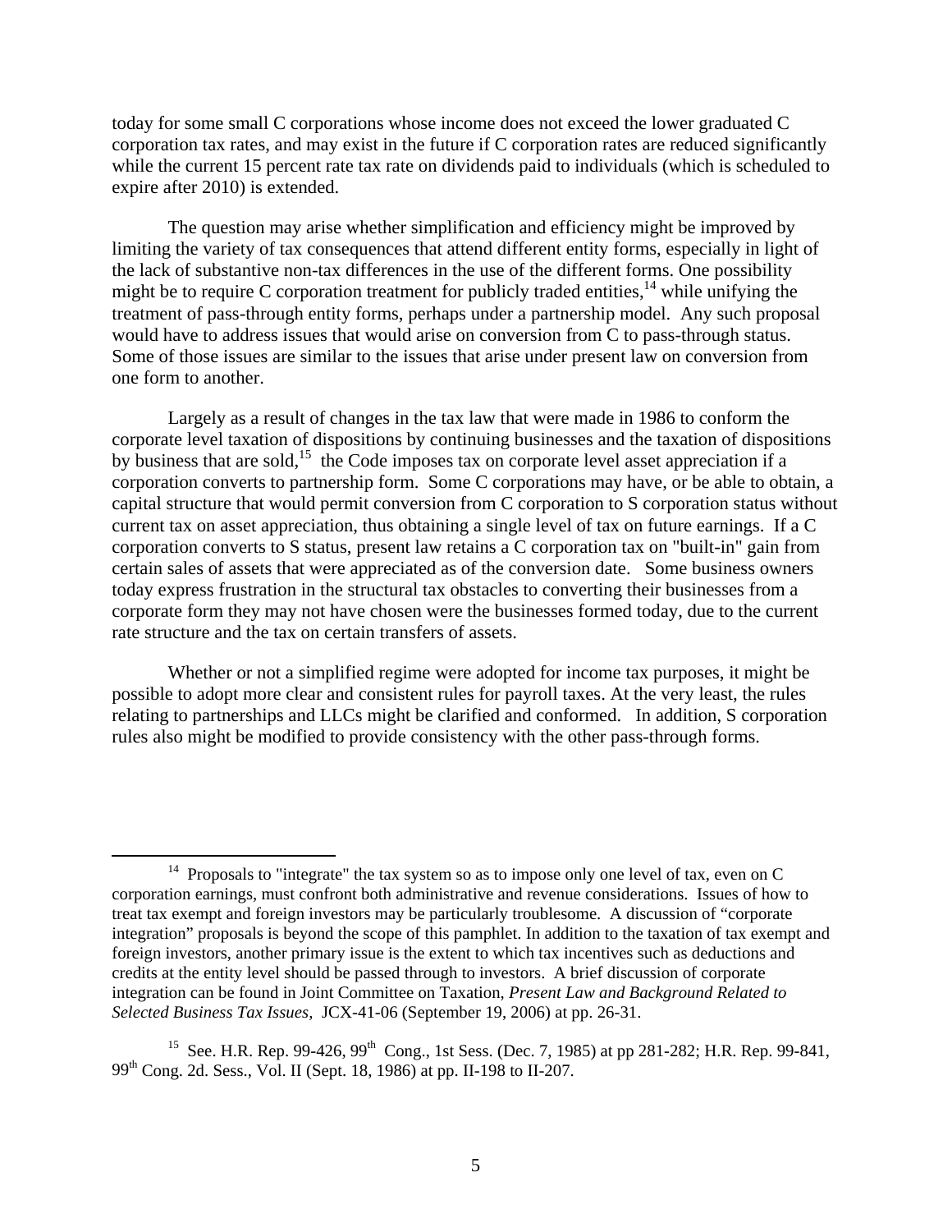today for some small C corporations whose income does not exceed the lower graduated C corporation tax rates, and may exist in the future if C corporation rates are reduced significantly while the current 15 percent rate tax rate on dividends paid to individuals (which is scheduled to expire after 2010) is extended.

The question may arise whether simplification and efficiency might be improved by limiting the variety of tax consequences that attend different entity forms, especially in light of the lack of substantive non-tax differences in the use of the different forms. One possibility might be to require C corporation treatment for publicly traded entities,[14] while unifying the treatment of pass-through entity forms, perhaps under a partnership model. Any such proposal would have to address issues that would arise on conversion from C to pass-through status. Some of those issues are similar to the issues that arise under present law on conversion from one form to another.

Largely as a result of changes in the tax law that were made in 1986 to conform the corporate level taxation of dispositions by continuing businesses and the taxation of dispositions by business that are sold,[15] the Code imposes tax on corporate level asset appreciation if a corporation converts to partnership form. Some C corporations may have, or be able to obtain, a capital structure that would permit conversion from C corporation to S corporation status without current tax on asset appreciation, thus obtaining a single level of tax on future earnings. If a C corporation converts to S status, present law retains a C corporation tax on "built-in" gain from certain sales of assets that were appreciated as of the conversion date. Some business owners today express frustration in the structural tax obstacles to converting their businesses from a corporate form they may not have chosen were the businesses formed today, due to the current rate structure and the tax on certain transfers of assets.

Whether or not a simplified regime were adopted for income tax purposes, it might be possible to adopt more clear and consistent rules for payroll taxes. At the very least, the rules relating to partnerships and LLCs might be clarified and conformed. In addition, S corporation rules also might be modified to provide consistency with the other pass-through forms.

---

[14] Proposals to "integrate" the tax system so as to impose only one level of tax, even on C corporation earnings, must confront both administrative and revenue considerations. Issues of how to treat tax exempt and foreign investors may be particularly troublesome. A discussion of "corporate integration" proposals is beyond the scope of this pamphlet. In addition to the taxation of tax exempt and foreign investors, another primary issue is the extent to which tax incentives such as deductions and credits at the entity level should be passed through to investors. A brief discussion of corporate integration can be found in Joint Committee on Taxation, *Present Law and Background Related to Selected Business Tax Issues,* JCX-41-06 (September 19, 2006) at pp. 26-31.

[15] See. H.R. Rep. 99-426, 99th Cong., 1st Sess. (Dec. 7, 1985) at pp 281-282; H.R. Rep. 99-841, 99th Cong. 2d. Sess., Vol. II (Sept. 18, 1986) at pp. II-198 to II-207.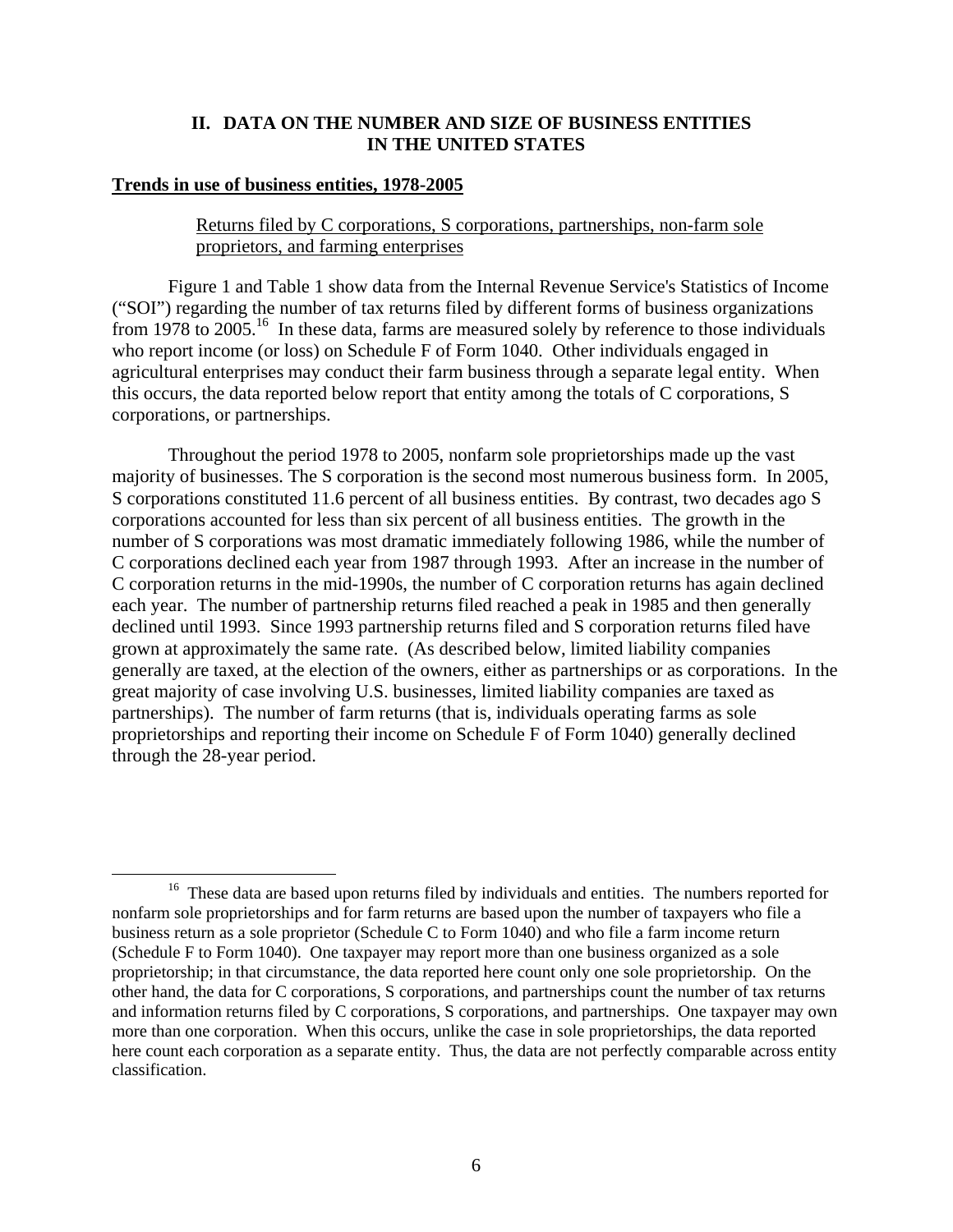## II. DATA ON THE NUMBER AND SIZE OF BUSINESS ENTITIES IN THE UNITED STATES

**Trends in use of business entities, 1978-2005**

Returns filed by C corporations, S corporations, partnerships, non-farm sole proprietors, and farming enterprises

Figure 1 and Table 1 show data from the Internal Revenue Service's Statistics of Income ("SOI") regarding the number of tax returns filed by different forms of business organizations from 1978 to 2005.[16] In these data, farms are measured solely by reference to those individuals who report income (or loss) on Schedule F of Form 1040. Other individuals engaged in agricultural enterprises may conduct their farm business through a separate legal entity. When this occurs, the data reported below report that entity among the totals of C corporations, S corporations, or partnerships.

Throughout the period 1978 to 2005, nonfarm sole proprietorships made up the vast majority of businesses. The S corporation is the second most numerous business form. In 2005, S corporations constituted 11.6 percent of all business entities. By contrast, two decades ago S corporations accounted for less than six percent of all business entities. The growth in the number of S corporations was most dramatic immediately following 1986, while the number of C corporations declined each year from 1987 through 1993. After an increase in the number of C corporation returns in the mid-1990s, the number of C corporation returns has again declined each year. The number of partnership returns filed reached a peak in 1985 and then generally declined until 1993. Since 1993 partnership returns filed and S corporation returns filed have grown at approximately the same rate. (As described below, limited liability companies generally are taxed, at the election of the owners, either as partnerships or as corporations. In the great majority of case involving U.S. businesses, limited liability companies are taxed as partnerships). The number of farm returns (that is, individuals operating farms as sole proprietorships and reporting their income on Schedule F of Form 1040) generally declined through the 28-year period.

[16] These data are based upon returns filed by individuals and entities. The numbers reported for nonfarm sole proprietorships and for farm returns are based upon the number of taxpayers who file a business return as a sole proprietor (Schedule C to Form 1040) and who file a farm income return (Schedule F to Form 1040). One taxpayer may report more than one business organized as a sole proprietorship; in that circumstance, the data reported here count only one sole proprietorship. On the other hand, the data for C corporations, S corporations, and partnerships count the number of tax returns and information returns filed by C corporations, S corporations, and partnerships. One taxpayer may own more than one corporation. When this occurs, unlike the case in sole proprietorships, the data reported here count each corporation as a separate entity. Thus, the data are not perfectly comparable across entity classification.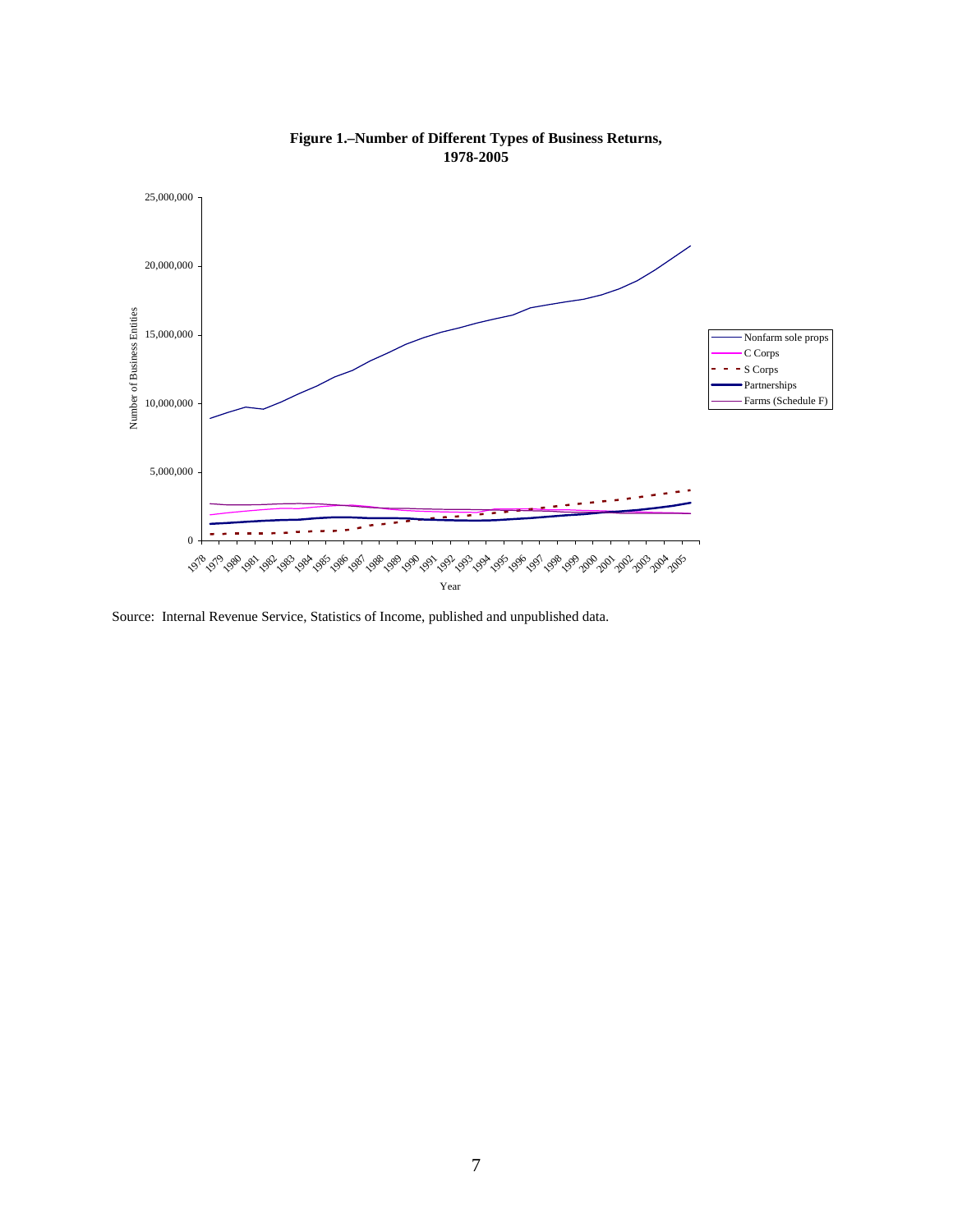**Figure 1.–Number of Different Types of Business Returns, 1978-2005**

Source: Internal Revenue Service, Statistics of Income, published and unpublished data.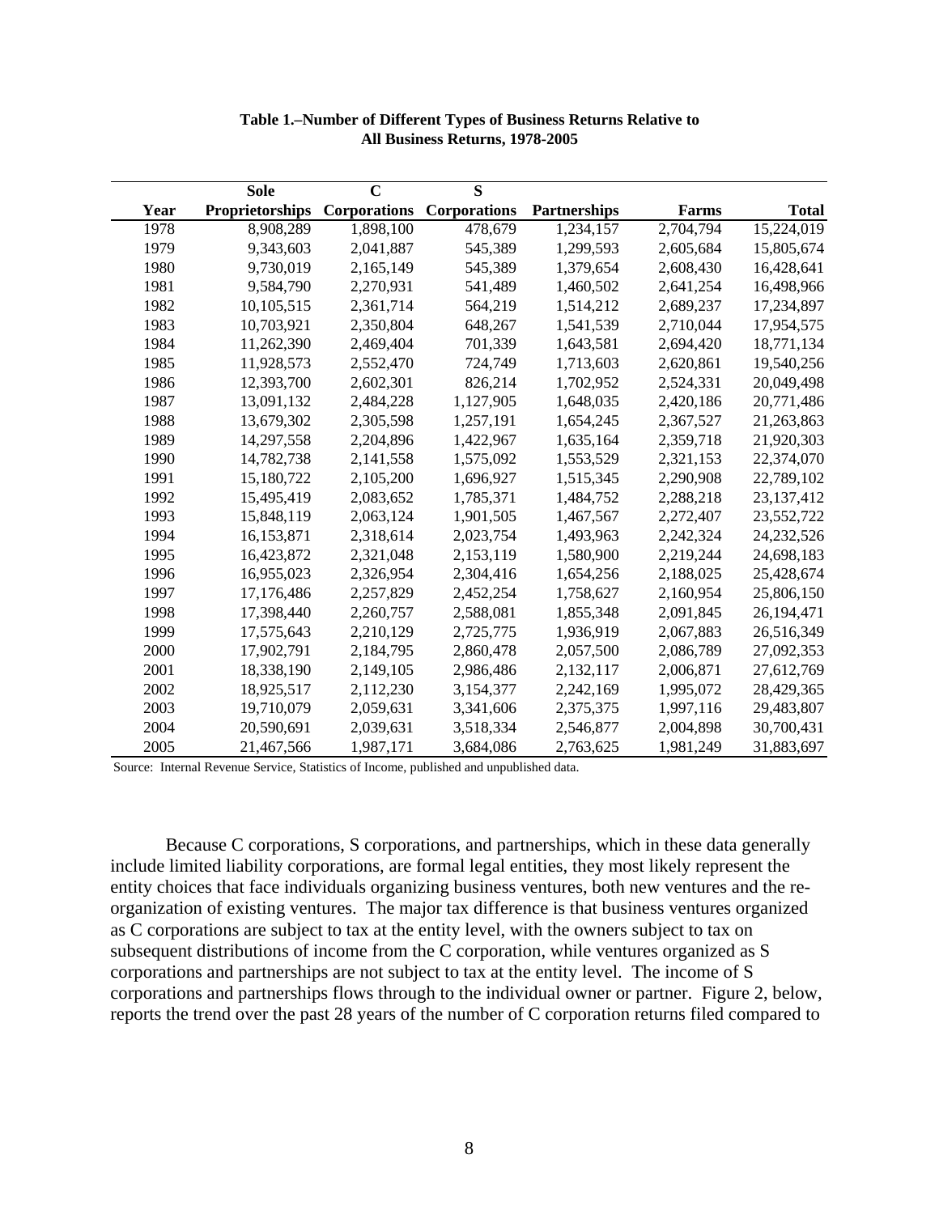**Table 1.–Number of Different Types of Business Returns Relative to All Business Returns, 1978-2005**

| Year | Sole Proprietorships | C Corporations | S Corporations | Partnerships | Farms | Total |
|---|---|---|---|---|---|---|
| 1978 | 8,908,289 | 1,898,100 | 478,679 | 1,234,157 | 2,704,794 | 15,224,019 |
| 1979 | 9,343,603 | 2,041,887 | 545,389 | 1,299,593 | 2,605,684 | 15,805,674 |
| 1980 | 9,730,019 | 2,165,149 | 545,389 | 1,379,654 | 2,608,430 | 16,428,641 |
| 1981 | 9,584,790 | 2,270,931 | 541,489 | 1,460,502 | 2,641,254 | 16,498,966 |
| 1982 | 10,105,515 | 2,361,714 | 564,219 | 1,514,212 | 2,689,237 | 17,234,897 |
| 1983 | 10,703,921 | 2,350,804 | 648,267 | 1,541,539 | 2,710,044 | 17,954,575 |
| 1984 | 11,262,390 | 2,469,404 | 701,339 | 1,643,581 | 2,694,420 | 18,771,134 |
| 1985 | 11,928,573 | 2,552,470 | 724,749 | 1,713,603 | 2,620,861 | 19,540,256 |
| 1986 | 12,393,700 | 2,602,301 | 826,214 | 1,702,952 | 2,524,331 | 20,049,498 |
| 1987 | 13,091,132 | 2,484,228 | 1,127,905 | 1,648,035 | 2,420,186 | 20,771,486 |
| 1988 | 13,679,302 | 2,305,598 | 1,257,191 | 1,654,245 | 2,367,527 | 21,263,863 |
| 1989 | 14,297,558 | 2,204,896 | 1,422,967 | 1,635,164 | 2,359,718 | 21,920,303 |
| 1990 | 14,782,738 | 2,141,558 | 1,575,092 | 1,553,529 | 2,321,153 | 22,374,070 |
| 1991 | 15,180,722 | 2,105,200 | 1,696,927 | 1,515,345 | 2,290,908 | 22,789,102 |
| 1992 | 15,495,419 | 2,083,652 | 1,785,371 | 1,484,752 | 2,288,218 | 23,137,412 |
| 1993 | 15,848,119 | 2,063,124 | 1,901,505 | 1,467,567 | 2,272,407 | 23,552,722 |
| 1994 | 16,153,871 | 2,318,614 | 2,023,754 | 1,493,963 | 2,242,324 | 24,232,526 |
| 1995 | 16,423,872 | 2,321,048 | 2,153,119 | 1,580,900 | 2,219,244 | 24,698,183 |
| 1996 | 16,955,023 | 2,326,954 | 2,304,416 | 1,654,256 | 2,188,025 | 25,428,674 |
| 1997 | 17,176,486 | 2,257,829 | 2,452,254 | 1,758,627 | 2,160,954 | 25,806,150 |
| 1998 | 17,398,440 | 2,260,757 | 2,588,081 | 1,855,348 | 2,091,845 | 26,194,471 |
| 1999 | 17,575,643 | 2,210,129 | 2,725,775 | 1,936,919 | 2,067,883 | 26,516,349 |
| 2000 | 17,902,791 | 2,184,795 | 2,860,478 | 2,057,500 | 2,086,789 | 27,092,353 |
| 2001 | 18,338,190 | 2,149,105 | 2,986,486 | 2,132,117 | 2,006,871 | 27,612,769 |
| 2002 | 18,925,517 | 2,112,230 | 3,154,377 | 2,242,169 | 1,995,072 | 28,429,365 |
| 2003 | 19,710,079 | 2,059,631 | 3,341,606 | 2,375,375 | 1,997,116 | 29,483,807 |
| 2004 | 20,590,691 | 2,039,631 | 3,518,334 | 2,546,877 | 2,004,898 | 30,700,431 |
| 2005 | 21,467,566 | 1,987,171 | 3,684,086 | 2,763,625 | 1,981,249 | 31,883,697 |

Source: Internal Revenue Service, Statistics of Income, published and unpublished data.

Because C corporations, S corporations, and partnerships, which in these data generally include limited liability corporations, are formal legal entities, they most likely represent the entity choices that face individuals organizing business ventures, both new ventures and the re-organization of existing ventures. The major tax difference is that business ventures organized as C corporations are subject to tax at the entity level, with the owners subject to tax on subsequent distributions of income from the C corporation, while ventures organized as S corporations and partnerships are not subject to tax at the entity level. The income of S corporations and partnerships flows through to the individual owner or partner. Figure 2, below, reports the trend over the past 28 years of the number of C corporation returns filed compared to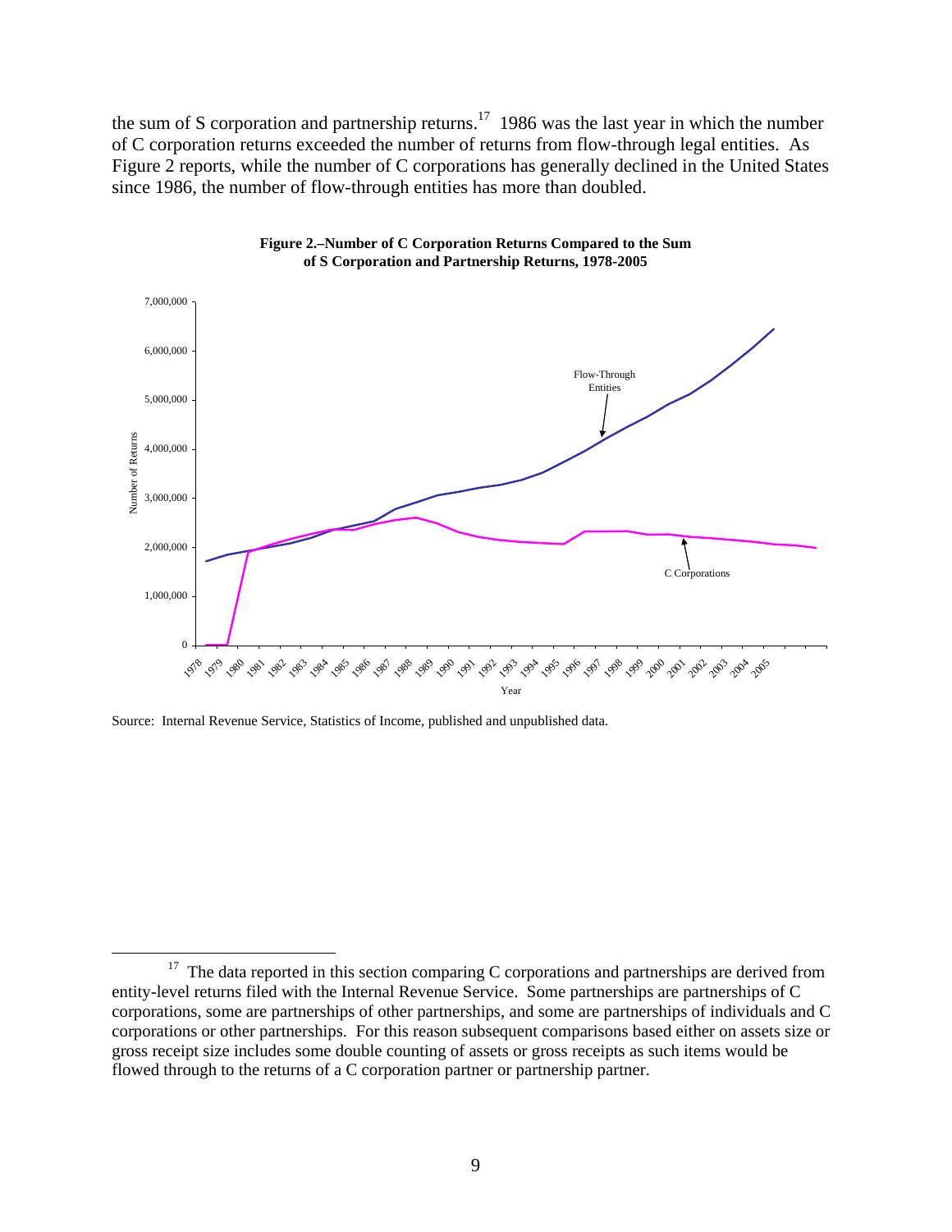the sum of S corporation and partnership returns.[17] 1986 was the last year in which the number of C corporation returns exceeded the number of returns from flow-through legal entities. As Figure 2 reports, while the number of C corporations has generally declined in the United States since 1986, the number of flow-through entities has more than doubled.

**Figure 2.–Number of C Corporation Returns Compared to the Sum of S Corporation and Partnership Returns, 1978-2005**

Source: Internal Revenue Service, Statistics of Income, published and unpublished data.

[17] The data reported in this section comparing C corporations and partnerships are derived from entity-level returns filed with the Internal Revenue Service. Some partnerships are partnerships of C corporations, some are partnerships of other partnerships, and some are partnerships of individuals and C corporations or other partnerships. For this reason subsequent comparisons based either on assets size or gross receipt size includes some double counting of assets or gross receipts as such items would be flowed through to the returns of a C corporation partner or partnership partner.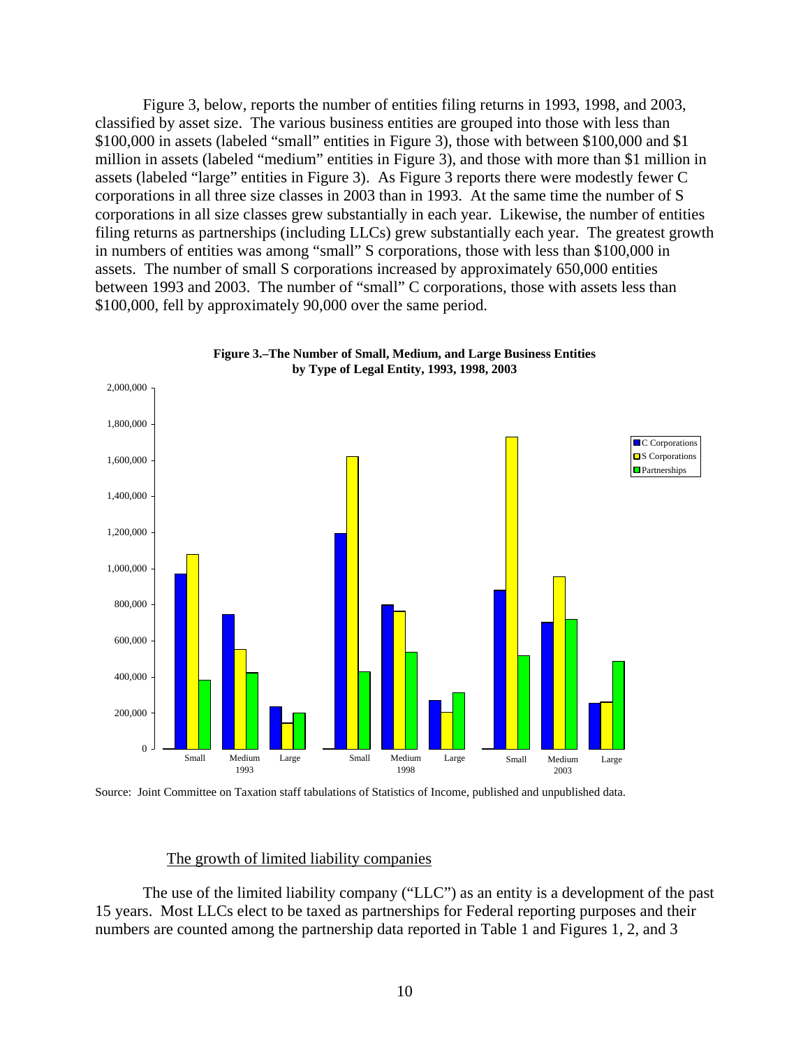Figure 3, below, reports the number of entities filing returns in 1993, 1998, and 2003, classified by asset size. The various business entities are grouped into those with less than $100,000 in assets (labeled "small" entities in Figure 3), those with between $100,000 and $1 million in assets (labeled "medium" entities in Figure 3), and those with more than $1 million in assets (labeled "large" entities in Figure 3). As Figure 3 reports there were modestly fewer C corporations in all three size classes in 2003 than in 1993. At the same time the number of S corporations in all size classes grew substantially in each year. Likewise, the number of entities filing returns as partnerships (including LLCs) grew substantially each year. The greatest growth in numbers of entities was among "small" S corporations, those with less than $100,000 in assets. The number of small S corporations increased by approximately 650,000 entities between 1993 and 2003. The number of "small" C corporations, those with assets less than $100,000, fell by approximately 90,000 over the same period.

**Figure 3.–The Number of Small, Medium, and Large Business Entities by Type of Legal Entity, 1993, 1998, 2003**

Source: Joint Committee on Taxation staff tabulations of Statistics of Income, published and unpublished data.

## The growth of limited liability companies

The use of the limited liability company ("LLC") as an entity is a development of the past 15 years. Most LLCs elect to be taxed as partnerships for Federal reporting purposes and their numbers are counted among the partnership data reported in Table 1 and Figures 1, 2, and 3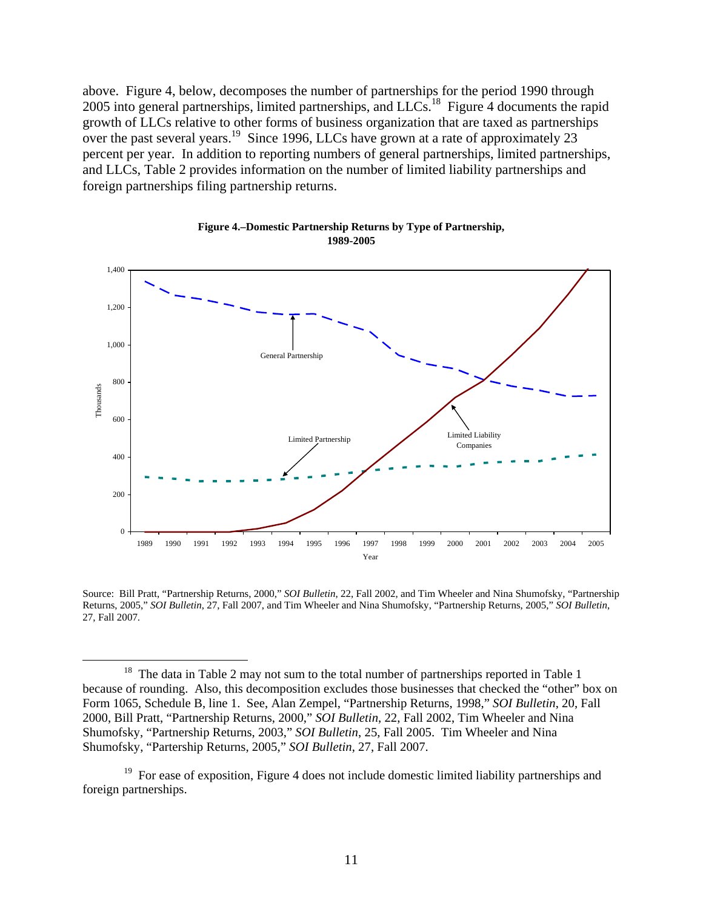above. Figure 4, below, decomposes the number of partnerships for the period 1990 through 2005 into general partnerships, limited partnerships, and LLCs.[18] Figure 4 documents the rapid growth of LLCs relative to other forms of business organization that are taxed as partnerships over the past several years.[19] Since 1996, LLCs have grown at a rate of approximately 23 percent per year. In addition to reporting numbers of general partnerships, limited partnerships, and LLCs, Table 2 provides information on the number of limited liability partnerships and foreign partnerships filing partnership returns.

**Figure 4.–Domestic Partnership Returns by Type of Partnership, 1989-2005**

Source: Bill Pratt, "Partnership Returns, 2000," *SOI Bulletin*, 22, Fall 2002, and Tim Wheeler and Nina Shumofsky, "Partnership Returns, 2005," *SOI Bulletin*, 27, Fall 2007, and Tim Wheeler and Nina Shumofsky, "Partnership Returns, 2005," *SOI Bulletin*, 27, Fall 2007.

[18] The data in Table 2 may not sum to the total number of partnerships reported in Table 1 because of rounding. Also, this decomposition excludes those businesses that checked the "other" box on Form 1065, Schedule B, line 1. See, Alan Zempel, "Partnership Returns, 1998," *SOI Bulletin*, 20, Fall 2000, Bill Pratt, "Partnership Returns, 2000," *SOI Bulletin*, 22, Fall 2002, Tim Wheeler and Nina Shumofsky, "Partnership Returns, 2003," *SOI Bulletin*, 25, Fall 2005. Tim Wheeler and Nina Shumofsky, "Partership Returns, 2005," *SOI Bulletin*, 27, Fall 2007.

[19] For ease of exposition, Figure 4 does not include domestic limited liability partnerships and foreign partnerships.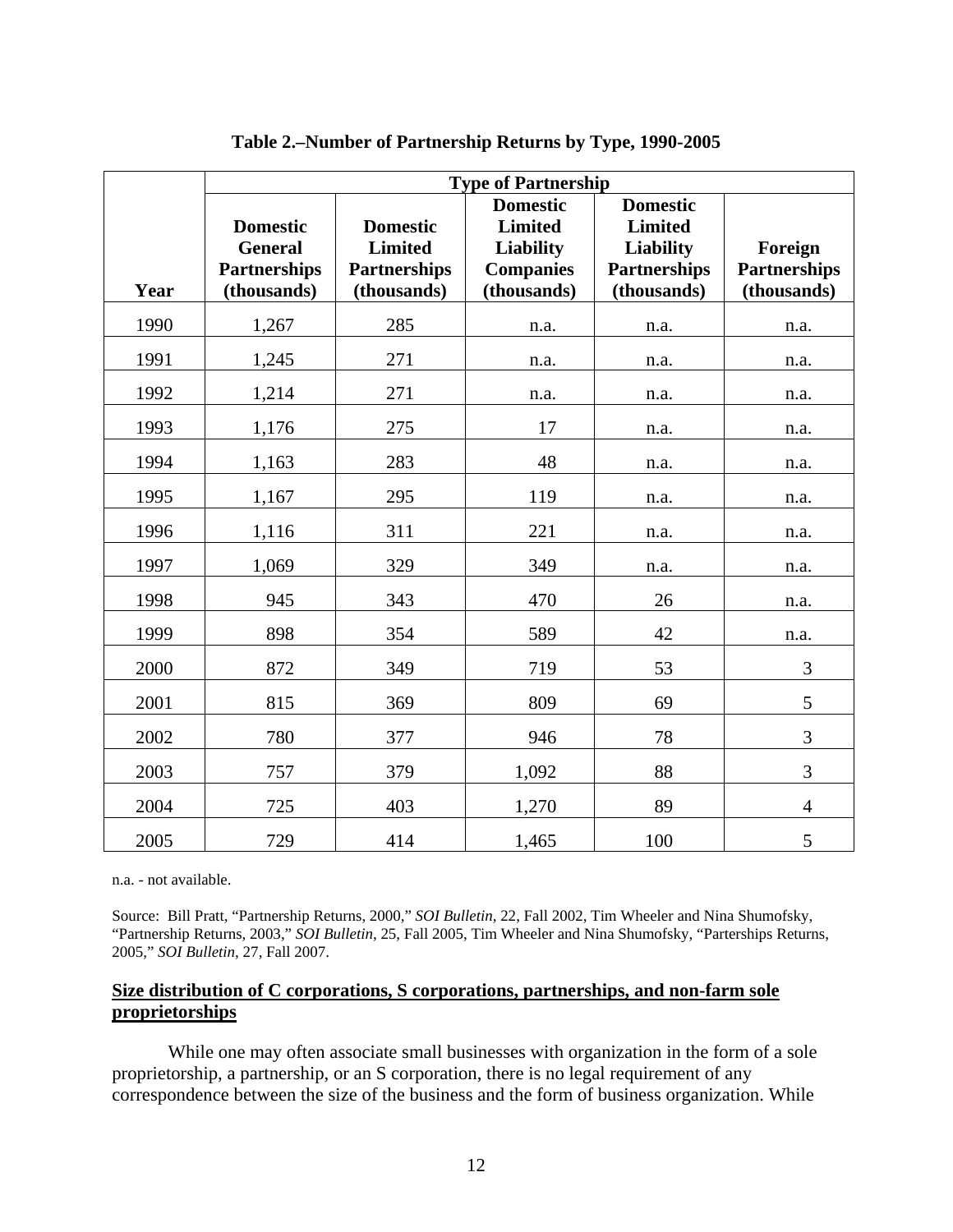**Table 2.–Number of Partnership Returns by Type, 1990-2005**

| Year | Type of Partnership | | | | |
|---|---|---|---|---|---|
| | Domestic General Partnerships (thousands) | Domestic Limited Partnerships (thousands) | Domestic Limited Liability Companies (thousands) | Domestic Limited Liability Partnerships (thousands) | Foreign Partnerships (thousands) |
| 1990 | 1,267 | 285 | n.a. | n.a. | n.a. |
| 1991 | 1,245 | 271 | n.a. | n.a. | n.a. |
| 1992 | 1,214 | 271 | n.a. | n.a. | n.a. |
| 1993 | 1,176 | 275 | 17 | n.a. | n.a. |
| 1994 | 1,163 | 283 | 48 | n.a. | n.a. |
| 1995 | 1,167 | 295 | 119 | n.a. | n.a. |
| 1996 | 1,116 | 311 | 221 | n.a. | n.a. |
| 1997 | 1,069 | 329 | 349 | n.a. | n.a. |
| 1998 | 945 | 343 | 470 | 26 | n.a. |
| 1999 | 898 | 354 | 589 | 42 | n.a. |
| 2000 | 872 | 349 | 719 | 53 | 3 |
| 2001 | 815 | 369 | 809 | 69 | 5 |
| 2002 | 780 | 377 | 946 | 78 | 3 |
| 2003 | 757 | 379 | 1,092 | 88 | 3 |
| 2004 | 725 | 403 | 1,270 | 89 | 4 |
| 2005 | 729 | 414 | 1,465 | 100 | 5 |

n.a. - not available.

Source: Bill Pratt, "Partnership Returns, 2000," *SOI Bulletin*, 22, Fall 2002, Tim Wheeler and Nina Shumofsky, "Partnership Returns, 2003," *SOI Bulletin*, 25, Fall 2005, Tim Wheeler and Nina Shumofsky, "Parterships Returns, 2005," *SOI Bulletin*, 27, Fall 2007.

## Size distribution of C corporations, S corporations, partnerships, and non-farm sole proprietorships

While one may often associate small businesses with organization in the form of a sole proprietorship, a partnership, or an S corporation, there is no legal requirement of any correspondence between the size of the business and the form of business organization. While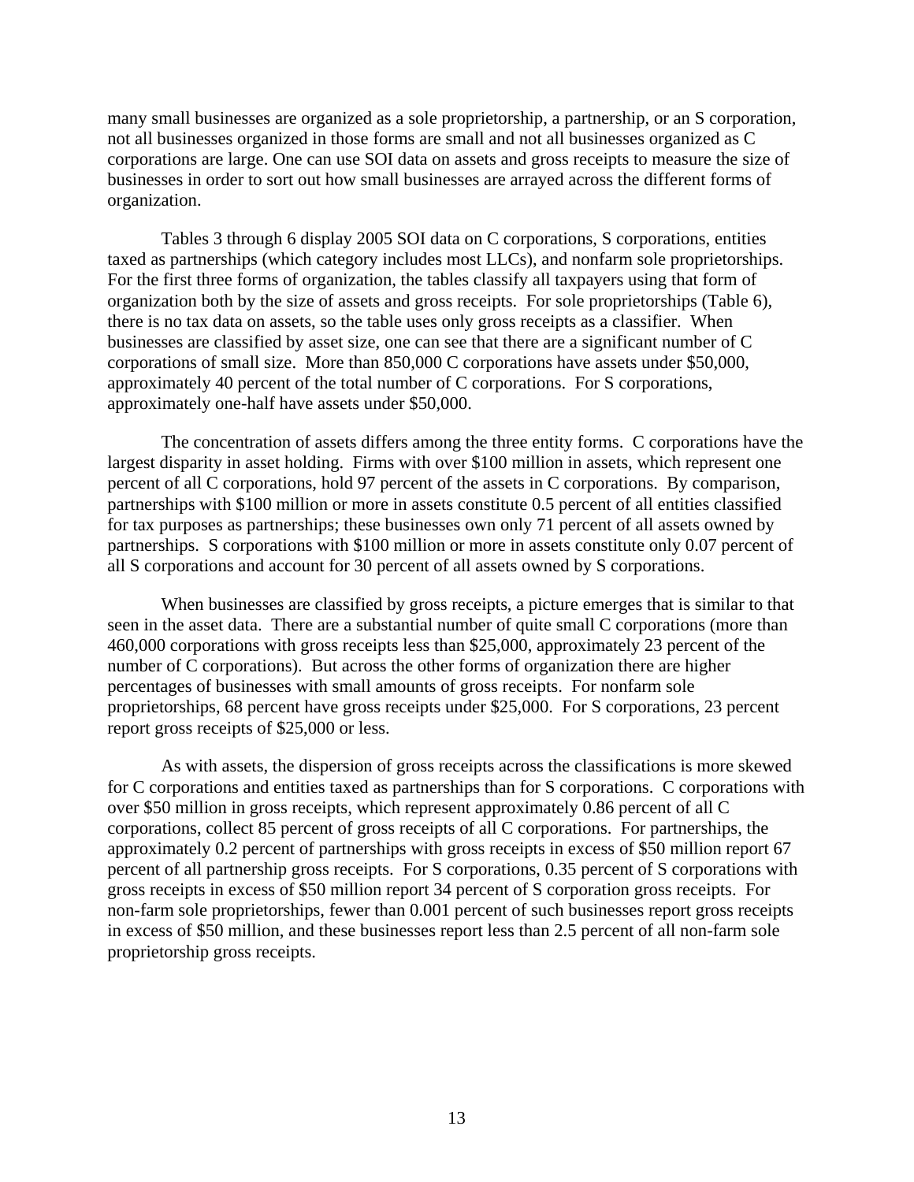many small businesses are organized as a sole proprietorship, a partnership, or an S corporation, not all businesses organized in those forms are small and not all businesses organized as C corporations are large. One can use SOI data on assets and gross receipts to measure the size of businesses in order to sort out how small businesses are arrayed across the different forms of organization.

Tables 3 through 6 display 2005 SOI data on C corporations, S corporations, entities taxed as partnerships (which category includes most LLCs), and nonfarm sole proprietorships. For the first three forms of organization, the tables classify all taxpayers using that form of organization both by the size of assets and gross receipts. For sole proprietorships (Table 6), there is no tax data on assets, so the table uses only gross receipts as a classifier. When businesses are classified by asset size, one can see that there are a significant number of C corporations of small size. More than 850,000 C corporations have assets under $50,000, approximately 40 percent of the total number of C corporations. For S corporations, approximately one-half have assets under $50,000.

The concentration of assets differs among the three entity forms. C corporations have the largest disparity in asset holding. Firms with over $100 million in assets, which represent one percent of all C corporations, hold 97 percent of the assets in C corporations. By comparison, partnerships with $100 million or more in assets constitute 0.5 percent of all entities classified for tax purposes as partnerships; these businesses own only 71 percent of all assets owned by partnerships. S corporations with $100 million or more in assets constitute only 0.07 percent of all S corporations and account for 30 percent of all assets owned by S corporations.

When businesses are classified by gross receipts, a picture emerges that is similar to that seen in the asset data. There are a substantial number of quite small C corporations (more than 460,000 corporations with gross receipts less than $25,000, approximately 23 percent of the number of C corporations). But across the other forms of organization there are higher percentages of businesses with small amounts of gross receipts. For nonfarm sole proprietorships, 68 percent have gross receipts under $25,000. For S corporations, 23 percent report gross receipts of $25,000 or less.

As with assets, the dispersion of gross receipts across the classifications is more skewed for C corporations and entities taxed as partnerships than for S corporations. C corporations with over $50 million in gross receipts, which represent approximately 0.86 percent of all C corporations, collect 85 percent of gross receipts of all C corporations. For partnerships, the approximately 0.2 percent of partnerships with gross receipts in excess of $50 million report 67 percent of all partnership gross receipts. For S corporations, 0.35 percent of S corporations with gross receipts in excess of $50 million report 34 percent of S corporation gross receipts. For non-farm sole proprietorships, fewer than 0.001 percent of such businesses report gross receipts in excess of $50 million, and these businesses report less than 2.5 percent of all non-farm sole proprietorship gross receipts.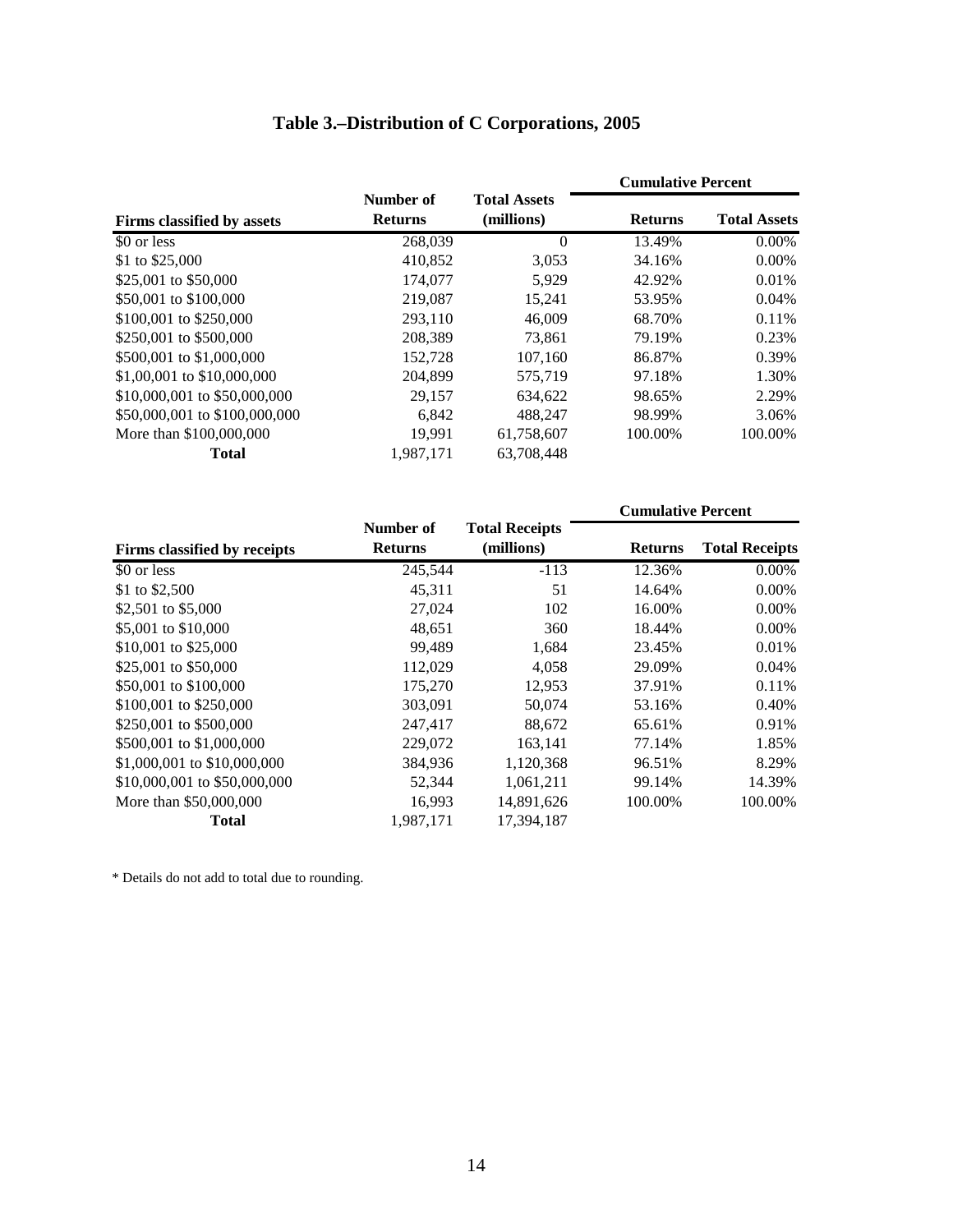# Table 3.–Distribution of C Corporations, 2005

| Firms classified by assets | Number of Returns | Total Assets (millions) | Cumulative Percent Returns | Cumulative Percent Total Assets |
|---|---|---|---|---|
| $0 or less | 268,039 | 0 | 13.49% | 0.00% |
| $1 to $25,000 | 410,852 | 3,053 | 34.16% | 0.00% |
| $25,001 to $50,000 | 174,077 | 5,929 | 42.92% | 0.01% |
| $50,001 to $100,000 | 219,087 | 15,241 | 53.95% | 0.04% |
| $100,001 to $250,000 | 293,110 | 46,009 | 68.70% | 0.11% |
| $250,001 to $500,000 | 208,389 | 73,861 | 79.19% | 0.23% |
| $500,001 to $1,000,000 | 152,728 | 107,160 | 86.87% | 0.39% |
| $1,00,001 to $10,000,000 | 204,899 | 575,719 | 97.18% | 1.30% |
| $10,000,001 to $50,000,000 | 29,157 | 634,622 | 98.65% | 2.29% |
| $50,000,001 to $100,000,000 | 6,842 | 488,247 | 98.99% | 3.06% |
| More than $100,000,000 | 19,991 | 61,758,607 | 100.00% | 100.00% |
| **Total** | 1,987,171 | 63,708,448 | | |

| Firms classified by receipts | Number of Returns | Total Receipts (millions) | Cumulative Percent Returns | Cumulative Percent Total Receipts |
|---|---|---|---|---|
| $0 or less | 245,544 | -113 | 12.36% | 0.00% |
| $1 to $2,500 | 45,311 | 51 | 14.64% | 0.00% |
| $2,501 to $5,000 | 27,024 | 102 | 16.00% | 0.00% |
| $5,001 to $10,000 | 48,651 | 360 | 18.44% | 0.00% |
| $10,001 to $25,000 | 99,489 | 1,684 | 23.45% | 0.01% |
| $25,001 to $50,000 | 112,029 | 4,058 | 29.09% | 0.04% |
| $50,001 to $100,000 | 175,270 | 12,953 | 37.91% | 0.11% |
| $100,001 to $250,000 | 303,091 | 50,074 | 53.16% | 0.40% |
| $250,001 to $500,000 | 247,417 | 88,672 | 65.61% | 0.91% |
| $500,001 to $1,000,000 | 229,072 | 163,141 | 77.14% | 1.85% |
| $1,000,001 to $10,000,000 | 384,936 | 1,120,368 | 96.51% | 8.29% |
| $10,000,001 to $50,000,000 | 52,344 | 1,061,211 | 99.14% | 14.39% |
| More than $50,000,000 | 16,993 | 14,891,626 | 100.00% | 100.00% |
| **Total** | 1,987,171 | 17,394,187 | | |

* Details do not add to total due to rounding.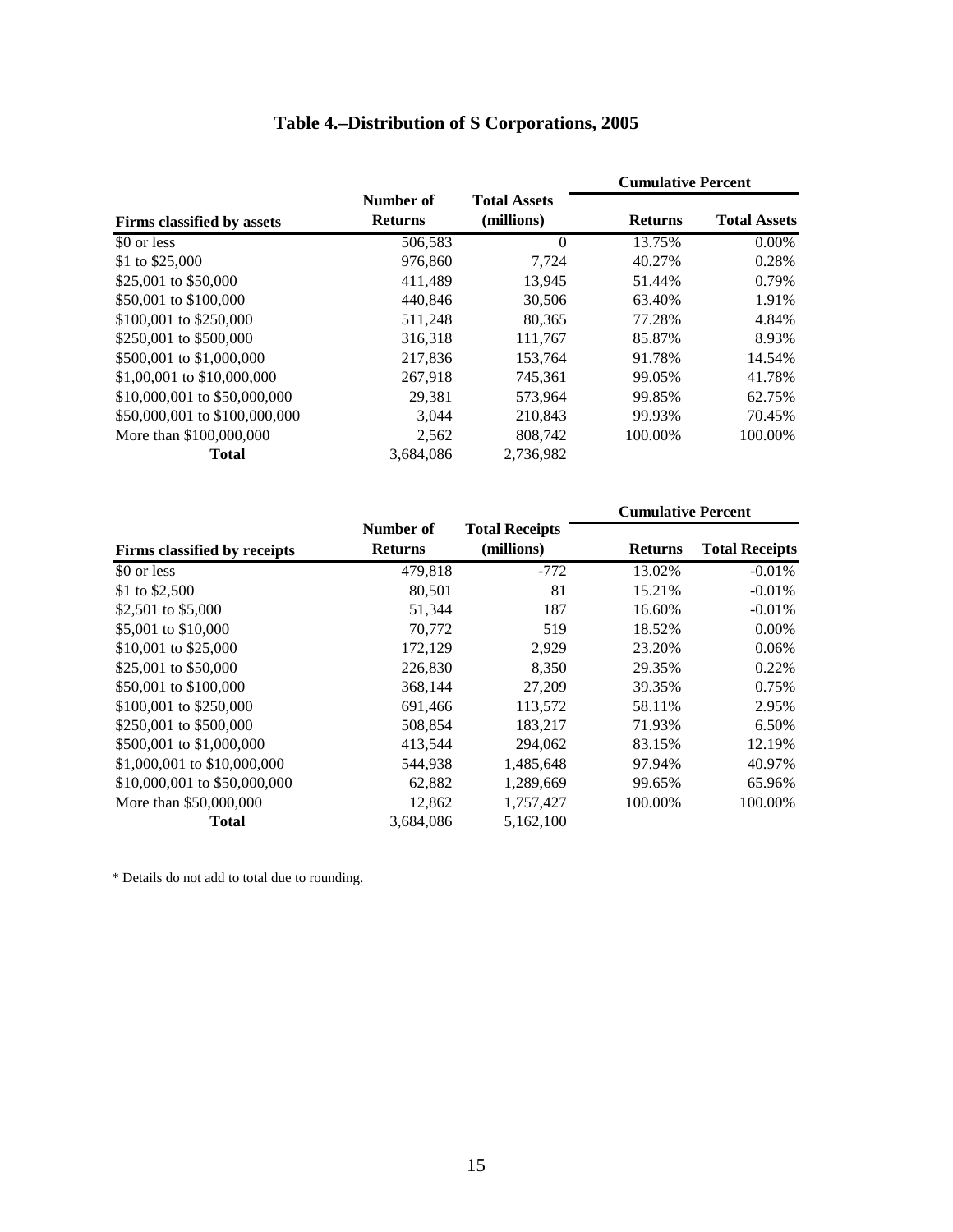# Table 4.–Distribution of S Corporations, 2005

| Firms classified by assets | Number of Returns | Total Assets (millions) | Cumulative Percent | |
|---|---|---|---|---|
| | | | Returns | Total Assets |
| $0 or less | 506,583 | 0 | 13.75% | 0.00% |
| $1 to $25,000 | 976,860 | 7,724 | 40.27% | 0.28% |
| $25,001 to $50,000 | 411,489 | 13,945 | 51.44% | 0.79% |
| $50,001 to $100,000 | 440,846 | 30,506 | 63.40% | 1.91% |
| $100,001 to $250,000 | 511,248 | 80,365 | 77.28% | 4.84% |
| $250,001 to $500,000 | 316,318 | 111,767 | 85.87% | 8.93% |
| $500,001 to $1,000,000 | 217,836 | 153,764 | 91.78% | 14.54% |
| $1,00,001 to $10,000,000 | 267,918 | 745,361 | 99.05% | 41.78% |
| $10,000,001 to $50,000,000 | 29,381 | 573,964 | 99.85% | 62.75% |
| $50,000,001 to $100,000,000 | 3,044 | 210,843 | 99.93% | 70.45% |
| More than $100,000,000 | 2,562 | 808,742 | 100.00% | 100.00% |
| **Total** | 3,684,086 | 2,736,982 | | |

| Firms classified by receipts | Number of Returns | Total Receipts (millions) | Cumulative Percent | |
|---|---|---|---|---|
| | | | Returns | Total Receipts |
| $0 or less | 479,818 | -772 | 13.02% | -0.01% |
| $1 to $2,500 | 80,501 | 81 | 15.21% | -0.01% |
| $2,501 to $5,000 | 51,344 | 187 | 16.60% | -0.01% |
| $5,001 to $10,000 | 70,772 | 519 | 18.52% | 0.00% |
| $10,001 to $25,000 | 172,129 | 2,929 | 23.20% | 0.06% |
| $25,001 to $50,000 | 226,830 | 8,350 | 29.35% | 0.22% |
| $50,001 to $100,000 | 368,144 | 27,209 | 39.35% | 0.75% |
| $100,001 to $250,000 | 691,466 | 113,572 | 58.11% | 2.95% |
| $250,001 to $500,000 | 508,854 | 183,217 | 71.93% | 6.50% |
| $500,001 to $1,000,000 | 413,544 | 294,062 | 83.15% | 12.19% |
| $1,000,001 to $10,000,000 | 544,938 | 1,485,648 | 97.94% | 40.97% |
| $10,000,001 to $50,000,000 | 62,882 | 1,289,669 | 99.65% | 65.96% |
| More than $50,000,000 | 12,862 | 1,757,427 | 100.00% | 100.00% |
| **Total** | 3,684,086 | 5,162,100 | | |

* Details do not add to total due to rounding.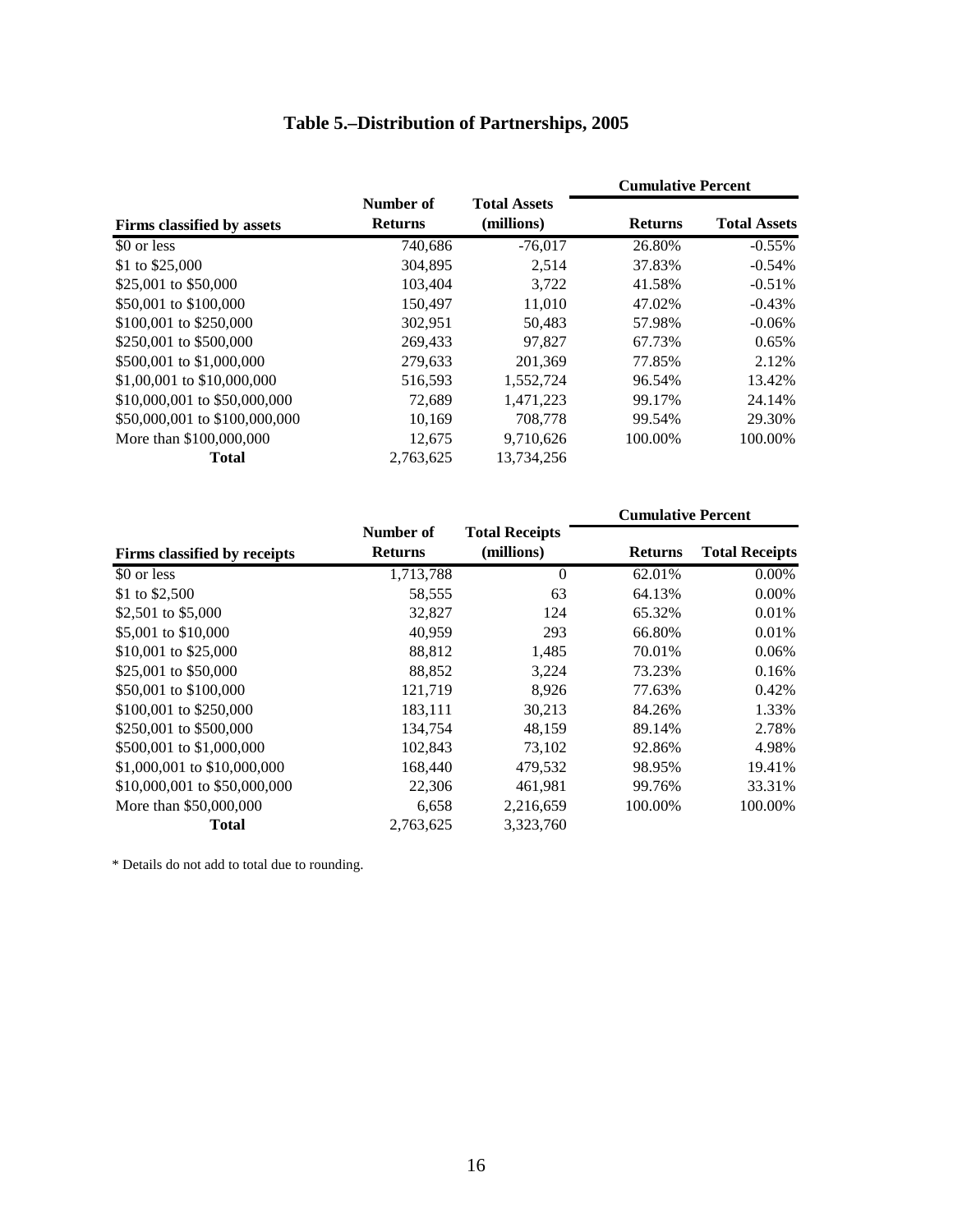# Table 5.–Distribution of Partnerships, 2005

| Firms classified by assets | Number of Returns | Total Assets (millions) | Cumulative Percent | |
|---|---|---|---|---|
| | | | **Returns** | **Total Assets** |
| $0 or less | 740,686 | -76,017 | 26.80% | -0.55% |
| $1 to $25,000 | 304,895 | 2,514 | 37.83% | -0.54% |
| $25,001 to $50,000 | 103,404 | 3,722 | 41.58% | -0.51% |
| $50,001 to $100,000 | 150,497 | 11,010 | 47.02% | -0.43% |
| $100,001 to $250,000 | 302,951 | 50,483 | 57.98% | -0.06% |
| $250,001 to $500,000 | 269,433 | 97,827 | 67.73% | 0.65% |
| $500,001 to $1,000,000 | 279,633 | 201,369 | 77.85% | 2.12% |
| $1,00,001 to $10,000,000 | 516,593 | 1,552,724 | 96.54% | 13.42% |
| $10,000,001 to $50,000,000 | 72,689 | 1,471,223 | 99.17% | 24.14% |
| $50,000,001 to $100,000,000 | 10,169 | 708,778 | 99.54% | 29.30% |
| More than $100,000,000 | 12,675 | 9,710,626 | 100.00% | 100.00% |
| **Total** | 2,763,625 | 13,734,256 | | |

| Firms classified by receipts | Number of Returns | Total Receipts (millions) | Cumulative Percent | |
|---|---|---|---|---|
| | | | **Returns** | **Total Receipts** |
| $0 or less | 1,713,788 | 0 | 62.01% | 0.00% |
| $1 to $2,500 | 58,555 | 63 | 64.13% | 0.00% |
| $2,501 to $5,000 | 32,827 | 124 | 65.32% | 0.01% |
| $5,001 to $10,000 | 40,959 | 293 | 66.80% | 0.01% |
| $10,001 to $25,000 | 88,812 | 1,485 | 70.01% | 0.06% |
| $25,001 to $50,000 | 88,852 | 3,224 | 73.23% | 0.16% |
| $50,001 to $100,000 | 121,719 | 8,926 | 77.63% | 0.42% |
| $100,001 to $250,000 | 183,111 | 30,213 | 84.26% | 1.33% |
| $250,001 to $500,000 | 134,754 | 48,159 | 89.14% | 2.78% |
| $500,001 to $1,000,000 | 102,843 | 73,102 | 92.86% | 4.98% |
| $1,000,001 to $10,000,000 | 168,440 | 479,532 | 98.95% | 19.41% |
| $10,000,001 to $50,000,000 | 22,306 | 461,981 | 99.76% | 33.31% |
| More than $50,000,000 | 6,658 | 2,216,659 | 100.00% | 100.00% |
| **Total** | 2,763,625 | 3,323,760 | | |

* Details do not add to total due to rounding.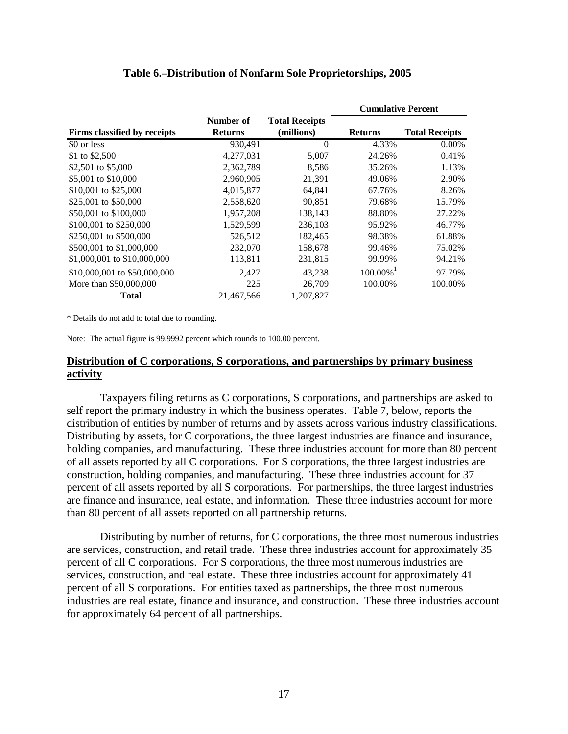**Table 6.–Distribution of Nonfarm Sole Proprietorships, 2005**

| | | | Cumulative Percent | |
|---|---|---|---|---|
| **Firms classified by receipts** | **Number of Returns** | **Total Receipts (millions)** | **Returns** | **Total Receipts** |
| $0 or less | 930,491 | 0 | 4.33% | 0.00% |
| $1 to $2,500 | 4,277,031 | 5,007 | 24.26% | 0.41% |
| $2,501 to $5,000 | 2,362,789 | 8,586 | 35.26% | 1.13% |
| $5,001 to $10,000 | 2,960,905 | 21,391 | 49.06% | 2.90% |
| $10,001 to $25,000 | 4,015,877 | 64,841 | 67.76% | 8.26% |
| $25,001 to $50,000 | 2,558,620 | 90,851 | 79.68% | 15.79% |
| $50,001 to $100,000 | 1,957,208 | 138,143 | 88.80% | 27.22% |
| $100,001 to $250,000 | 1,529,599 | 236,103 | 95.92% | 46.77% |
| $250,001 to $500,000 | 526,512 | 182,465 | 98.38% | 61.88% |
| $500,001 to $1,000,000 | 232,070 | 158,678 | 99.46% | 75.02% |
| $1,000,001 to $10,000,000 | 113,811 | 231,815 | 99.99% | 94.21% |
| $10,000,001 to $50,000,000 | 2,427 | 43,238 | 100.00%[1] | 97.79% |
| More than $50,000,000 | 225 | 26,709 | 100.00% | 100.00% |
| **Total** | 21,467,566 | 1,207,827 | | |

\* Details do not add to total due to rounding.

Note: The actual figure is 99.9992 percent which rounds to 100.00 percent.

## Distribution of C corporations, S corporations, and partnerships by primary business activity

Taxpayers filing returns as C corporations, S corporations, and partnerships are asked to self report the primary industry in which the business operates. Table 7, below, reports the distribution of entities by number of returns and by assets across various industry classifications. Distributing by assets, for C corporations, the three largest industries are finance and insurance, holding companies, and manufacturing. These three industries account for more than 80 percent of all assets reported by all C corporations. For S corporations, the three largest industries are construction, holding companies, and manufacturing. These three industries account for 37 percent of all assets reported by all S corporations. For partnerships, the three largest industries are finance and insurance, real estate, and information. These three industries account for more than 80 percent of all assets reported on all partnership returns.

Distributing by number of returns, for C corporations, the three most numerous industries are services, construction, and retail trade. These three industries account for approximately 35 percent of all C corporations. For S corporations, the three most numerous industries are services, construction, and real estate. These three industries account for approximately 41 percent of all S corporations. For entities taxed as partnerships, the three most numerous industries are real estate, finance and insurance, and construction. These three industries account for approximately 64 percent of all partnerships.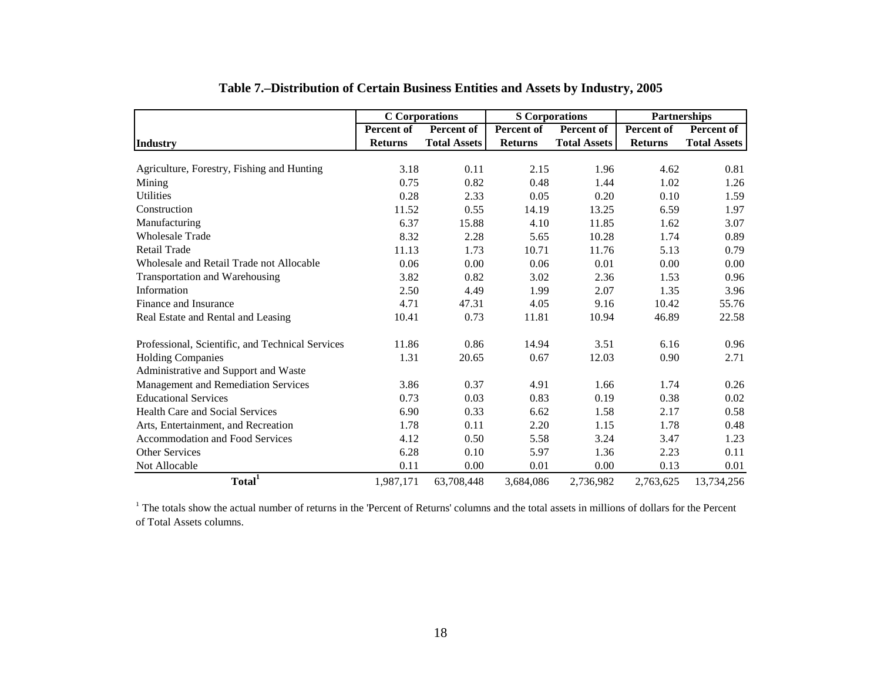# Table 7.–Distribution of Certain Business Entities and Assets by Industry, 2005

| Industry | C Corporations | | S Corporations | | Partnerships | |
|---|---|---|---|---|---|---|
| | Percent of Returns | Percent of Total Assets | Percent of Returns | Percent of Total Assets | Percent of Returns | Percent of Total Assets |
| Agriculture, Forestry, Fishing and Hunting | 3.18 | 0.11 | 2.15 | 1.96 | 4.62 | 0.81 |
| Mining | 0.75 | 0.82 | 0.48 | 1.44 | 1.02 | 1.26 |
| Utilities | 0.28 | 2.33 | 0.05 | 0.20 | 0.10 | 1.59 |
| Construction | 11.52 | 0.55 | 14.19 | 13.25 | 6.59 | 1.97 |
| Manufacturing | 6.37 | 15.88 | 4.10 | 11.85 | 1.62 | 3.07 |
| Wholesale Trade | 8.32 | 2.28 | 5.65 | 10.28 | 1.74 | 0.89 |
| Retail Trade | 11.13 | 1.73 | 10.71 | 11.76 | 5.13 | 0.79 |
| Wholesale and Retail Trade not Allocable | 0.06 | 0.00 | 0.06 | 0.01 | 0.00 | 0.00 |
| Transportation and Warehousing | 3.82 | 0.82 | 3.02 | 2.36 | 1.53 | 0.96 |
| Information | 2.50 | 4.49 | 1.99 | 2.07 | 1.35 | 3.96 |
| Finance and Insurance | 4.71 | 47.31 | 4.05 | 9.16 | 10.42 | 55.76 |
| Real Estate and Rental and Leasing | 10.41 | 0.73 | 11.81 | 10.94 | 46.89 | 22.58 |
| Professional, Scientific, and Technical Services | 11.86 | 0.86 | 14.94 | 3.51 | 6.16 | 0.96 |
| Holding Companies | 1.31 | 20.65 | 0.67 | 12.03 | 0.90 | 2.71 |
| Administrative and Support and Waste Management and Remediation Services | 3.86 | 0.37 | 4.91 | 1.66 | 1.74 | 0.26 |
| Educational Services | 0.73 | 0.03 | 0.83 | 0.19 | 0.38 | 0.02 |
| Health Care and Social Services | 6.90 | 0.33 | 6.62 | 1.58 | 2.17 | 0.58 |
| Arts, Entertainment, and Recreation | 1.78 | 0.11 | 2.20 | 1.15 | 1.78 | 0.48 |
| Accommodation and Food Services | 4.12 | 0.50 | 5.58 | 3.24 | 3.47 | 1.23 |
| Other Services | 6.28 | 0.10 | 5.97 | 1.36 | 2.23 | 0.11 |
| Not Allocable | 0.11 | 0.00 | 0.01 | 0.00 | 0.13 | 0.01 |
| **Total[1]** | 1,987,171 | 63,708,448 | 3,684,086 | 2,736,982 | 2,763,625 | 13,734,256 |

[1] The totals show the actual number of returns in the 'Percent of Returns' columns and the total assets in millions of dollars for the Percent of Total Assets columns.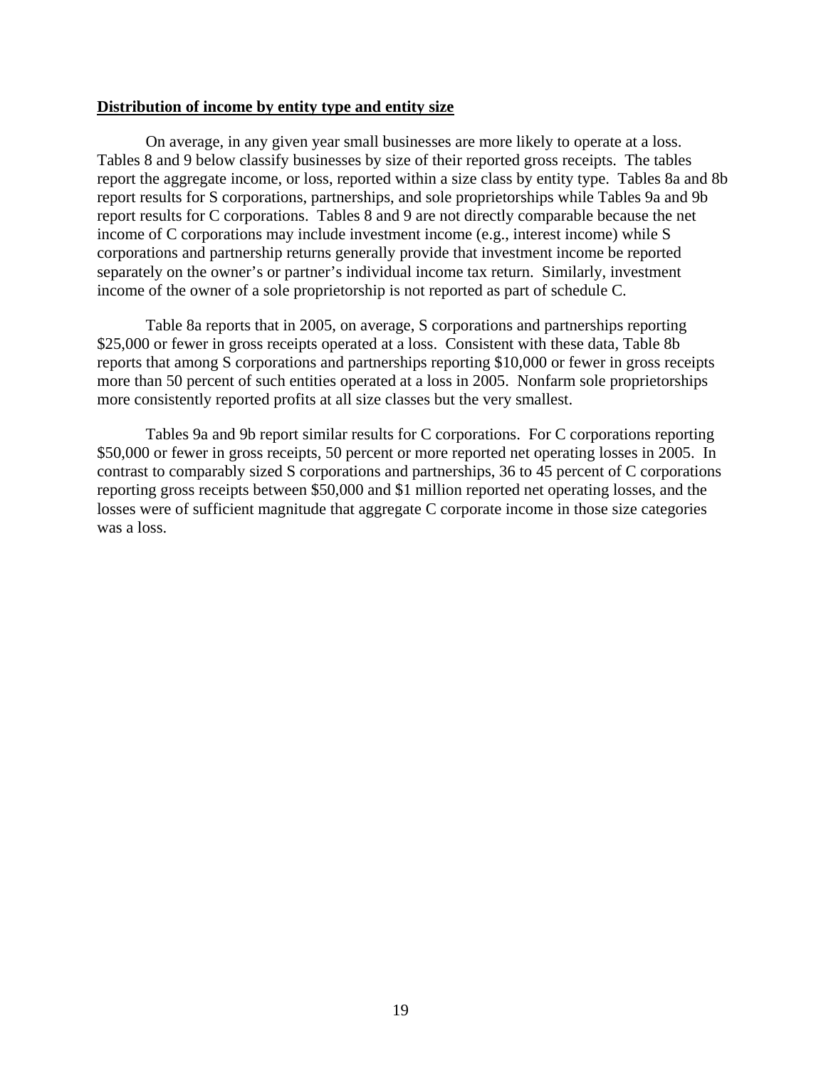**Distribution of income by entity type and entity size**

On average, in any given year small businesses are more likely to operate at a loss. Tables 8 and 9 below classify businesses by size of their reported gross receipts. The tables report the aggregate income, or loss, reported within a size class by entity type. Tables 8a and 8b report results for S corporations, partnerships, and sole proprietorships while Tables 9a and 9b report results for C corporations. Tables 8 and 9 are not directly comparable because the net income of C corporations may include investment income (e.g., interest income) while S corporations and partnership returns generally provide that investment income be reported separately on the owner's or partner's individual income tax return. Similarly, investment income of the owner of a sole proprietorship is not reported as part of schedule C.

Table 8a reports that in 2005, on average, S corporations and partnerships reporting $25,000 or fewer in gross receipts operated at a loss. Consistent with these data, Table 8b reports that among S corporations and partnerships reporting $10,000 or fewer in gross receipts more than 50 percent of such entities operated at a loss in 2005. Nonfarm sole proprietorships more consistently reported profits at all size classes but the very smallest.

Tables 9a and 9b report similar results for C corporations. For C corporations reporting $50,000 or fewer in gross receipts, 50 percent or more reported net operating losses in 2005. In contrast to comparably sized S corporations and partnerships, 36 to 45 percent of C corporations reporting gross receipts between $50,000 and $1 million reported net operating losses, and the losses were of sufficient magnitude that aggregate C corporate income in those size categories was a loss.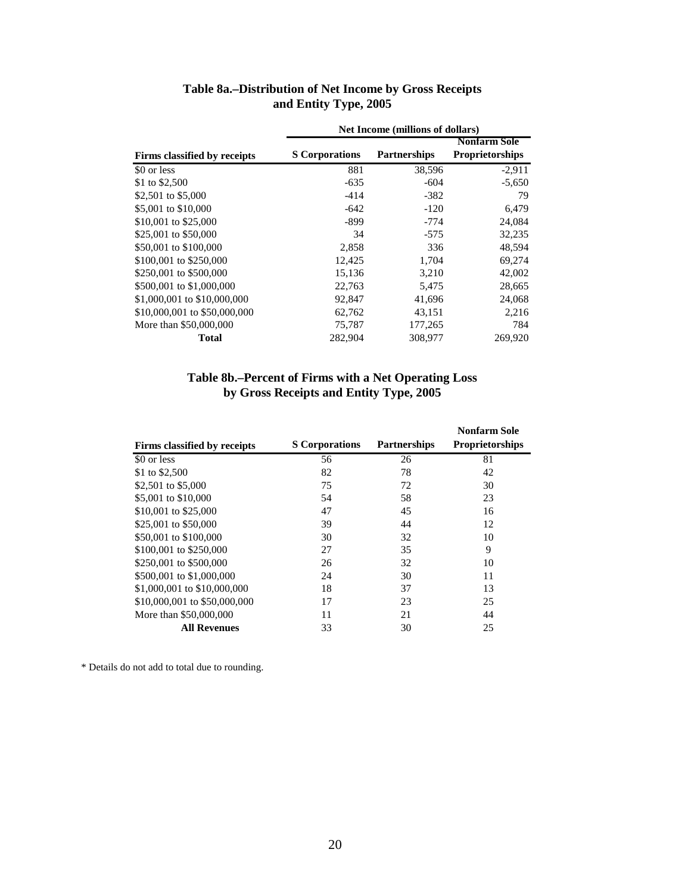### Table 8a.–Distribution of Net Income by Gross Receipts and Entity Type, 2005

| | Net Income (millions of dollars) | | |
|---|---|---|---|
| **Firms classified by receipts** | **S Corporations** | **Partnerships** | **Nonfarm Sole Proprietorships** |
| $0 or less | 881 | 38,596 | -2,911 |
| $1 to $2,500 | -635 | -604 | -5,650 |
| $2,501 to $5,000 | -414 | -382 | 79 |
| $5,001 to $10,000 | -642 | -120 | 6,479 |
| $10,001 to $25,000 | -899 | -774 | 24,084 |
| $25,001 to $50,000 | 34 | -575 | 32,235 |
| $50,001 to $100,000 | 2,858 | 336 | 48,594 |
| $100,001 to $250,000 | 12,425 | 1,704 | 69,274 |
| $250,001 to $500,000 | 15,136 | 3,210 | 42,002 |
| $500,001 to $1,000,000 | 22,763 | 5,475 | 28,665 |
| $1,000,001 to $10,000,000 | 92,847 | 41,696 | 24,068 |
| $10,000,001 to $50,000,000 | 62,762 | 43,151 | 2,216 |
| More than $50,000,000 | 75,787 | 177,265 | 784 |
| **Total** | 282,904 | 308,977 | 269,920 |

### Table 8b.–Percent of Firms with a Net Operating Loss by Gross Receipts and Entity Type, 2005

| Firms classified by receipts | S Corporations | Partnerships | Nonfarm Sole Proprietorships |
|---|---|---|---|
| $0 or less | 56 | 26 | 81 |
| $1 to $2,500 | 82 | 78 | 42 |
| $2,501 to $5,000 | 75 | 72 | 30 |
| $5,001 to $10,000 | 54 | 58 | 23 |
| $10,001 to $25,000 | 47 | 45 | 16 |
| $25,001 to $50,000 | 39 | 44 | 12 |
| $50,001 to $100,000 | 30 | 32 | 10 |
| $100,001 to $250,000 | 27 | 35 | 9 |
| $250,001 to $500,000 | 26 | 32 | 10 |
| $500,001 to $1,000,000 | 24 | 30 | 11 |
| $1,000,001 to $10,000,000 | 18 | 37 | 13 |
| $10,000,001 to $50,000,000 | 17 | 23 | 25 |
| More than $50,000,000 | 11 | 21 | 44 |
| **All Revenues** | 33 | 30 | 25 |

* Details do not add to total due to rounding.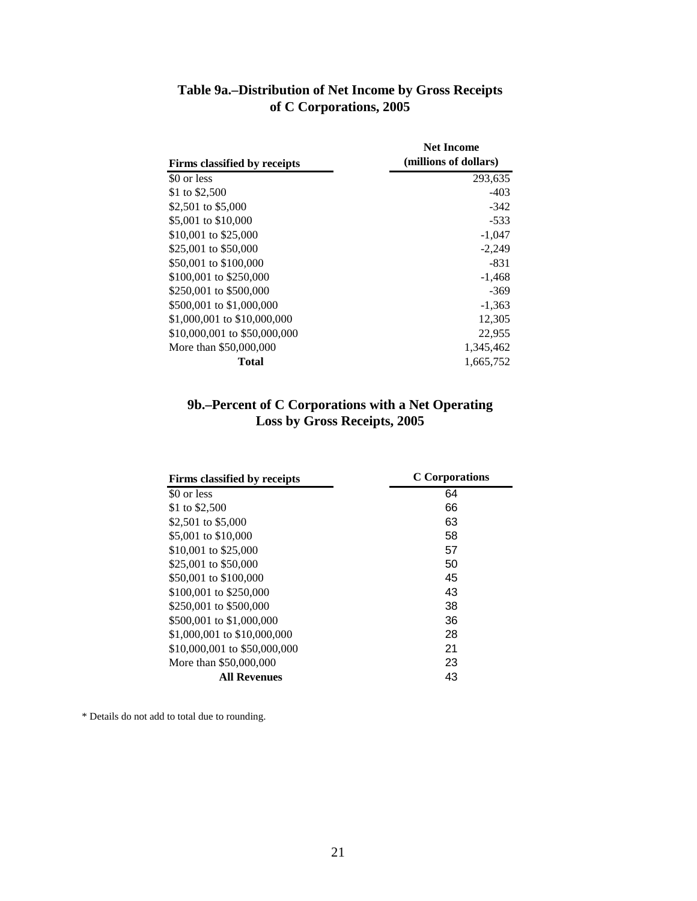## Table 9a.–Distribution of Net Income by Gross Receipts of C Corporations, 2005

| Firms classified by receipts | Net Income (millions of dollars) |
|---|---|
| $0 or less | 293,635 |
| $1 to $2,500 | -403 |
| $2,501 to $5,000 | -342 |
| $5,001 to $10,000 | -533 |
| $10,001 to $25,000 | -1,047 |
| $25,001 to $50,000 | -2,249 |
| $50,001 to $100,000 | -831 |
| $100,001 to $250,000 | -1,468 |
| $250,001 to $500,000 | -369 |
| $500,001 to $1,000,000 | -1,363 |
| $1,000,001 to $10,000,000 | 12,305 |
| $10,000,001 to $50,000,000 | 22,955 |
| More than $50,000,000 | 1,345,462 |
| **Total** | 1,665,752 |

## 9b.–Percent of C Corporations with a Net Operating Loss by Gross Receipts, 2005

| Firms classified by receipts | C Corporations |
|---|---|
| $0 or less | 64 |
| $1 to $2,500 | 66 |
| $2,501 to $5,000 | 63 |
| $5,001 to $10,000 | 58 |
| $10,001 to $25,000 | 57 |
| $25,001 to $50,000 | 50 |
| $50,001 to $100,000 | 45 |
| $100,001 to $250,000 | 43 |
| $250,001 to $500,000 | 38 |
| $500,001 to $1,000,000 | 36 |
| $1,000,001 to $10,000,000 | 28 |
| $10,000,001 to $50,000,000 | 21 |
| More than $50,000,000 | 23 |
| **All Revenues** | 43 |

* Details do not add to total due to rounding.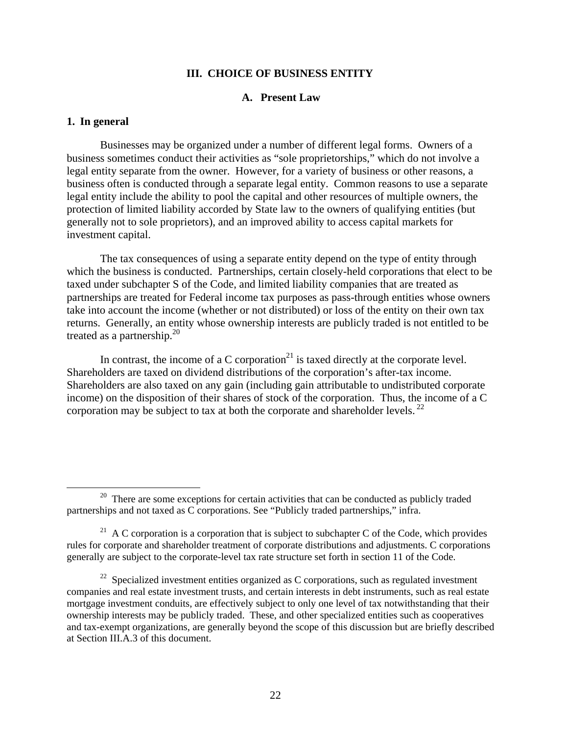## III. CHOICE OF BUSINESS ENTITY

### A. Present Law

#### 1. In general

Businesses may be organized under a number of different legal forms. Owners of a business sometimes conduct their activities as "sole proprietorships," which do not involve a legal entity separate from the owner. However, for a variety of business or other reasons, a business often is conducted through a separate legal entity. Common reasons to use a separate legal entity include the ability to pool the capital and other resources of multiple owners, the protection of limited liability accorded by State law to the owners of qualifying entities (but generally not to sole proprietors), and an improved ability to access capital markets for investment capital.

The tax consequences of using a separate entity depend on the type of entity through which the business is conducted. Partnerships, certain closely-held corporations that elect to be taxed under subchapter S of the Code, and limited liability companies that are treated as partnerships are treated for Federal income tax purposes as pass-through entities whose owners take into account the income (whether or not distributed) or loss of the entity on their own tax returns. Generally, an entity whose ownership interests are publicly traded is not entitled to be treated as a partnership.[20]

In contrast, the income of a C corporation[21] is taxed directly at the corporate level. Shareholders are taxed on dividend distributions of the corporation's after-tax income. Shareholders are also taxed on any gain (including gain attributable to undistributed corporate income) on the disposition of their shares of stock of the corporation. Thus, the income of a C corporation may be subject to tax at both the corporate and shareholder levels.[22]

---

[20] There are some exceptions for certain activities that can be conducted as publicly traded partnerships and not taxed as C corporations. See "Publicly traded partnerships," infra.

[21] A C corporation is a corporation that is subject to subchapter C of the Code, which provides rules for corporate and shareholder treatment of corporate distributions and adjustments. C corporations generally are subject to the corporate-level tax rate structure set forth in section 11 of the Code.

[22] Specialized investment entities organized as C corporations, such as regulated investment companies and real estate investment trusts, and certain interests in debt instruments, such as real estate mortgage investment conduits, are effectively subject to only one level of tax notwithstanding that their ownership interests may be publicly traded. These, and other specialized entities such as cooperatives and tax-exempt organizations, are generally beyond the scope of this discussion but are briefly described at Section III.A.3 of this document.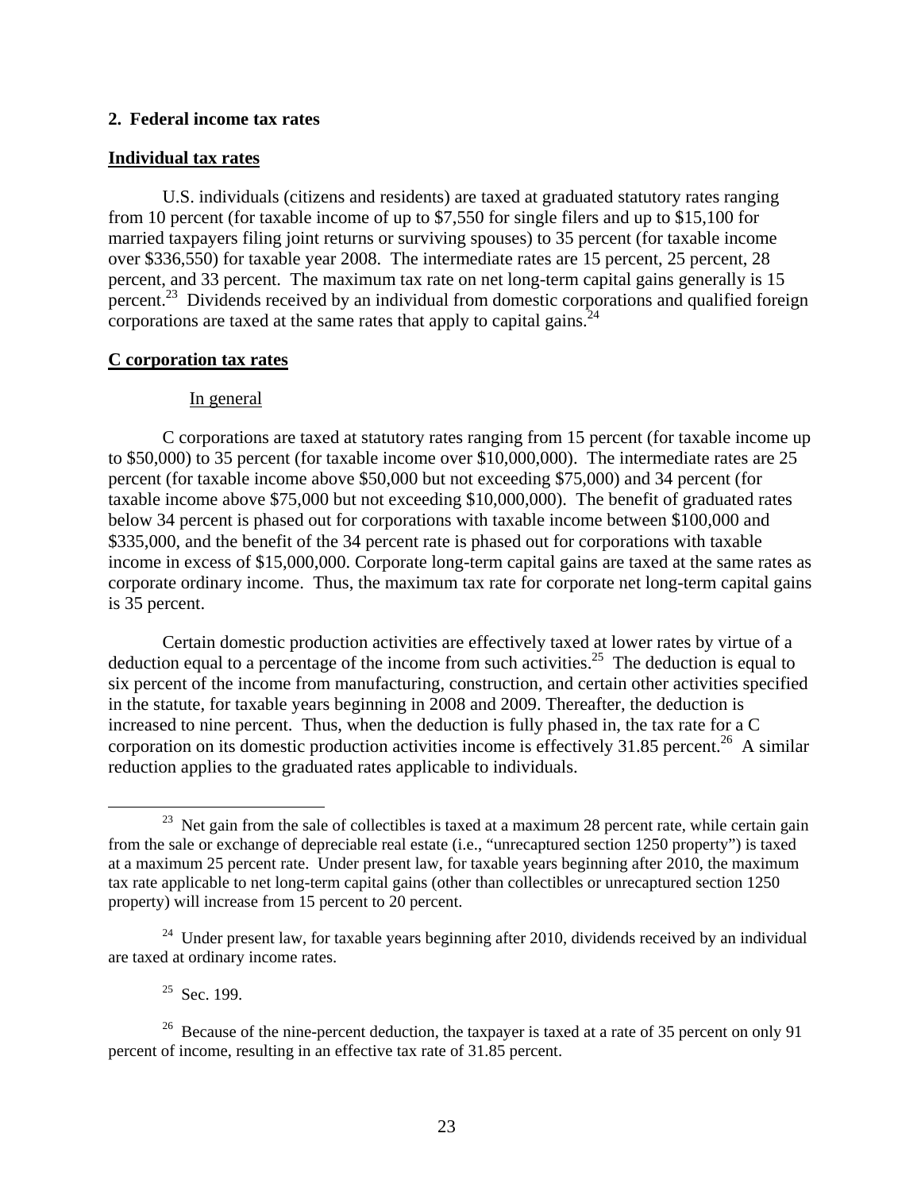## 2. Federal income tax rates

### Individual tax rates

U.S. individuals (citizens and residents) are taxed at graduated statutory rates ranging from 10 percent (for taxable income of up to $7,550 for single filers and up to $15,100 for married taxpayers filing joint returns or surviving spouses) to 35 percent (for taxable income over $336,550) for taxable year 2008. The intermediate rates are 15 percent, 25 percent, 28 percent, and 33 percent. The maximum tax rate on net long-term capital gains generally is 15 percent.[23] Dividends received by an individual from domestic corporations and qualified foreign corporations are taxed at the same rates that apply to capital gains.[24]

### C corporation tax rates

#### In general

C corporations are taxed at statutory rates ranging from 15 percent (for taxable income up to $50,000) to 35 percent (for taxable income over $10,000,000). The intermediate rates are 25 percent (for taxable income above $50,000 but not exceeding $75,000) and 34 percent (for taxable income above $75,000 but not exceeding $10,000,000). The benefit of graduated rates below 34 percent is phased out for corporations with taxable income between $100,000 and $335,000, and the benefit of the 34 percent rate is phased out for corporations with taxable income in excess of $15,000,000. Corporate long-term capital gains are taxed at the same rates as corporate ordinary income. Thus, the maximum tax rate for corporate net long-term capital gains is 35 percent.

Certain domestic production activities are effectively taxed at lower rates by virtue of a deduction equal to a percentage of the income from such activities.[25] The deduction is equal to six percent of the income from manufacturing, construction, and certain other activities specified in the statute, for taxable years beginning in 2008 and 2009. Thereafter, the deduction is increased to nine percent. Thus, when the deduction is fully phased in, the tax rate for a C corporation on its domestic production activities income is effectively 31.85 percent.[26] A similar reduction applies to the graduated rates applicable to individuals.

---

[23] Net gain from the sale of collectibles is taxed at a maximum 28 percent rate, while certain gain from the sale or exchange of depreciable real estate (i.e., "unrecaptured section 1250 property") is taxed at a maximum 25 percent rate. Under present law, for taxable years beginning after 2010, the maximum tax rate applicable to net long-term capital gains (other than collectibles or unrecaptured section 1250 property) will increase from 15 percent to 20 percent.

[24] Under present law, for taxable years beginning after 2010, dividends received by an individual are taxed at ordinary income rates.

[25] Sec. 199.

[26] Because of the nine-percent deduction, the taxpayer is taxed at a rate of 35 percent on only 91 percent of income, resulting in an effective tax rate of 31.85 percent.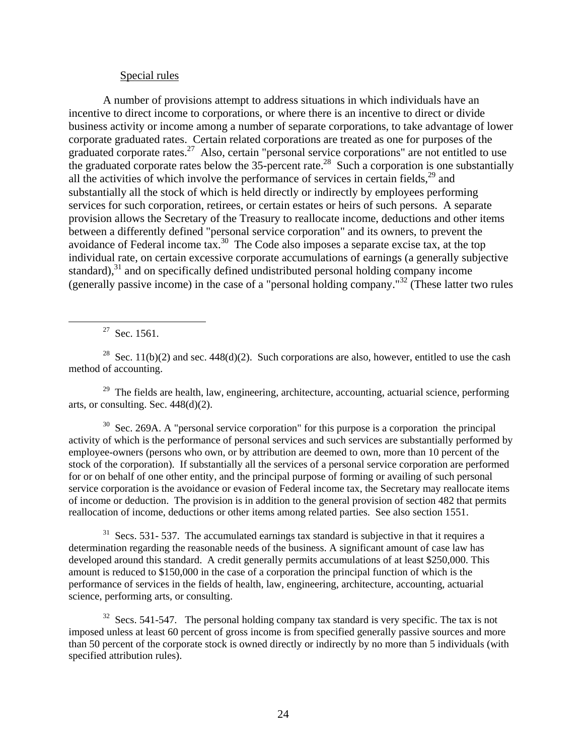Special rules

A number of provisions attempt to address situations in which individuals have an incentive to direct income to corporations, or where there is an incentive to direct or divide business activity or income among a number of separate corporations, to take advantage of lower corporate graduated rates. Certain related corporations are treated as one for purposes of the graduated corporate rates.[27] Also, certain "personal service corporations" are not entitled to use the graduated corporate rates below the 35-percent rate.[28] Such a corporation is one substantially all the activities of which involve the performance of services in certain fields,[29] and substantially all the stock of which is held directly or indirectly by employees performing services for such corporation, retirees, or certain estates or heirs of such persons. A separate provision allows the Secretary of the Treasury to reallocate income, deductions and other items between a differently defined "personal service corporation" and its owners, to prevent the avoidance of Federal income tax.[30] The Code also imposes a separate excise tax, at the top individual rate, on certain excessive corporate accumulations of earnings (a generally subjective standard),[31] and on specifically defined undistributed personal holding company income (generally passive income) in the case of a "personal holding company."[32] (These latter two rules

---

[27] Sec. 1561.

[28] Sec. 11(b)(2) and sec. 448(d)(2). Such corporations are also, however, entitled to use the cash method of accounting.

[29] The fields are health, law, engineering, architecture, accounting, actuarial science, performing arts, or consulting. Sec. 448(d)(2).

[30] Sec. 269A. A "personal service corporation" for this purpose is a corporation the principal activity of which is the performance of personal services and such services are substantially performed by employee-owners (persons who own, or by attribution are deemed to own, more than 10 percent of the stock of the corporation). If substantially all the services of a personal service corporation are performed for or on behalf of one other entity, and the principal purpose of forming or availing of such personal service corporation is the avoidance or evasion of Federal income tax, the Secretary may reallocate items of income or deduction. The provision is in addition to the general provision of section 482 that permits reallocation of income, deductions or other items among related parties. See also section 1551.

[31] Secs. 531- 537. The accumulated earnings tax standard is subjective in that it requires a determination regarding the reasonable needs of the business. A significant amount of case law has developed around this standard. A credit generally permits accumulations of at least $250,000. This amount is reduced to $150,000 in the case of a corporation the principal function of which is the performance of services in the fields of health, law, engineering, architecture, accounting, actuarial science, performing arts, or consulting.

[32] Secs. 541-547. The personal holding company tax standard is very specific. The tax is not imposed unless at least 60 percent of gross income is from specified generally passive sources and more than 50 percent of the corporate stock is owned directly or indirectly by no more than 5 individuals (with specified attribution rules).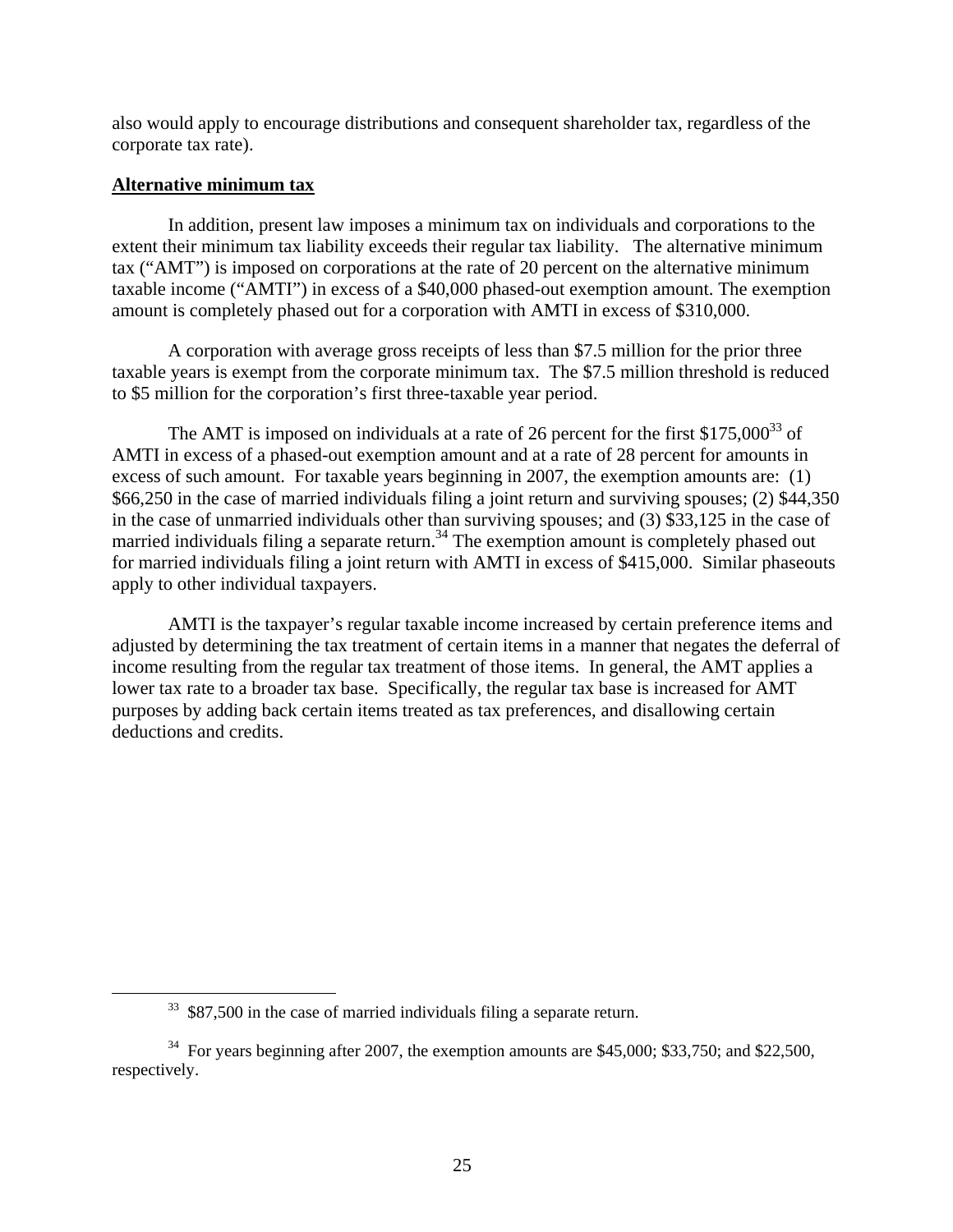also would apply to encourage distributions and consequent shareholder tax, regardless of the corporate tax rate).

**Alternative minimum tax**

In addition, present law imposes a minimum tax on individuals and corporations to the extent their minimum tax liability exceeds their regular tax liability. The alternative minimum tax ("AMT") is imposed on corporations at the rate of 20 percent on the alternative minimum taxable income ("AMTI") in excess of a $40,000 phased-out exemption amount. The exemption amount is completely phased out for a corporation with AMTI in excess of $310,000.

A corporation with average gross receipts of less than $7.5 million for the prior three taxable years is exempt from the corporate minimum tax. The $7.5 million threshold is reduced to $5 million for the corporation's first three-taxable year period.

The AMT is imposed on individuals at a rate of 26 percent for the first $175,000[33] of AMTI in excess of a phased-out exemption amount and at a rate of 28 percent for amounts in excess of such amount. For taxable years beginning in 2007, the exemption amounts are: (1) $66,250 in the case of married individuals filing a joint return and surviving spouses; (2) $44,350 in the case of unmarried individuals other than surviving spouses; and (3) $33,125 in the case of married individuals filing a separate return.[34] The exemption amount is completely phased out for married individuals filing a joint return with AMTI in excess of $415,000. Similar phaseouts apply to other individual taxpayers.

AMTI is the taxpayer's regular taxable income increased by certain preference items and adjusted by determining the tax treatment of certain items in a manner that negates the deferral of income resulting from the regular tax treatment of those items. In general, the AMT applies a lower tax rate to a broader tax base. Specifically, the regular tax base is increased for AMT purposes by adding back certain items treated as tax preferences, and disallowing certain deductions and credits.

---

[33] $87,500 in the case of married individuals filing a separate return.

[34] For years beginning after 2007, the exemption amounts are $45,000; $33,750; and $22,500, respectively.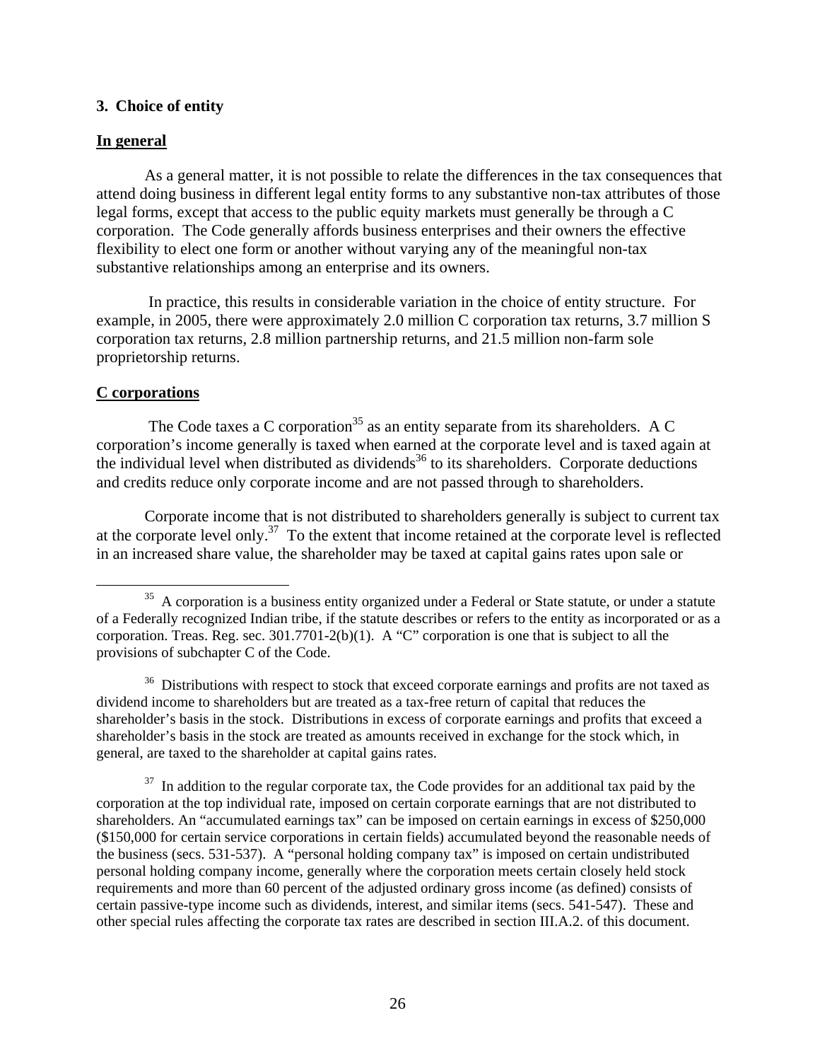### 3. Choice of entity

**In general**

As a general matter, it is not possible to relate the differences in the tax consequences that attend doing business in different legal entity forms to any substantive non-tax attributes of those legal forms, except that access to the public equity markets must generally be through a C corporation. The Code generally affords business enterprises and their owners the effective flexibility to elect one form or another without varying any of the meaningful non-tax substantive relationships among an enterprise and its owners.

In practice, this results in considerable variation in the choice of entity structure. For example, in 2005, there were approximately 2.0 million C corporation tax returns, 3.7 million S corporation tax returns, 2.8 million partnership returns, and 21.5 million non-farm sole proprietorship returns.

**C corporations**

The Code taxes a C corporation[35] as an entity separate from its shareholders. A C corporation's income generally is taxed when earned at the corporate level and is taxed again at the individual level when distributed as dividends[36] to its shareholders. Corporate deductions and credits reduce only corporate income and are not passed through to shareholders.

Corporate income that is not distributed to shareholders generally is subject to current tax at the corporate level only.[37] To the extent that income retained at the corporate level is reflected in an increased share value, the shareholder may be taxed at capital gains rates upon sale or

---

[35] A corporation is a business entity organized under a Federal or State statute, or under a statute of a Federally recognized Indian tribe, if the statute describes or refers to the entity as incorporated or as a corporation. Treas. Reg. sec. 301.7701-2(b)(1). A "C" corporation is one that is subject to all the provisions of subchapter C of the Code.

[36] Distributions with respect to stock that exceed corporate earnings and profits are not taxed as dividend income to shareholders but are treated as a tax-free return of capital that reduces the shareholder's basis in the stock. Distributions in excess of corporate earnings and profits that exceed a shareholder's basis in the stock are treated as amounts received in exchange for the stock which, in general, are taxed to the shareholder at capital gains rates.

[37] In addition to the regular corporate tax, the Code provides for an additional tax paid by the corporation at the top individual rate, imposed on certain corporate earnings that are not distributed to shareholders. An "accumulated earnings tax" can be imposed on certain earnings in excess of $250,000 ($150,000 for certain service corporations in certain fields) accumulated beyond the reasonable needs of the business (secs. 531-537). A "personal holding company tax" is imposed on certain undistributed personal holding company income, generally where the corporation meets certain closely held stock requirements and more than 60 percent of the adjusted ordinary gross income (as defined) consists of certain passive-type income such as dividends, interest, and similar items (secs. 541-547). These and other special rules affecting the corporate tax rates are described in section III.A.2. of this document.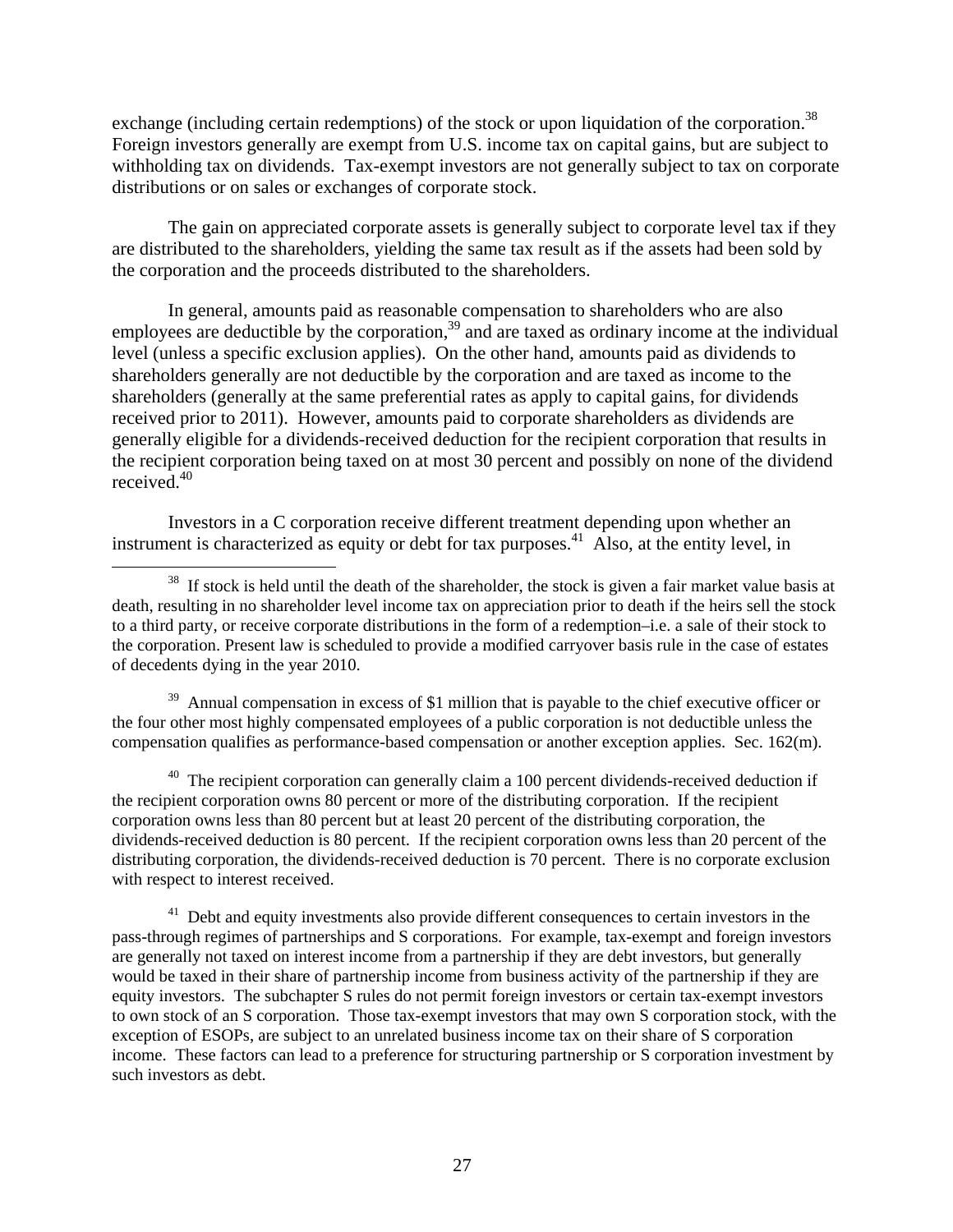exchange (including certain redemptions) of the stock or upon liquidation of the corporation.[38] Foreign investors generally are exempt from U.S. income tax on capital gains, but are subject to withholding tax on dividends. Tax-exempt investors are not generally subject to tax on corporate distributions or on sales or exchanges of corporate stock.

The gain on appreciated corporate assets is generally subject to corporate level tax if they are distributed to the shareholders, yielding the same tax result as if the assets had been sold by the corporation and the proceeds distributed to the shareholders.

In general, amounts paid as reasonable compensation to shareholders who are also employees are deductible by the corporation,[39] and are taxed as ordinary income at the individual level (unless a specific exclusion applies). On the other hand, amounts paid as dividends to shareholders generally are not deductible by the corporation and are taxed as income to the shareholders (generally at the same preferential rates as apply to capital gains, for dividends received prior to 2011). However, amounts paid to corporate shareholders as dividends are generally eligible for a dividends-received deduction for the recipient corporation that results in the recipient corporation being taxed on at most 30 percent and possibly on none of the dividend received.[40]

Investors in a C corporation receive different treatment depending upon whether an instrument is characterized as equity or debt for tax purposes.[41] Also, at the entity level, in

---

[38] If stock is held until the death of the shareholder, the stock is given a fair market value basis at death, resulting in no shareholder level income tax on appreciation prior to death if the heirs sell the stock to a third party, or receive corporate distributions in the form of a redemption–i.e. a sale of their stock to the corporation. Present law is scheduled to provide a modified carryover basis rule in the case of estates of decedents dying in the year 2010.

[39] Annual compensation in excess of $1 million that is payable to the chief executive officer or the four other most highly compensated employees of a public corporation is not deductible unless the compensation qualifies as performance-based compensation or another exception applies. Sec. 162(m).

[40] The recipient corporation can generally claim a 100 percent dividends-received deduction if the recipient corporation owns 80 percent or more of the distributing corporation. If the recipient corporation owns less than 80 percent but at least 20 percent of the distributing corporation, the dividends-received deduction is 80 percent. If the recipient corporation owns less than 20 percent of the distributing corporation, the dividends-received deduction is 70 percent. There is no corporate exclusion with respect to interest received.

[41] Debt and equity investments also provide different consequences to certain investors in the pass-through regimes of partnerships and S corporations. For example, tax-exempt and foreign investors are generally not taxed on interest income from a partnership if they are debt investors, but generally would be taxed in their share of partnership income from business activity of the partnership if they are equity investors. The subchapter S rules do not permit foreign investors or certain tax-exempt investors to own stock of an S corporation. Those tax-exempt investors that may own S corporation stock, with the exception of ESOPs, are subject to an unrelated business income tax on their share of S corporation income. These factors can lead to a preference for structuring partnership or S corporation investment by such investors as debt.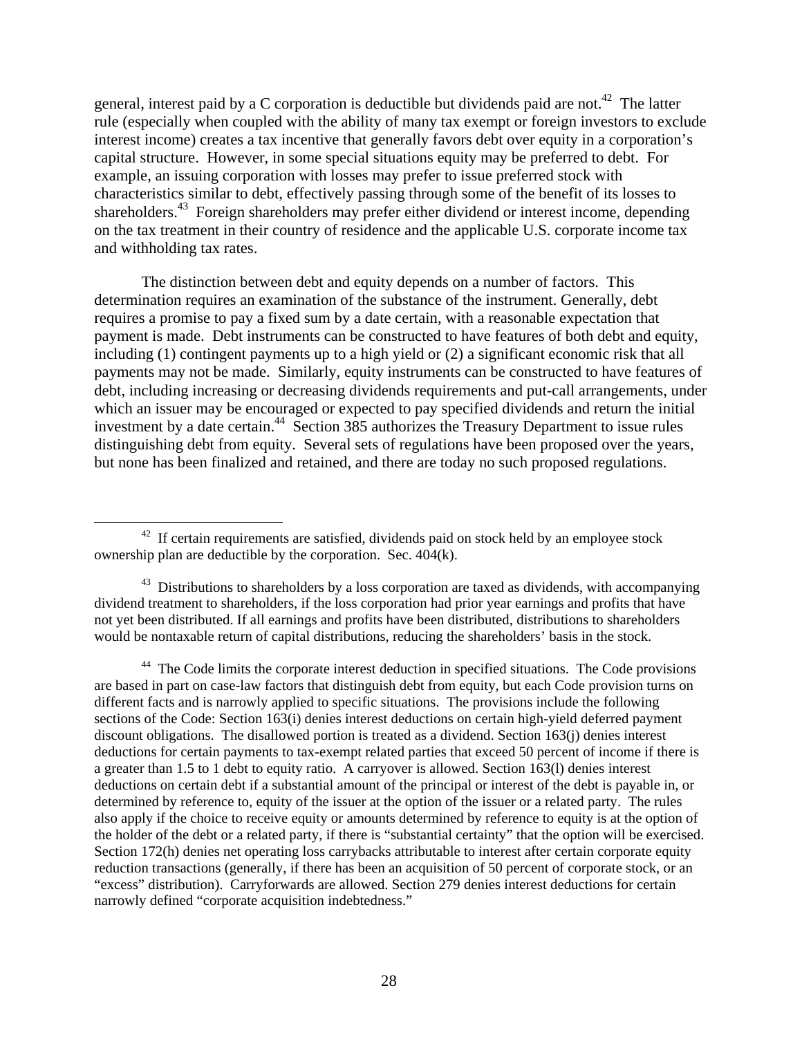general, interest paid by a C corporation is deductible but dividends paid are not.[42] The latter rule (especially when coupled with the ability of many tax exempt or foreign investors to exclude interest income) creates a tax incentive that generally favors debt over equity in a corporation's capital structure. However, in some special situations equity may be preferred to debt. For example, an issuing corporation with losses may prefer to issue preferred stock with characteristics similar to debt, effectively passing through some of the benefit of its losses to shareholders.[43] Foreign shareholders may prefer either dividend or interest income, depending on the tax treatment in their country of residence and the applicable U.S. corporate income tax and withholding tax rates.

The distinction between debt and equity depends on a number of factors. This determination requires an examination of the substance of the instrument. Generally, debt requires a promise to pay a fixed sum by a date certain, with a reasonable expectation that payment is made. Debt instruments can be constructed to have features of both debt and equity, including (1) contingent payments up to a high yield or (2) a significant economic risk that all payments may not be made. Similarly, equity instruments can be constructed to have features of debt, including increasing or decreasing dividends requirements and put-call arrangements, under which an issuer may be encouraged or expected to pay specified dividends and return the initial investment by a date certain.[44] Section 385 authorizes the Treasury Department to issue rules distinguishing debt from equity. Several sets of regulations have been proposed over the years, but none has been finalized and retained, and there are today no such proposed regulations.

---

[42] If certain requirements are satisfied, dividends paid on stock held by an employee stock ownership plan are deductible by the corporation. Sec. 404(k).

[43] Distributions to shareholders by a loss corporation are taxed as dividends, with accompanying dividend treatment to shareholders, if the loss corporation had prior year earnings and profits that have not yet been distributed. If all earnings and profits have been distributed, distributions to shareholders would be nontaxable return of capital distributions, reducing the shareholders' basis in the stock.

[44] The Code limits the corporate interest deduction in specified situations. The Code provisions are based in part on case-law factors that distinguish debt from equity, but each Code provision turns on different facts and is narrowly applied to specific situations. The provisions include the following sections of the Code: Section 163(i) denies interest deductions on certain high-yield deferred payment discount obligations. The disallowed portion is treated as a dividend. Section 163(j) denies interest deductions for certain payments to tax-exempt related parties that exceed 50 percent of income if there is a greater than 1.5 to 1 debt to equity ratio. A carryover is allowed. Section 163(l) denies interest deductions on certain debt if a substantial amount of the principal or interest of the debt is payable in, or determined by reference to, equity of the issuer at the option of the issuer or a related party. The rules also apply if the choice to receive equity or amounts determined by reference to equity is at the option of the holder of the debt or a related party, if there is "substantial certainty" that the option will be exercised. Section 172(h) denies net operating loss carrybacks attributable to interest after certain corporate equity reduction transactions (generally, if there has been an acquisition of 50 percent of corporate stock, or an "excess" distribution). Carryforwards are allowed. Section 279 denies interest deductions for certain narrowly defined "corporate acquisition indebtedness."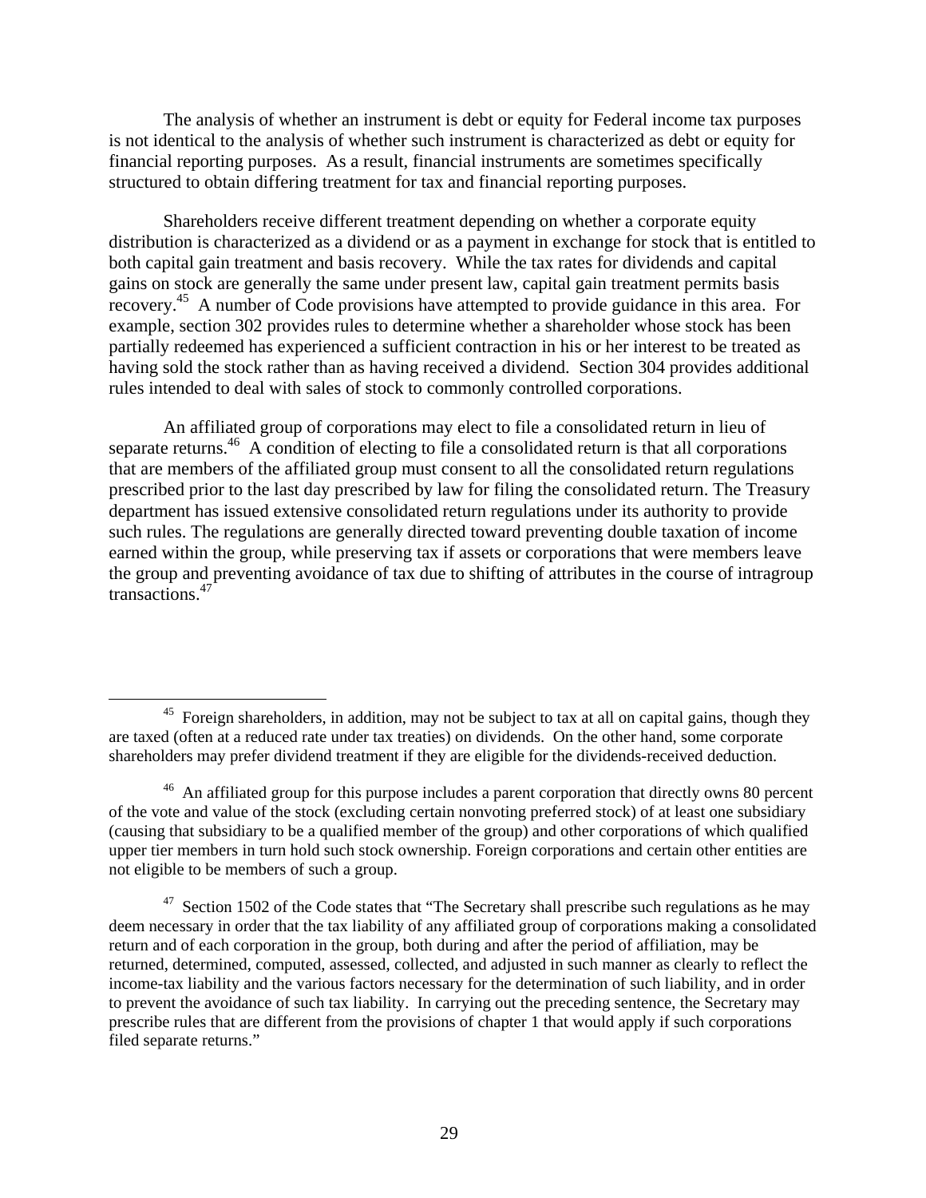The analysis of whether an instrument is debt or equity for Federal income tax purposes is not identical to the analysis of whether such instrument is characterized as debt or equity for financial reporting purposes. As a result, financial instruments are sometimes specifically structured to obtain differing treatment for tax and financial reporting purposes.

Shareholders receive different treatment depending on whether a corporate equity distribution is characterized as a dividend or as a payment in exchange for stock that is entitled to both capital gain treatment and basis recovery. While the tax rates for dividends and capital gains on stock are generally the same under present law, capital gain treatment permits basis recovery.[45] A number of Code provisions have attempted to provide guidance in this area. For example, section 302 provides rules to determine whether a shareholder whose stock has been partially redeemed has experienced a sufficient contraction in his or her interest to be treated as having sold the stock rather than as having received a dividend. Section 304 provides additional rules intended to deal with sales of stock to commonly controlled corporations.

An affiliated group of corporations may elect to file a consolidated return in lieu of separate returns.[46] A condition of electing to file a consolidated return is that all corporations that are members of the affiliated group must consent to all the consolidated return regulations prescribed prior to the last day prescribed by law for filing the consolidated return. The Treasury department has issued extensive consolidated return regulations under its authority to provide such rules. The regulations are generally directed toward preventing double taxation of income earned within the group, while preserving tax if assets or corporations that were members leave the group and preventing avoidance of tax due to shifting of attributes in the course of intragroup transactions.[47]

---

[45] Foreign shareholders, in addition, may not be subject to tax at all on capital gains, though they are taxed (often at a reduced rate under tax treaties) on dividends. On the other hand, some corporate shareholders may prefer dividend treatment if they are eligible for the dividends-received deduction.

[46] An affiliated group for this purpose includes a parent corporation that directly owns 80 percent of the vote and value of the stock (excluding certain nonvoting preferred stock) of at least one subsidiary (causing that subsidiary to be a qualified member of the group) and other corporations of which qualified upper tier members in turn hold such stock ownership. Foreign corporations and certain other entities are not eligible to be members of such a group.

[47] Section 1502 of the Code states that "The Secretary shall prescribe such regulations as he may deem necessary in order that the tax liability of any affiliated group of corporations making a consolidated return and of each corporation in the group, both during and after the period of affiliation, may be returned, determined, computed, assessed, collected, and adjusted in such manner as clearly to reflect the income-tax liability and the various factors necessary for the determination of such liability, and in order to prevent the avoidance of such tax liability. In carrying out the preceding sentence, the Secretary may prescribe rules that are different from the provisions of chapter 1 that would apply if such corporations filed separate returns."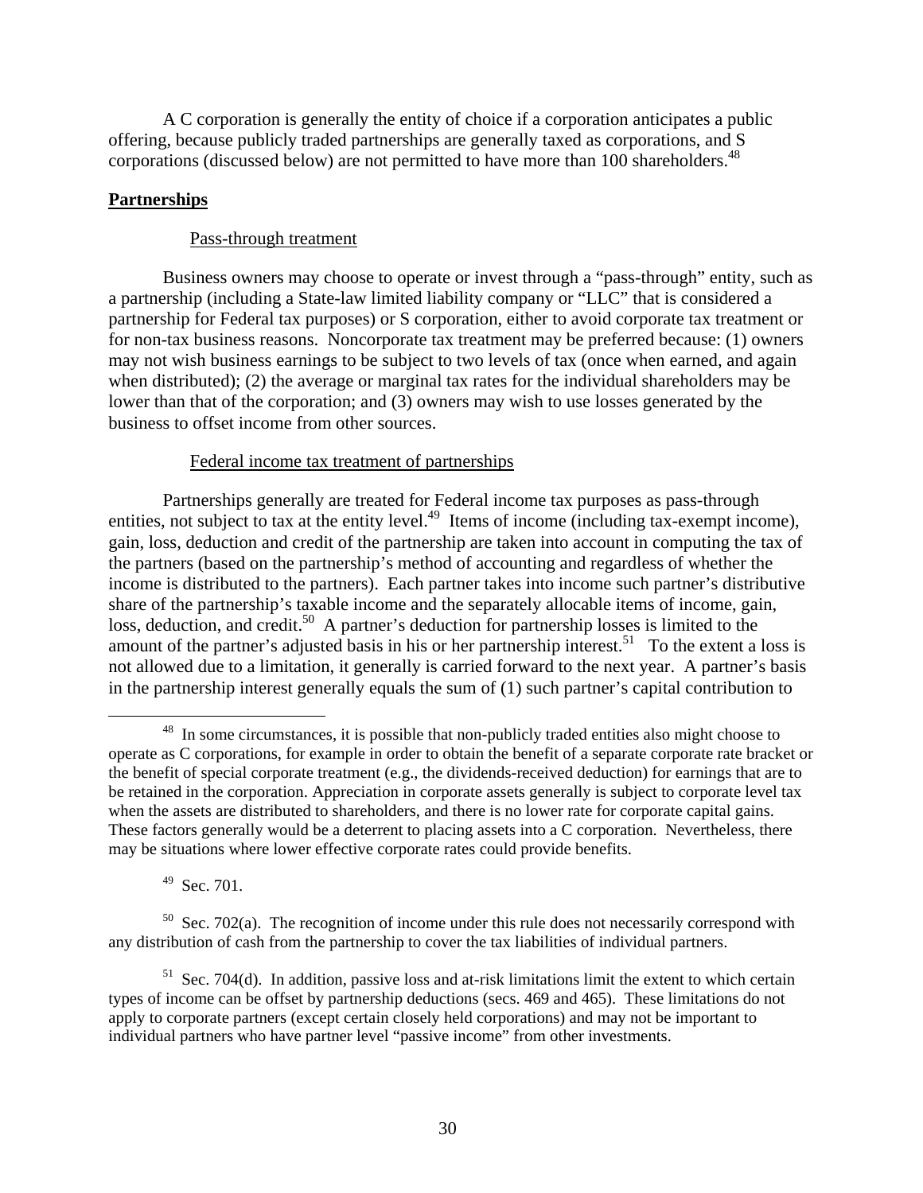A C corporation is generally the entity of choice if a corporation anticipates a public offering, because publicly traded partnerships are generally taxed as corporations, and S corporations (discussed below) are not permitted to have more than 100 shareholders.[48]

## Partnerships

### Pass-through treatment

Business owners may choose to operate or invest through a "pass-through" entity, such as a partnership (including a State-law limited liability company or "LLC" that is considered a partnership for Federal tax purposes) or S corporation, either to avoid corporate tax treatment or for non-tax business reasons. Noncorporate tax treatment may be preferred because: (1) owners may not wish business earnings to be subject to two levels of tax (once when earned, and again when distributed); (2) the average or marginal tax rates for the individual shareholders may be lower than that of the corporation; and (3) owners may wish to use losses generated by the business to offset income from other sources.

### Federal income tax treatment of partnerships

Partnerships generally are treated for Federal income tax purposes as pass-through entities, not subject to tax at the entity level.[49] Items of income (including tax-exempt income), gain, loss, deduction and credit of the partnership are taken into account in computing the tax of the partners (based on the partnership's method of accounting and regardless of whether the income is distributed to the partners). Each partner takes into income such partner's distributive share of the partnership's taxable income and the separately allocable items of income, gain, loss, deduction, and credit.[50] A partner's deduction for partnership losses is limited to the amount of the partner's adjusted basis in his or her partnership interest.[51] To the extent a loss is not allowed due to a limitation, it generally is carried forward to the next year. A partner's basis in the partnership interest generally equals the sum of (1) such partner's capital contribution to

---

[48] In some circumstances, it is possible that non-publicly traded entities also might choose to operate as C corporations, for example in order to obtain the benefit of a separate corporate rate bracket or the benefit of special corporate treatment (e.g., the dividends-received deduction) for earnings that are to be retained in the corporation. Appreciation in corporate assets generally is subject to corporate level tax when the assets are distributed to shareholders, and there is no lower rate for corporate capital gains. These factors generally would be a deterrent to placing assets into a C corporation. Nevertheless, there may be situations where lower effective corporate rates could provide benefits.

[49] Sec. 701.

[50] Sec. 702(a). The recognition of income under this rule does not necessarily correspond with any distribution of cash from the partnership to cover the tax liabilities of individual partners.

[51] Sec. 704(d). In addition, passive loss and at-risk limitations limit the extent to which certain types of income can be offset by partnership deductions (secs. 469 and 465). These limitations do not apply to corporate partners (except certain closely held corporations) and may not be important to individual partners who have partner level "passive income" from other investments.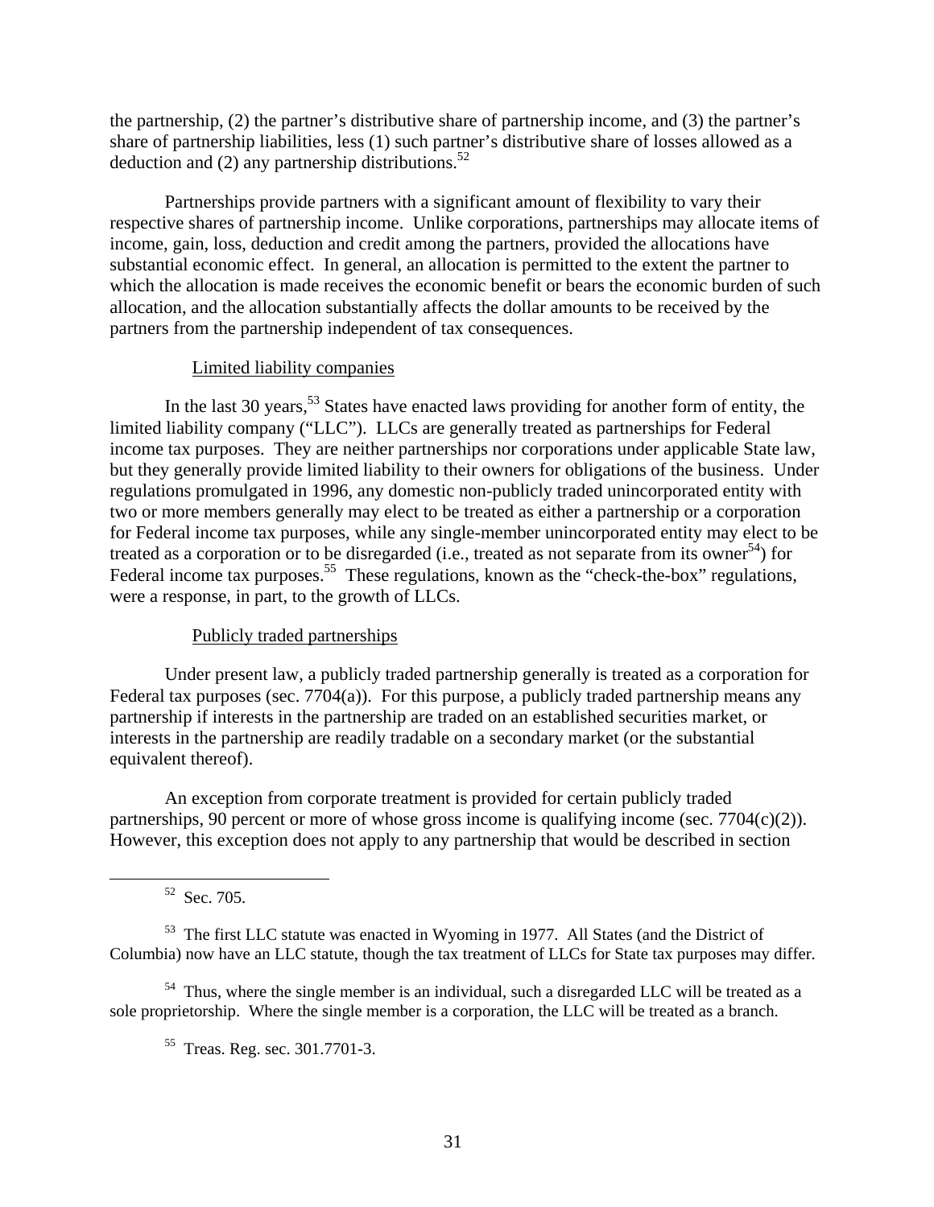the partnership, (2) the partner's distributive share of partnership income, and (3) the partner's share of partnership liabilities, less (1) such partner's distributive share of losses allowed as a deduction and (2) any partnership distributions.[52]

Partnerships provide partners with a significant amount of flexibility to vary their respective shares of partnership income. Unlike corporations, partnerships may allocate items of income, gain, loss, deduction and credit among the partners, provided the allocations have substantial economic effect. In general, an allocation is permitted to the extent the partner to which the allocation is made receives the economic benefit or bears the economic burden of such allocation, and the allocation substantially affects the dollar amounts to be received by the partners from the partnership independent of tax consequences.

Limited liability companies

In the last 30 years,[53] States have enacted laws providing for another form of entity, the limited liability company ("LLC"). LLCs are generally treated as partnerships for Federal income tax purposes. They are neither partnerships nor corporations under applicable State law, but they generally provide limited liability to their owners for obligations of the business. Under regulations promulgated in 1996, any domestic non-publicly traded unincorporated entity with two or more members generally may elect to be treated as either a partnership or a corporation for Federal income tax purposes, while any single-member unincorporated entity may elect to be treated as a corporation or to be disregarded (i.e., treated as not separate from its owner[54]) for Federal income tax purposes.[55] These regulations, known as the "check-the-box" regulations, were a response, in part, to the growth of LLCs.

Publicly traded partnerships

Under present law, a publicly traded partnership generally is treated as a corporation for Federal tax purposes (sec. 7704(a)). For this purpose, a publicly traded partnership means any partnership if interests in the partnership are traded on an established securities market, or interests in the partnership are readily tradable on a secondary market (or the substantial equivalent thereof).

An exception from corporate treatment is provided for certain publicly traded partnerships, 90 percent or more of whose gross income is qualifying income (sec. 7704(c)(2)). However, this exception does not apply to any partnership that would be described in section

---

[52] Sec. 705.

[53] The first LLC statute was enacted in Wyoming in 1977. All States (and the District of Columbia) now have an LLC statute, though the tax treatment of LLCs for State tax purposes may differ.

[54] Thus, where the single member is an individual, such a disregarded LLC will be treated as a sole proprietorship. Where the single member is a corporation, the LLC will be treated as a branch.

[55] Treas. Reg. sec. 301.7701-3.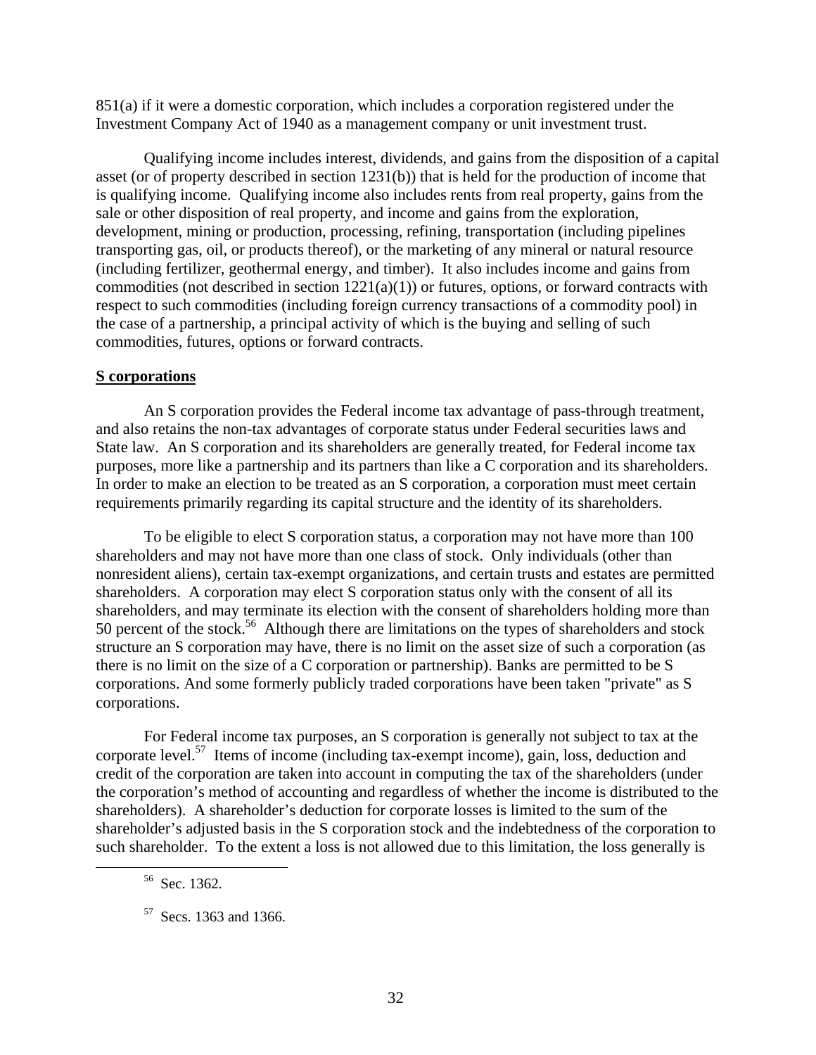851(a) if it were a domestic corporation, which includes a corporation registered under the Investment Company Act of 1940 as a management company or unit investment trust.

Qualifying income includes interest, dividends, and gains from the disposition of a capital asset (or of property described in section 1231(b)) that is held for the production of income that is qualifying income. Qualifying income also includes rents from real property, gains from the sale or other disposition of real property, and income and gains from the exploration, development, mining or production, processing, refining, transportation (including pipelines transporting gas, oil, or products thereof), or the marketing of any mineral or natural resource (including fertilizer, geothermal energy, and timber). It also includes income and gains from commodities (not described in section 1221(a)(1)) or futures, options, or forward contracts with respect to such commodities (including foreign currency transactions of a commodity pool) in the case of a partnership, a principal activity of which is the buying and selling of such commodities, futures, options or forward contracts.

**S corporations**

An S corporation provides the Federal income tax advantage of pass-through treatment, and also retains the non-tax advantages of corporate status under Federal securities laws and State law. An S corporation and its shareholders are generally treated, for Federal income tax purposes, more like a partnership and its partners than like a C corporation and its shareholders. In order to make an election to be treated as an S corporation, a corporation must meet certain requirements primarily regarding its capital structure and the identity of its shareholders.

To be eligible to elect S corporation status, a corporation may not have more than 100 shareholders and may not have more than one class of stock. Only individuals (other than nonresident aliens), certain tax-exempt organizations, and certain trusts and estates are permitted shareholders. A corporation may elect S corporation status only with the consent of all its shareholders, and may terminate its election with the consent of shareholders holding more than 50 percent of the stock.[56] Although there are limitations on the types of shareholders and stock structure an S corporation may have, there is no limit on the asset size of such a corporation (as there is no limit on the size of a C corporation or partnership). Banks are permitted to be S corporations. And some formerly publicly traded corporations have been taken "private" as S corporations.

For Federal income tax purposes, an S corporation is generally not subject to tax at the corporate level.[57] Items of income (including tax-exempt income), gain, loss, deduction and credit of the corporation are taken into account in computing the tax of the shareholders (under the corporation's method of accounting and regardless of whether the income is distributed to the shareholders). A shareholder's deduction for corporate losses is limited to the sum of the shareholder's adjusted basis in the S corporation stock and the indebtedness of the corporation to such shareholder. To the extent a loss is not allowed due to this limitation, the loss generally is

[56] Sec. 1362.

[57] Secs. 1363 and 1366.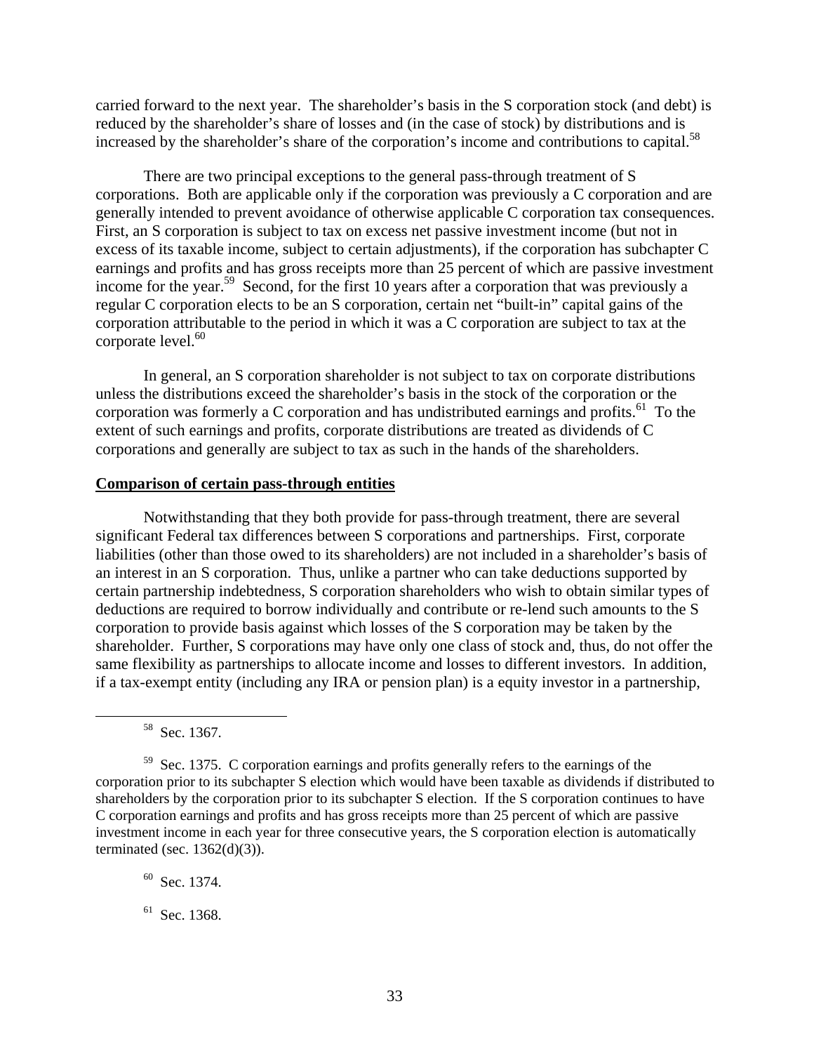carried forward to the next year. The shareholder's basis in the S corporation stock (and debt) is reduced by the shareholder's share of losses and (in the case of stock) by distributions and is increased by the shareholder's share of the corporation's income and contributions to capital.[58]

There are two principal exceptions to the general pass-through treatment of S corporations. Both are applicable only if the corporation was previously a C corporation and are generally intended to prevent avoidance of otherwise applicable C corporation tax consequences. First, an S corporation is subject to tax on excess net passive investment income (but not in excess of its taxable income, subject to certain adjustments), if the corporation has subchapter C earnings and profits and has gross receipts more than 25 percent of which are passive investment income for the year.[59] Second, for the first 10 years after a corporation that was previously a regular C corporation elects to be an S corporation, certain net "built-in" capital gains of the corporation attributable to the period in which it was a C corporation are subject to tax at the corporate level.[60]

In general, an S corporation shareholder is not subject to tax on corporate distributions unless the distributions exceed the shareholder's basis in the stock of the corporation or the corporation was formerly a C corporation and has undistributed earnings and profits.[61] To the extent of such earnings and profits, corporate distributions are treated as dividends of C corporations and generally are subject to tax as such in the hands of the shareholders.

**Comparison of certain pass-through entities**

Notwithstanding that they both provide for pass-through treatment, there are several significant Federal tax differences between S corporations and partnerships. First, corporate liabilities (other than those owed to its shareholders) are not included in a shareholder's basis of an interest in an S corporation. Thus, unlike a partner who can take deductions supported by certain partnership indebtedness, S corporation shareholders who wish to obtain similar types of deductions are required to borrow individually and contribute or re-lend such amounts to the S corporation to provide basis against which losses of the S corporation may be taken by the shareholder. Further, S corporations may have only one class of stock and, thus, do not offer the same flexibility as partnerships to allocate income and losses to different investors. In addition, if a tax-exempt entity (including any IRA or pension plan) is a equity investor in a partnership,

---

[58] Sec. 1367.

[59] Sec. 1375. C corporation earnings and profits generally refers to the earnings of the corporation prior to its subchapter S election which would have been taxable as dividends if distributed to shareholders by the corporation prior to its subchapter S election. If the S corporation continues to have C corporation earnings and profits and has gross receipts more than 25 percent of which are passive investment income in each year for three consecutive years, the S corporation election is automatically terminated (sec. 1362(d)(3)).

[60] Sec. 1374.

[61] Sec. 1368.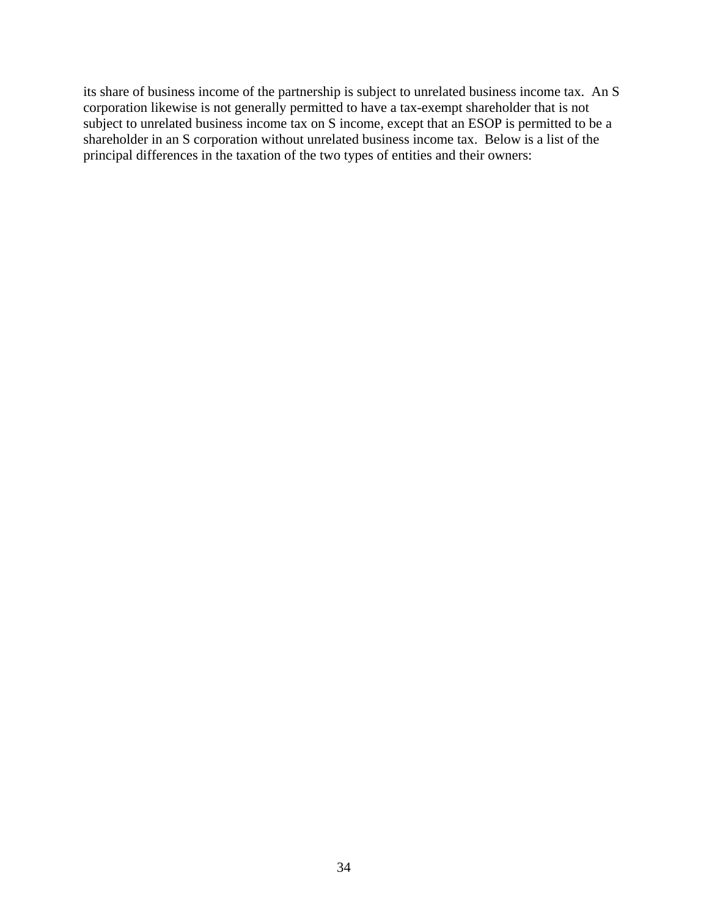its share of business income of the partnership is subject to unrelated business income tax. An S corporation likewise is not generally permitted to have a tax-exempt shareholder that is not subject to unrelated business income tax on S income, except that an ESOP is permitted to be a shareholder in an S corporation without unrelated business income tax. Below is a list of the principal differences in the taxation of the two types of entities and their owners: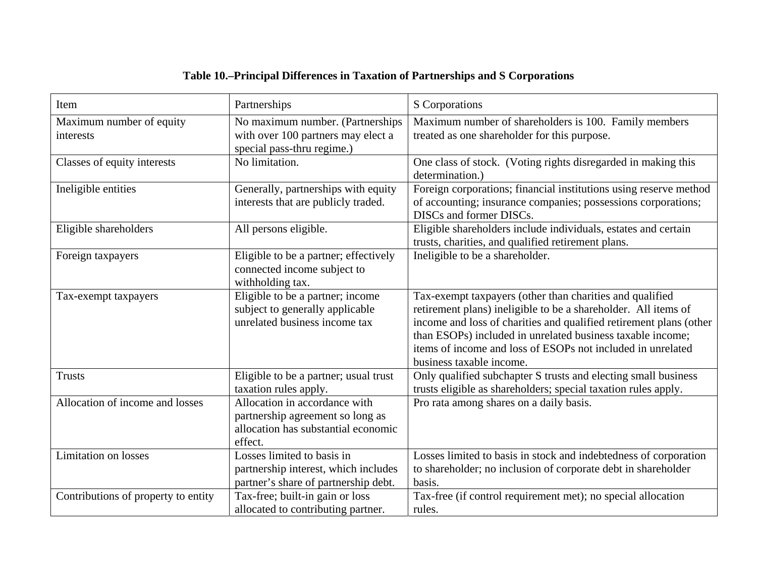**Table 10.–Principal Differences in Taxation of Partnerships and S Corporations**

| Item | Partnerships | S Corporations |
|---|---|---|
| Maximum number of equity interests | No maximum number. (Partnerships with over 100 partners may elect a special pass-thru regime.) | Maximum number of shareholders is 100. Family members treated as one shareholder for this purpose. |
| Classes of equity interests | No limitation. | One class of stock. (Voting rights disregarded in making this determination.) |
| Ineligible entities | Generally, partnerships with equity interests that are publicly traded. | Foreign corporations; financial institutions using reserve method of accounting; insurance companies; possessions corporations; DISCs and former DISCs. |
| Eligible shareholders | All persons eligible. | Eligible shareholders include individuals, estates and certain trusts, charities, and qualified retirement plans. |
| Foreign taxpayers | Eligible to be a partner; effectively connected income subject to withholding tax. | Ineligible to be a shareholder. |
| Tax-exempt taxpayers | Eligible to be a partner; income subject to generally applicable unrelated business income tax | Tax-exempt taxpayers (other than charities and qualified retirement plans) ineligible to be a shareholder. All items of income and loss of charities and qualified retirement plans (other than ESOPs) included in unrelated business taxable income; items of income and loss of ESOPs not included in unrelated business taxable income. |
| Trusts | Eligible to be a partner; usual trust taxation rules apply. | Only qualified subchapter S trusts and electing small business trusts eligible as shareholders; special taxation rules apply. |
| Allocation of income and losses | Allocation in accordance with partnership agreement so long as allocation has substantial economic effect. | Pro rata among shares on a daily basis. |
| Limitation on losses | Losses limited to basis in partnership interest, which includes partner's share of partnership debt. | Losses limited to basis in stock and indebtedness of corporation to shareholder; no inclusion of corporate debt in shareholder basis. |
| Contributions of property to entity | Tax-free; built-in gain or loss allocated to contributing partner. | Tax-free (if control requirement met); no special allocation rules. |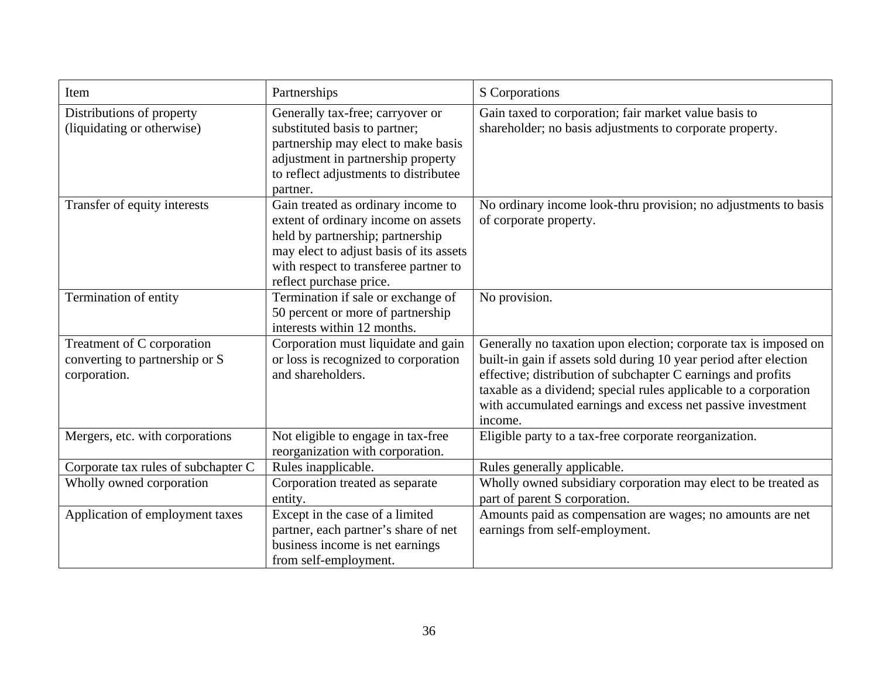| Item | Partnerships | S Corporations |
|---|---|---|
| Distributions of property (liquidating or otherwise) | Generally tax-free; carryover or substituted basis to partner; partnership may elect to make basis adjustment in partnership property to reflect adjustments to distributee partner. | Gain taxed to corporation; fair market value basis to shareholder; no basis adjustments to corporate property. |
| Transfer of equity interests | Gain treated as ordinary income to extent of ordinary income on assets held by partnership; partnership may elect to adjust basis of its assets with respect to transferee partner to reflect purchase price. | No ordinary income look-thru provision; no adjustments to basis of corporate property. |
| Termination of entity | Termination if sale or exchange of 50 percent or more of partnership interests within 12 months. | No provision. |
| Treatment of C corporation converting to partnership or S corporation. | Corporation must liquidate and gain or loss is recognized to corporation and shareholders. | Generally no taxation upon election; corporate tax is imposed on built-in gain if assets sold during 10 year period after election effective; distribution of subchapter C earnings and profits taxable as a dividend; special rules applicable to a corporation with accumulated earnings and excess net passive investment income. |
| Mergers, etc. with corporations | Not eligible to engage in tax-free reorganization with corporation. | Eligible party to a tax-free corporate reorganization. |
| Corporate tax rules of subchapter C | Rules inapplicable. | Rules generally applicable. |
| Wholly owned corporation | Corporation treated as separate entity. | Wholly owned subsidiary corporation may elect to be treated as part of parent S corporation. |
| Application of employment taxes | Except in the case of a limited partner, each partner's share of net business income is net earnings from self-employment. | Amounts paid as compensation are wages; no amounts are net earnings from self-employment. |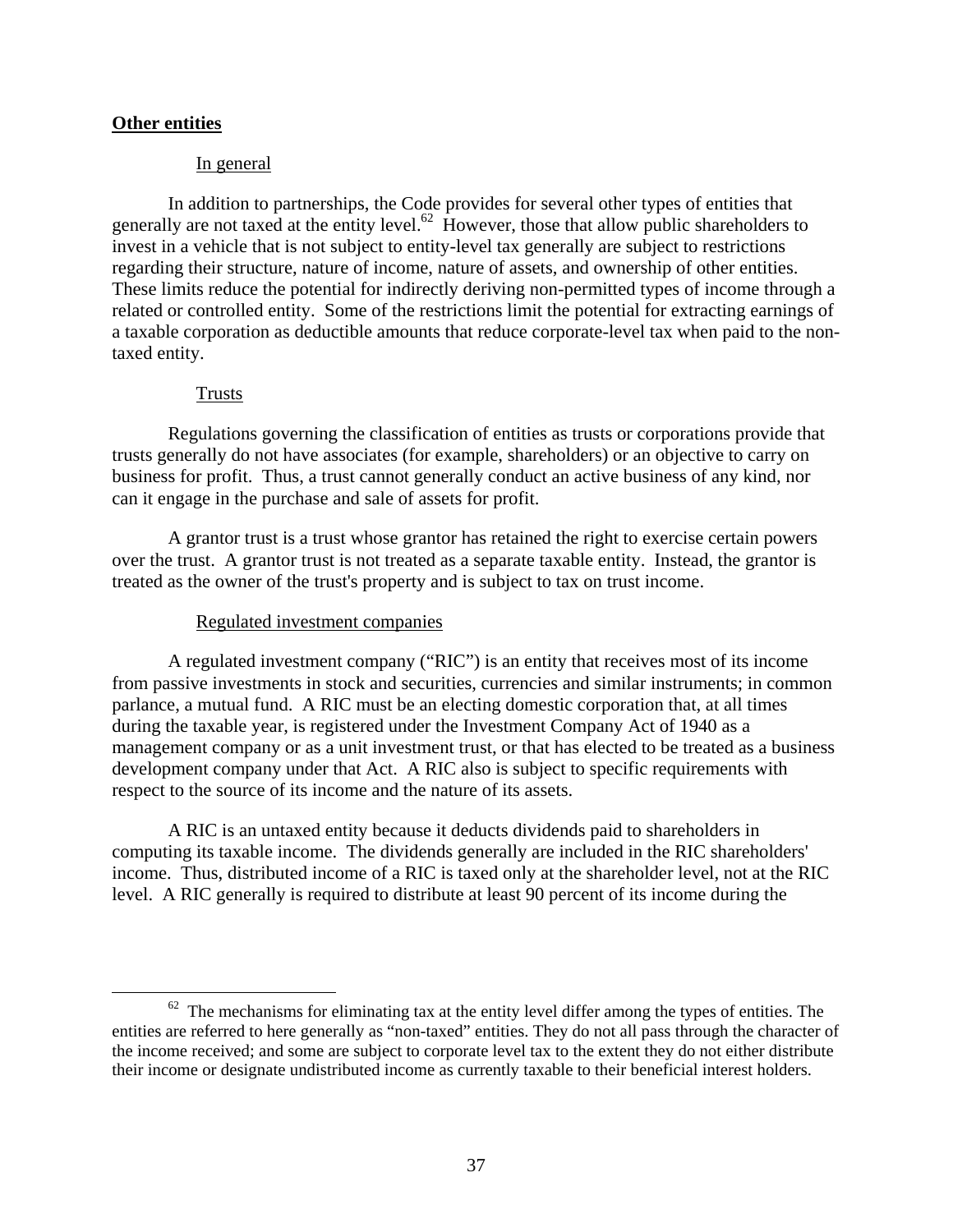**Other entities**

In general

In addition to partnerships, the Code provides for several other types of entities that generally are not taxed at the entity level.[62] However, those that allow public shareholders to invest in a vehicle that is not subject to entity-level tax generally are subject to restrictions regarding their structure, nature of income, nature of assets, and ownership of other entities. These limits reduce the potential for indirectly deriving non-permitted types of income through a related or controlled entity. Some of the restrictions limit the potential for extracting earnings of a taxable corporation as deductible amounts that reduce corporate-level tax when paid to the non-taxed entity.

Trusts

Regulations governing the classification of entities as trusts or corporations provide that trusts generally do not have associates (for example, shareholders) or an objective to carry on business for profit. Thus, a trust cannot generally conduct an active business of any kind, nor can it engage in the purchase and sale of assets for profit.

A grantor trust is a trust whose grantor has retained the right to exercise certain powers over the trust. A grantor trust is not treated as a separate taxable entity. Instead, the grantor is treated as the owner of the trust's property and is subject to tax on trust income.

Regulated investment companies

A regulated investment company ("RIC") is an entity that receives most of its income from passive investments in stock and securities, currencies and similar instruments; in common parlance, a mutual fund. A RIC must be an electing domestic corporation that, at all times during the taxable year, is registered under the Investment Company Act of 1940 as a management company or as a unit investment trust, or that has elected to be treated as a business development company under that Act. A RIC also is subject to specific requirements with respect to the source of its income and the nature of its assets.

A RIC is an untaxed entity because it deducts dividends paid to shareholders in computing its taxable income. The dividends generally are included in the RIC shareholders' income. Thus, distributed income of a RIC is taxed only at the shareholder level, not at the RIC level. A RIC generally is required to distribute at least 90 percent of its income during the

[62] The mechanisms for eliminating tax at the entity level differ among the types of entities. The entities are referred to here generally as "non-taxed" entities. They do not all pass through the character of the income received; and some are subject to corporate level tax to the extent they do not either distribute their income or designate undistributed income as currently taxable to their beneficial interest holders.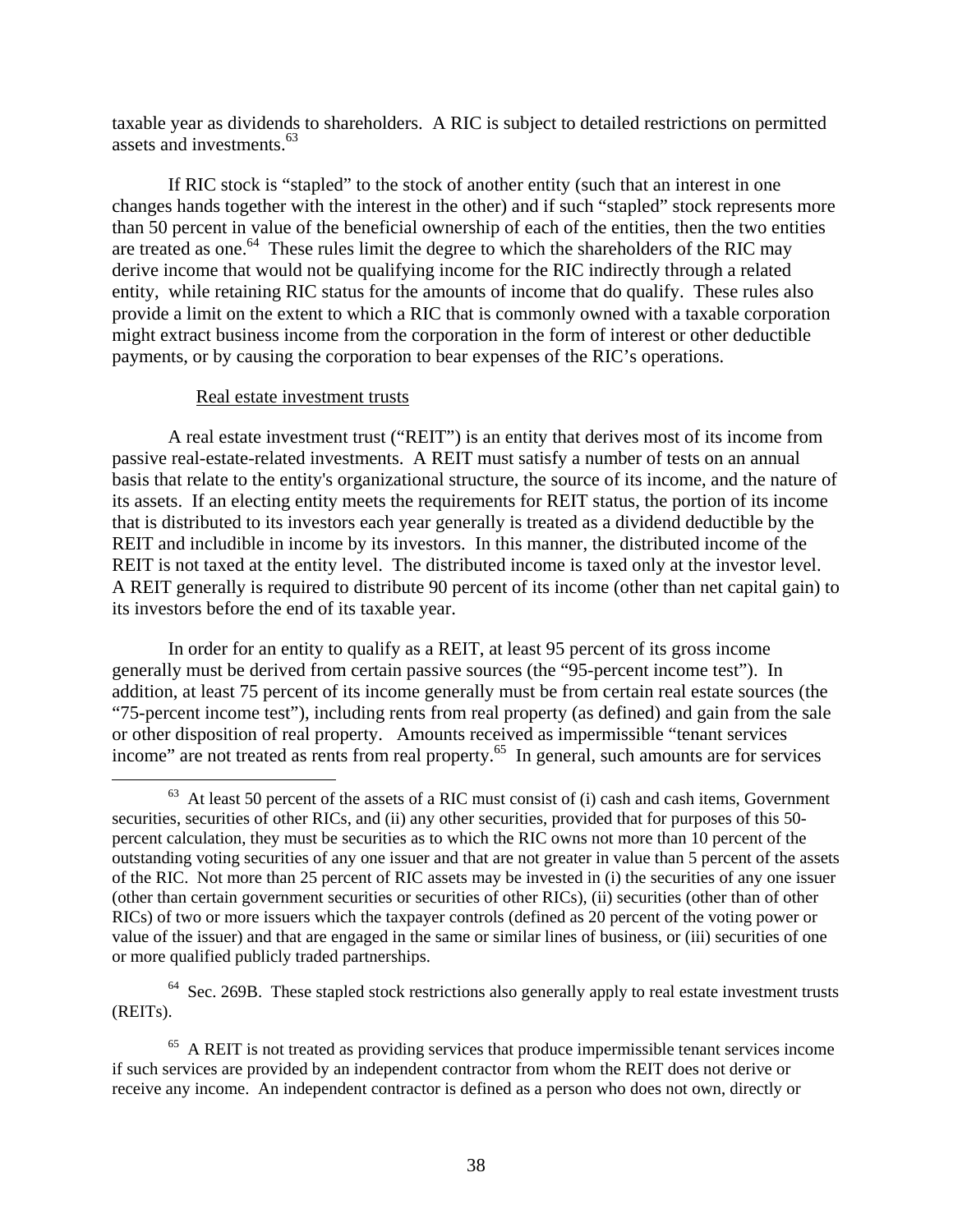taxable year as dividends to shareholders. A RIC is subject to detailed restrictions on permitted assets and investments.[63]

If RIC stock is "stapled" to the stock of another entity (such that an interest in one changes hands together with the interest in the other) and if such "stapled" stock represents more than 50 percent in value of the beneficial ownership of each of the entities, then the two entities are treated as one.[64] These rules limit the degree to which the shareholders of the RIC may derive income that would not be qualifying income for the RIC indirectly through a related entity, while retaining RIC status for the amounts of income that do qualify. These rules also provide a limit on the extent to which a RIC that is commonly owned with a taxable corporation might extract business income from the corporation in the form of interest or other deductible payments, or by causing the corporation to bear expenses of the RIC's operations.

Real estate investment trusts

A real estate investment trust ("REIT") is an entity that derives most of its income from passive real-estate-related investments. A REIT must satisfy a number of tests on an annual basis that relate to the entity's organizational structure, the source of its income, and the nature of its assets. If an electing entity meets the requirements for REIT status, the portion of its income that is distributed to its investors each year generally is treated as a dividend deductible by the REIT and includible in income by its investors. In this manner, the distributed income of the REIT is not taxed at the entity level. The distributed income is taxed only at the investor level. A REIT generally is required to distribute 90 percent of its income (other than net capital gain) to its investors before the end of its taxable year.

In order for an entity to qualify as a REIT, at least 95 percent of its gross income generally must be derived from certain passive sources (the "95-percent income test"). In addition, at least 75 percent of its income generally must be from certain real estate sources (the "75-percent income test"), including rents from real property (as defined) and gain from the sale or other disposition of real property. Amounts received as impermissible "tenant services income" are not treated as rents from real property.[65] In general, such amounts are for services

---

[63] At least 50 percent of the assets of a RIC must consist of (i) cash and cash items, Government securities, securities of other RICs, and (ii) any other securities, provided that for purposes of this 50-percent calculation, they must be securities as to which the RIC owns not more than 10 percent of the outstanding voting securities of any one issuer and that are not greater in value than 5 percent of the assets of the RIC. Not more than 25 percent of RIC assets may be invested in (i) the securities of any one issuer (other than certain government securities or securities of other RICs), (ii) securities (other than of other RICs) of two or more issuers which the taxpayer controls (defined as 20 percent of the voting power or value of the issuer) and that are engaged in the same or similar lines of business, or (iii) securities of one or more qualified publicly traded partnerships.

[64] Sec. 269B. These stapled stock restrictions also generally apply to real estate investment trusts (REITs).

[65] A REIT is not treated as providing services that produce impermissible tenant services income if such services are provided by an independent contractor from whom the REIT does not derive or receive any income. An independent contractor is defined as a person who does not own, directly or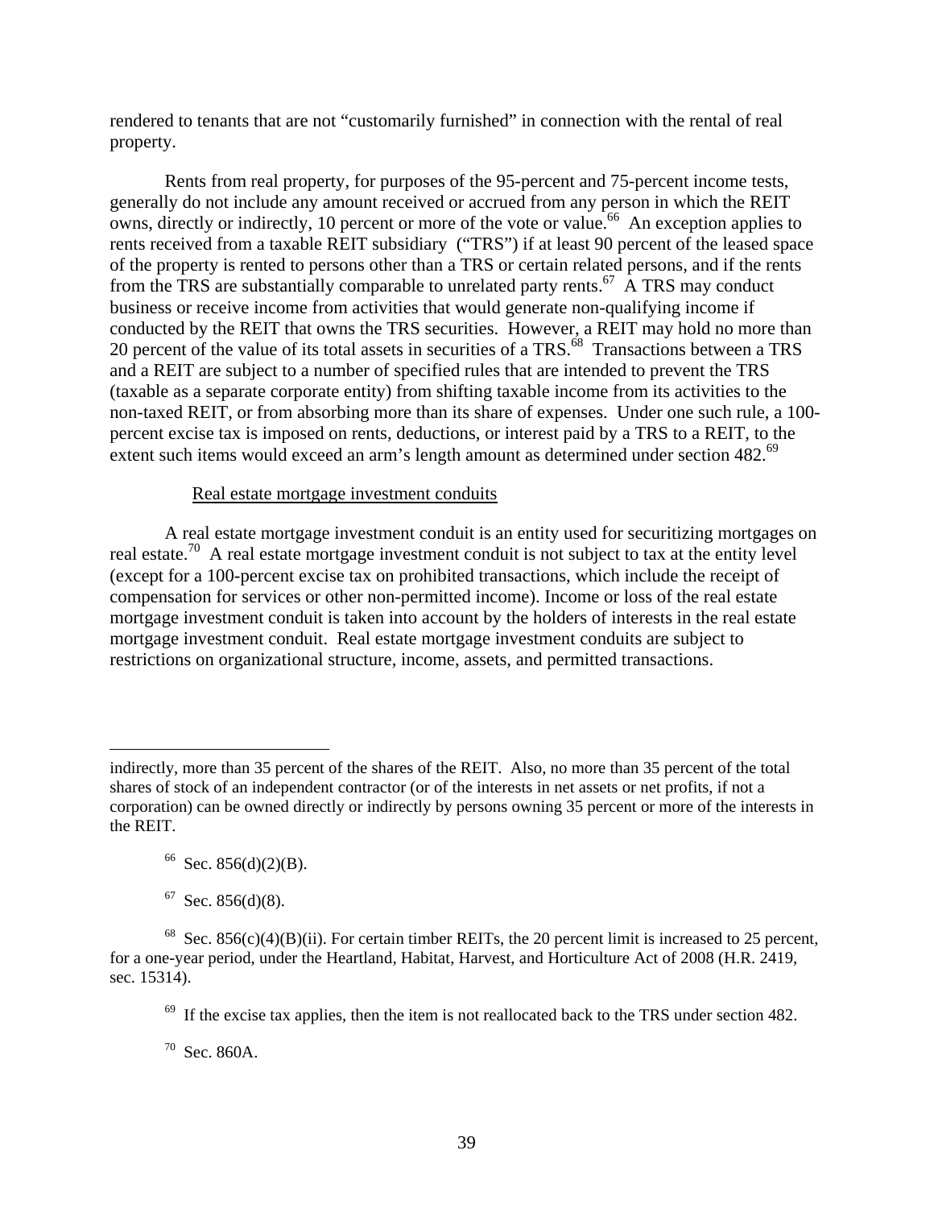rendered to tenants that are not "customarily furnished" in connection with the rental of real property.

Rents from real property, for purposes of the 95-percent and 75-percent income tests, generally do not include any amount received or accrued from any person in which the REIT owns, directly or indirectly, 10 percent or more of the vote or value.[66] An exception applies to rents received from a taxable REIT subsidiary ("TRS") if at least 90 percent of the leased space of the property is rented to persons other than a TRS or certain related persons, and if the rents from the TRS are substantially comparable to unrelated party rents.[67] A TRS may conduct business or receive income from activities that would generate non-qualifying income if conducted by the REIT that owns the TRS securities. However, a REIT may hold no more than 20 percent of the value of its total assets in securities of a TRS.[68] Transactions between a TRS and a REIT are subject to a number of specified rules that are intended to prevent the TRS (taxable as a separate corporate entity) from shifting taxable income from its activities to the non-taxed REIT, or from absorbing more than its share of expenses. Under one such rule, a 100-percent excise tax is imposed on rents, deductions, or interest paid by a TRS to a REIT, to the extent such items would exceed an arm's length amount as determined under section 482.[69]

Real estate mortgage investment conduits

A real estate mortgage investment conduit is an entity used for securitizing mortgages on real estate.[70] A real estate mortgage investment conduit is not subject to tax at the entity level (except for a 100-percent excise tax on prohibited transactions, which include the receipt of compensation for services or other non-permitted income). Income or loss of the real estate mortgage investment conduit is taken into account by the holders of interests in the real estate mortgage investment conduit. Real estate mortgage investment conduits are subject to restrictions on organizational structure, income, assets, and permitted transactions.

---

indirectly, more than 35 percent of the shares of the REIT. Also, no more than 35 percent of the total shares of stock of an independent contractor (or of the interests in net assets or net profits, if not a corporation) can be owned directly or indirectly by persons owning 35 percent or more of the interests in the REIT.

[66] Sec. 856(d)(2)(B).

[67] Sec. 856(d)(8).

[68] Sec. 856(c)(4)(B)(ii). For certain timber REITs, the 20 percent limit is increased to 25 percent, for a one-year period, under the Heartland, Habitat, Harvest, and Horticulture Act of 2008 (H.R. 2419, sec. 15314).

[69] If the excise tax applies, then the item is not reallocated back to the TRS under section 482.

[70] Sec. 860A.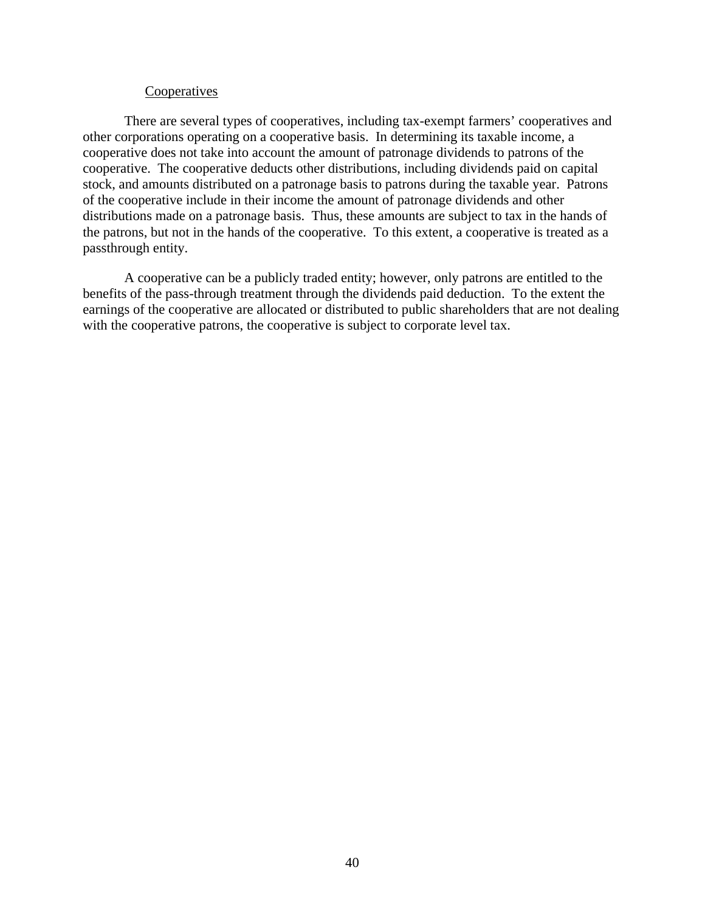Cooperatives

There are several types of cooperatives, including tax-exempt farmers' cooperatives and other corporations operating on a cooperative basis. In determining its taxable income, a cooperative does not take into account the amount of patronage dividends to patrons of the cooperative. The cooperative deducts other distributions, including dividends paid on capital stock, and amounts distributed on a patronage basis to patrons during the taxable year. Patrons of the cooperative include in their income the amount of patronage dividends and other distributions made on a patronage basis. Thus, these amounts are subject to tax in the hands of the patrons, but not in the hands of the cooperative. To this extent, a cooperative is treated as a passthrough entity.

A cooperative can be a publicly traded entity; however, only patrons are entitled to the benefits of the pass-through treatment through the dividends paid deduction. To the extent the earnings of the cooperative are allocated or distributed to public shareholders that are not dealing with the cooperative patrons, the cooperative is subject to corporate level tax.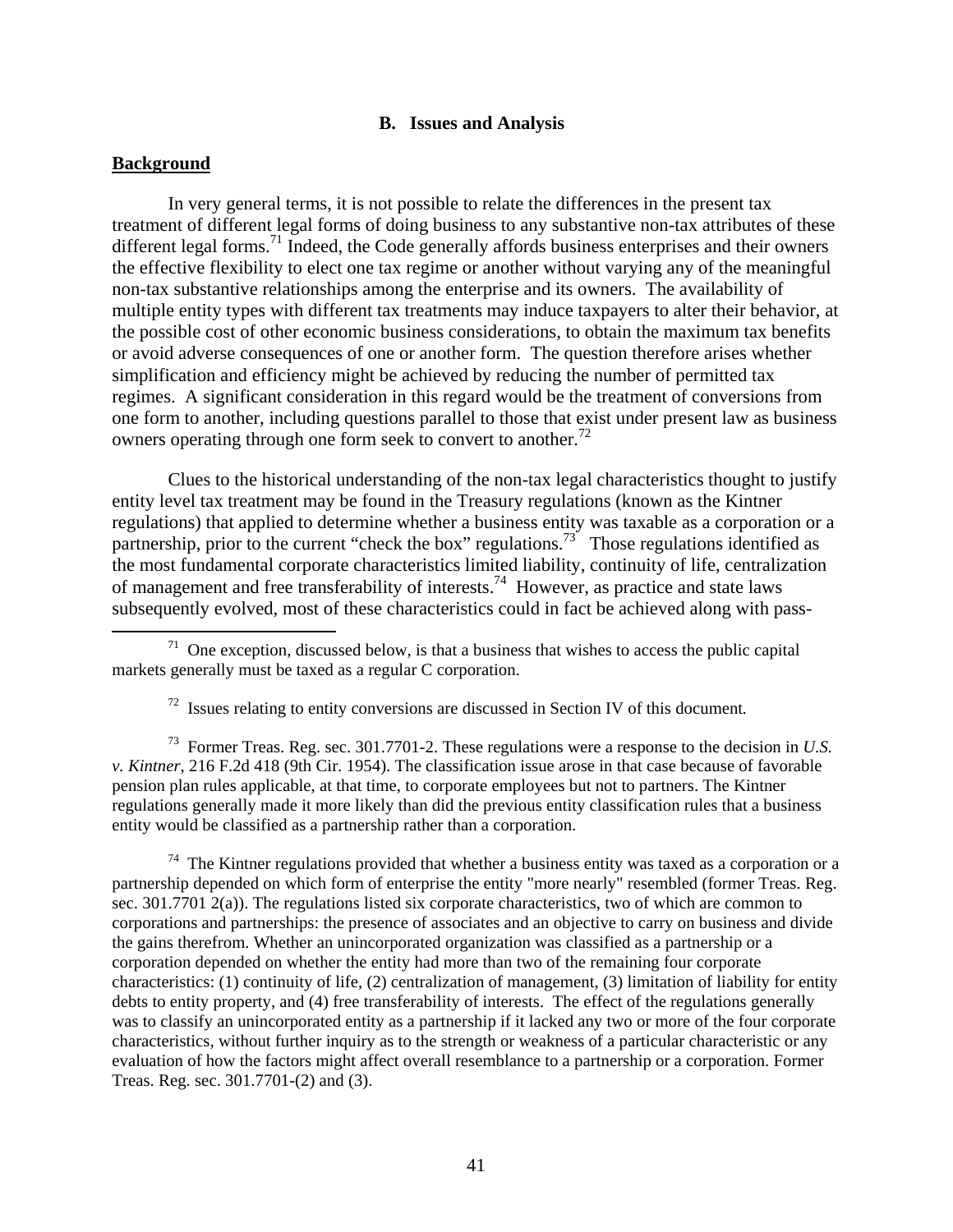### B. Issues and Analysis

**Background**

In very general terms, it is not possible to relate the differences in the present tax treatment of different legal forms of doing business to any substantive non-tax attributes of these different legal forms.[71] Indeed, the Code generally affords business enterprises and their owners the effective flexibility to elect one tax regime or another without varying any of the meaningful non-tax substantive relationships among the enterprise and its owners. The availability of multiple entity types with different tax treatments may induce taxpayers to alter their behavior, at the possible cost of other economic business considerations, to obtain the maximum tax benefits or avoid adverse consequences of one or another form. The question therefore arises whether simplification and efficiency might be achieved by reducing the number of permitted tax regimes. A significant consideration in this regard would be the treatment of conversions from one form to another, including questions parallel to those that exist under present law as business owners operating through one form seek to convert to another.[72]

Clues to the historical understanding of the non-tax legal characteristics thought to justify entity level tax treatment may be found in the Treasury regulations (known as the Kintner regulations) that applied to determine whether a business entity was taxable as a corporation or a partnership, prior to the current "check the box" regulations.[73] Those regulations identified as the most fundamental corporate characteristics limited liability, continuity of life, centralization of management and free transferability of interests.[74] However, as practice and state laws subsequently evolved, most of these characteristics could in fact be achieved along with pass-

---

[71] One exception, discussed below, is that a business that wishes to access the public capital markets generally must be taxed as a regular C corporation.

[72] Issues relating to entity conversions are discussed in Section IV of this document.

[73] Former Treas. Reg. sec. 301.7701-2. These regulations were a response to the decision in *U.S. v. Kintner*, 216 F.2d 418 (9th Cir. 1954). The classification issue arose in that case because of favorable pension plan rules applicable, at that time, to corporate employees but not to partners. The Kintner regulations generally made it more likely than did the previous entity classification rules that a business entity would be classified as a partnership rather than a corporation.

[74] The Kintner regulations provided that whether a business entity was taxed as a corporation or a partnership depended on which form of enterprise the entity "more nearly" resembled (former Treas. Reg. sec. 301.7701 2(a)). The regulations listed six corporate characteristics, two of which are common to corporations and partnerships: the presence of associates and an objective to carry on business and divide the gains therefrom. Whether an unincorporated organization was classified as a partnership or a corporation depended on whether the entity had more than two of the remaining four corporate characteristics: (1) continuity of life, (2) centralization of management, (3) limitation of liability for entity debts to entity property, and (4) free transferability of interests. The effect of the regulations generally was to classify an unincorporated entity as a partnership if it lacked any two or more of the four corporate characteristics, without further inquiry as to the strength or weakness of a particular characteristic or any evaluation of how the factors might affect overall resemblance to a partnership or a corporation. Former Treas. Reg. sec. 301.7701-(2) and (3).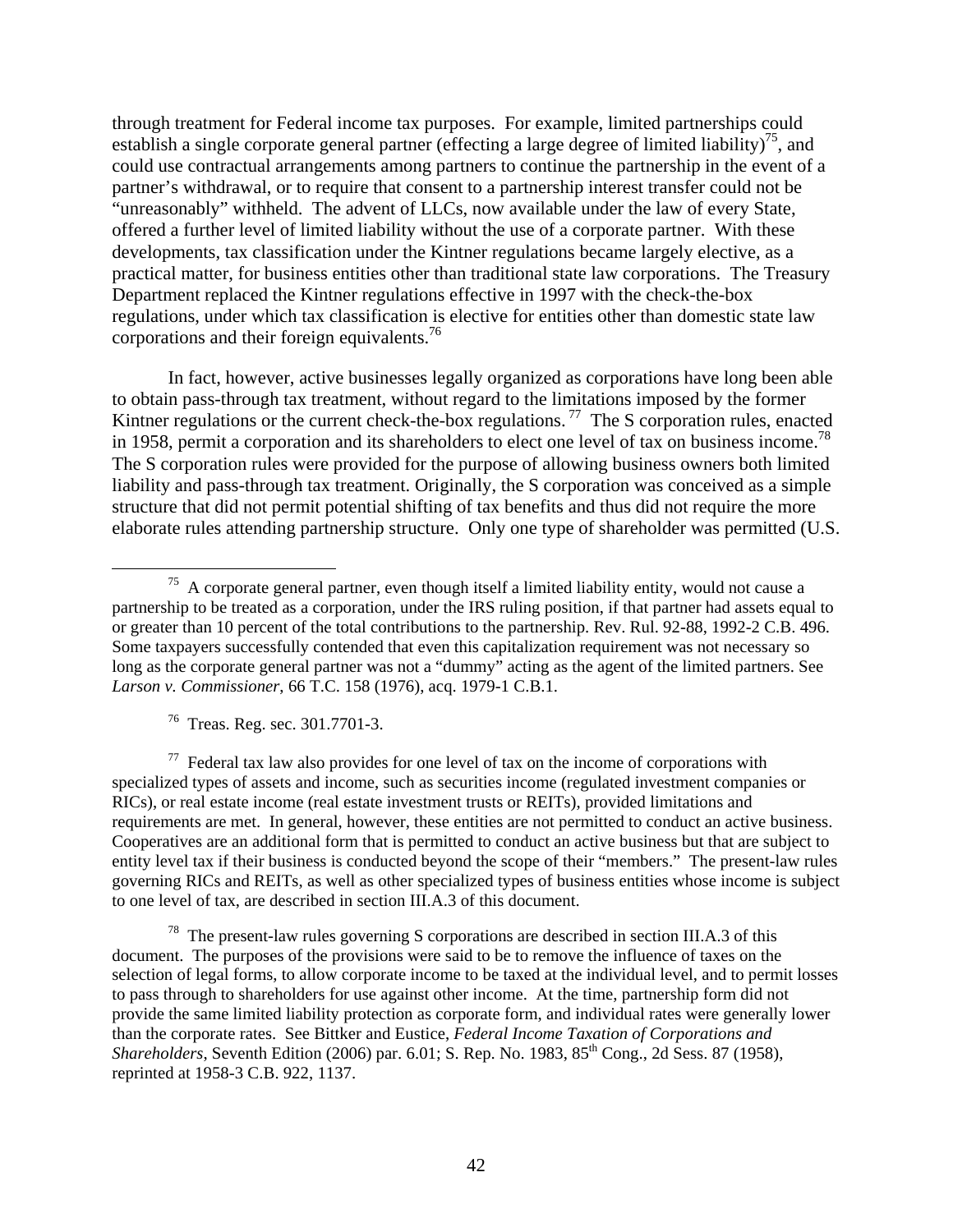through treatment for Federal income tax purposes. For example, limited partnerships could establish a single corporate general partner (effecting a large degree of limited liability)[75], and could use contractual arrangements among partners to continue the partnership in the event of a partner's withdrawal, or to require that consent to a partnership interest transfer could not be "unreasonably" withheld. The advent of LLCs, now available under the law of every State, offered a further level of limited liability without the use of a corporate partner. With these developments, tax classification under the Kintner regulations became largely elective, as a practical matter, for business entities other than traditional state law corporations. The Treasury Department replaced the Kintner regulations effective in 1997 with the check-the-box regulations, under which tax classification is elective for entities other than domestic state law corporations and their foreign equivalents.[76]

In fact, however, active businesses legally organized as corporations have long been able to obtain pass-through tax treatment, without regard to the limitations imposed by the former Kintner regulations or the current check-the-box regulations.[77] The S corporation rules, enacted in 1958, permit a corporation and its shareholders to elect one level of tax on business income.[78] The S corporation rules were provided for the purpose of allowing business owners both limited liability and pass-through tax treatment. Originally, the S corporation was conceived as a simple structure that did not permit potential shifting of tax benefits and thus did not require the more elaborate rules attending partnership structure. Only one type of shareholder was permitted (U.S.

---

[75] A corporate general partner, even though itself a limited liability entity, would not cause a partnership to be treated as a corporation, under the IRS ruling position, if that partner had assets equal to or greater than 10 percent of the total contributions to the partnership. Rev. Rul. 92-88, 1992-2 C.B. 496. Some taxpayers successfully contended that even this capitalization requirement was not necessary so long as the corporate general partner was not a "dummy" acting as the agent of the limited partners. See *Larson v. Commissioner,* 66 T.C. 158 (1976), acq. 1979-1 C.B.1.

[76] Treas. Reg. sec. 301.7701-3.

[77] Federal tax law also provides for one level of tax on the income of corporations with specialized types of assets and income, such as securities income (regulated investment companies or RICs), or real estate income (real estate investment trusts or REITs), provided limitations and requirements are met. In general, however, these entities are not permitted to conduct an active business. Cooperatives are an additional form that is permitted to conduct an active business but that are subject to entity level tax if their business is conducted beyond the scope of their "members." The present-law rules governing RICs and REITs, as well as other specialized types of business entities whose income is subject to one level of tax, are described in section III.A.3 of this document.

[78] The present-law rules governing S corporations are described in section III.A.3 of this document. The purposes of the provisions were said to be to remove the influence of taxes on the selection of legal forms, to allow corporate income to be taxed at the individual level, and to permit losses to pass through to shareholders for use against other income. At the time, partnership form did not provide the same limited liability protection as corporate form, and individual rates were generally lower than the corporate rates. See Bittker and Eustice, *Federal Income Taxation of Corporations and Shareholders*, Seventh Edition (2006) par. 6.01; S. Rep. No. 1983, 85th Cong., 2d Sess. 87 (1958), reprinted at 1958-3 C.B. 922, 1137.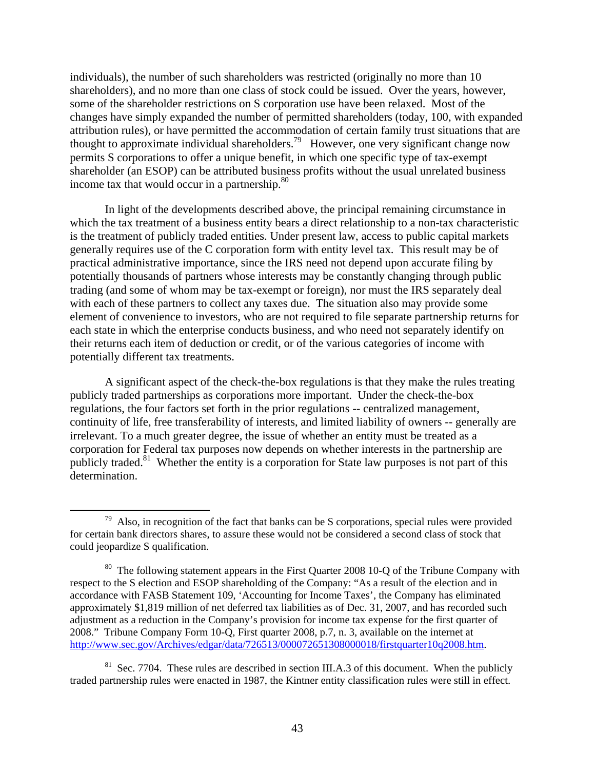individuals), the number of such shareholders was restricted (originally no more than 10 shareholders), and no more than one class of stock could be issued. Over the years, however, some of the shareholder restrictions on S corporation use have been relaxed. Most of the changes have simply expanded the number of permitted shareholders (today, 100, with expanded attribution rules), or have permitted the accommodation of certain family trust situations that are thought to approximate individual shareholders.[79] However, one very significant change now permits S corporations to offer a unique benefit, in which one specific type of tax-exempt shareholder (an ESOP) can be attributed business profits without the usual unrelated business income tax that would occur in a partnership.[80]

In light of the developments described above, the principal remaining circumstance in which the tax treatment of a business entity bears a direct relationship to a non-tax characteristic is the treatment of publicly traded entities. Under present law, access to public capital markets generally requires use of the C corporation form with entity level tax. This result may be of practical administrative importance, since the IRS need not depend upon accurate filing by potentially thousands of partners whose interests may be constantly changing through public trading (and some of whom may be tax-exempt or foreign), nor must the IRS separately deal with each of these partners to collect any taxes due. The situation also may provide some element of convenience to investors, who are not required to file separate partnership returns for each state in which the enterprise conducts business, and who need not separately identify on their returns each item of deduction or credit, or of the various categories of income with potentially different tax treatments.

A significant aspect of the check-the-box regulations is that they make the rules treating publicly traded partnerships as corporations more important. Under the check-the-box regulations, the four factors set forth in the prior regulations -- centralized management, continuity of life, free transferability of interests, and limited liability of owners -- generally are irrelevant. To a much greater degree, the issue of whether an entity must be treated as a corporation for Federal tax purposes now depends on whether interests in the partnership are publicly traded.[81] Whether the entity is a corporation for State law purposes is not part of this determination.

---

[79] Also, in recognition of the fact that banks can be S corporations, special rules were provided for certain bank directors shares, to assure these would not be considered a second class of stock that could jeopardize S qualification.

[80] The following statement appears in the First Quarter 2008 10-Q of the Tribune Company with respect to the S election and ESOP shareholding of the Company: "As a result of the election and in accordance with FASB Statement 109, 'Accounting for Income Taxes', the Company has eliminated approximately $1,819 million of net deferred tax liabilities as of Dec. 31, 2007, and has recorded such adjustment as a reduction in the Company's provision for income tax expense for the first quarter of 2008." Tribune Company Form 10-Q, First quarter 2008, p.7, n. 3, available on the internet at http://www.sec.gov/Archives/edgar/data/726513/000072651308000018/firstquarter10q2008.htm.

[81] Sec. 7704. These rules are described in section III.A.3 of this document. When the publicly traded partnership rules were enacted in 1987, the Kintner entity classification rules were still in effect.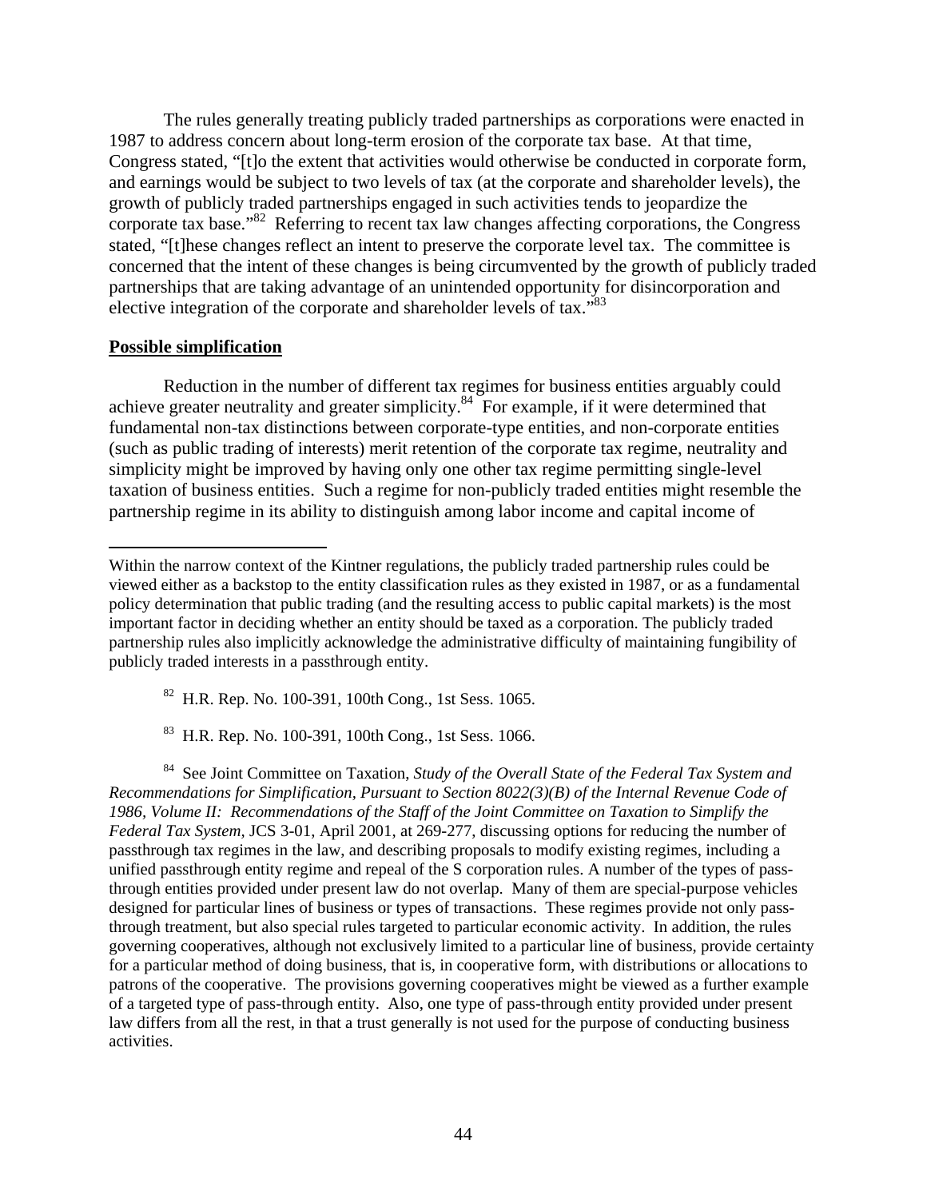The rules generally treating publicly traded partnerships as corporations were enacted in 1987 to address concern about long-term erosion of the corporate tax base. At that time, Congress stated, "[t]o the extent that activities would otherwise be conducted in corporate form, and earnings would be subject to two levels of tax (at the corporate and shareholder levels), the growth of publicly traded partnerships engaged in such activities tends to jeopardize the corporate tax base."[82] Referring to recent tax law changes affecting corporations, the Congress stated, "[t]hese changes reflect an intent to preserve the corporate level tax. The committee is concerned that the intent of these changes is being circumvented by the growth of publicly traded partnerships that are taking advantage of an unintended opportunity for disincorporation and elective integration of the corporate and shareholder levels of tax."[83]

**Possible simplification**

Reduction in the number of different tax regimes for business entities arguably could achieve greater neutrality and greater simplicity.[84] For example, if it were determined that fundamental non-tax distinctions between corporate-type entities, and non-corporate entities (such as public trading of interests) merit retention of the corporate tax regime, neutrality and simplicity might be improved by having only one other tax regime permitting single-level taxation of business entities. Such a regime for non-publicly traded entities might resemble the partnership regime in its ability to distinguish among labor income and capital income of

---

Within the narrow context of the Kintner regulations, the publicly traded partnership rules could be viewed either as a backstop to the entity classification rules as they existed in 1987, or as a fundamental policy determination that public trading (and the resulting access to public capital markets) is the most important factor in deciding whether an entity should be taxed as a corporation. The publicly traded partnership rules also implicitly acknowledge the administrative difficulty of maintaining fungibility of publicly traded interests in a passthrough entity.

[82] H.R. Rep. No. 100-391, 100th Cong., 1st Sess. 1065.

[83] H.R. Rep. No. 100-391, 100th Cong., 1st Sess. 1066.

[84] See Joint Committee on Taxation, *Study of the Overall State of the Federal Tax System and Recommendations for Simplification, Pursuant to Section 8022(3)(B) of the Internal Revenue Code of 1986, Volume II: Recommendations of the Staff of the Joint Committee on Taxation to Simplify the Federal Tax System,* JCS 3-01, April 2001, at 269-277, discussing options for reducing the number of passthrough tax regimes in the law, and describing proposals to modify existing regimes, including a unified passthrough entity regime and repeal of the S corporation rules. A number of the types of pass-through entities provided under present law do not overlap. Many of them are special-purpose vehicles designed for particular lines of business or types of transactions. These regimes provide not only pass-through treatment, but also special rules targeted to particular economic activity. In addition, the rules governing cooperatives, although not exclusively limited to a particular line of business, provide certainty for a particular method of doing business, that is, in cooperative form, with distributions or allocations to patrons of the cooperative. The provisions governing cooperatives might be viewed as a further example of a targeted type of pass-through entity. Also, one type of pass-through entity provided under present law differs from all the rest, in that a trust generally is not used for the purpose of conducting business activities.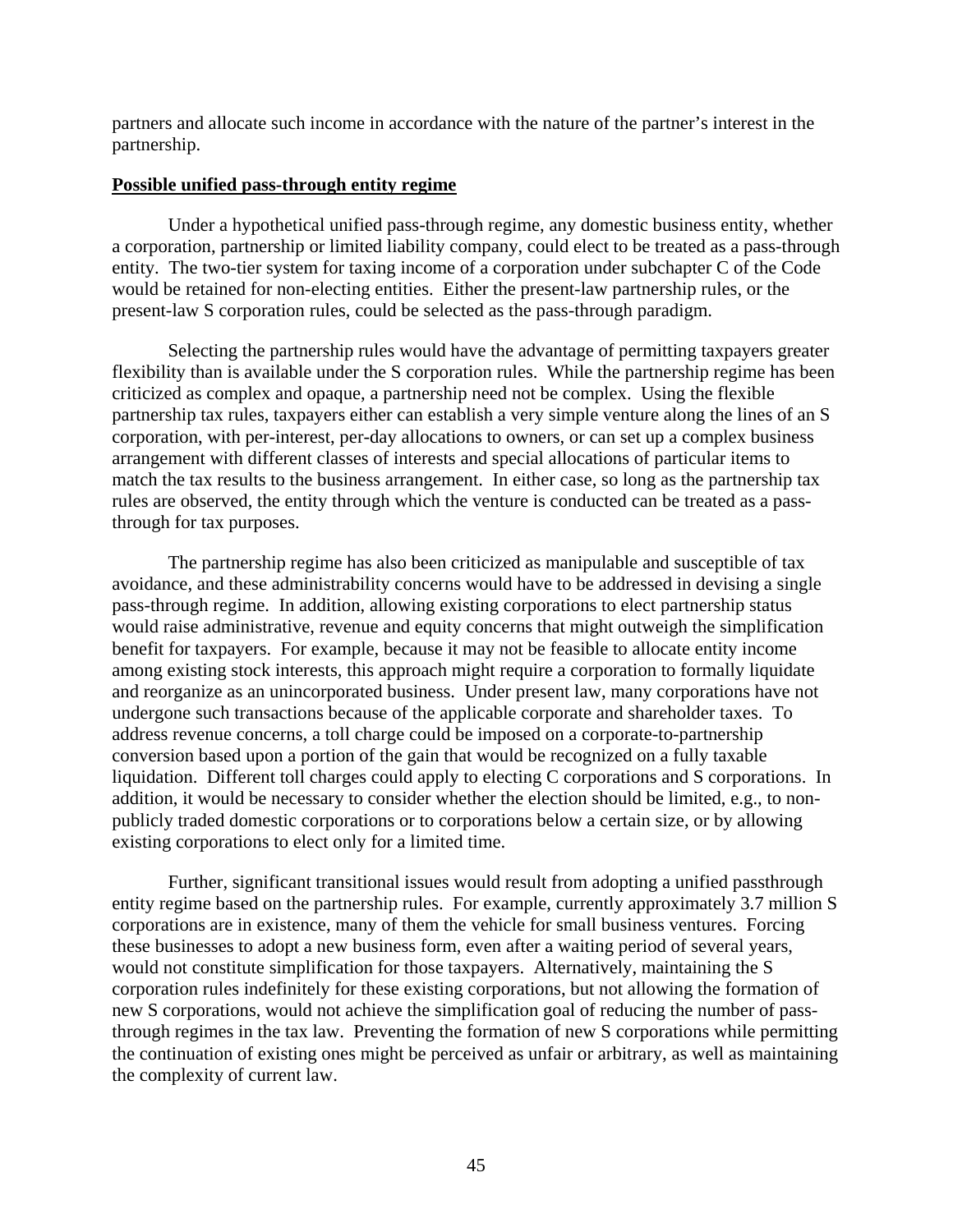partners and allocate such income in accordance with the nature of the partner's interest in the partnership.

**<u>Possible unified pass-through entity regime</u>**

Under a hypothetical unified pass-through regime, any domestic business entity, whether a corporation, partnership or limited liability company, could elect to be treated as a pass-through entity. The two-tier system for taxing income of a corporation under subchapter C of the Code would be retained for non-electing entities. Either the present-law partnership rules, or the present-law S corporation rules, could be selected as the pass-through paradigm.

Selecting the partnership rules would have the advantage of permitting taxpayers greater flexibility than is available under the S corporation rules. While the partnership regime has been criticized as complex and opaque, a partnership need not be complex. Using the flexible partnership tax rules, taxpayers either can establish a very simple venture along the lines of an S corporation, with per-interest, per-day allocations to owners, or can set up a complex business arrangement with different classes of interests and special allocations of particular items to match the tax results to the business arrangement. In either case, so long as the partnership tax rules are observed, the entity through which the venture is conducted can be treated as a pass-through for tax purposes.

The partnership regime has also been criticized as manipulable and susceptible of tax avoidance, and these administrability concerns would have to be addressed in devising a single pass-through regime. In addition, allowing existing corporations to elect partnership status would raise administrative, revenue and equity concerns that might outweigh the simplification benefit for taxpayers. For example, because it may not be feasible to allocate entity income among existing stock interests, this approach might require a corporation to formally liquidate and reorganize as an unincorporated business. Under present law, many corporations have not undergone such transactions because of the applicable corporate and shareholder taxes. To address revenue concerns, a toll charge could be imposed on a corporate-to-partnership conversion based upon a portion of the gain that would be recognized on a fully taxable liquidation. Different toll charges could apply to electing C corporations and S corporations. In addition, it would be necessary to consider whether the election should be limited, e.g., to non-publicly traded domestic corporations or to corporations below a certain size, or by allowing existing corporations to elect only for a limited time.

Further, significant transitional issues would result from adopting a unified passthrough entity regime based on the partnership rules. For example, currently approximately 3.7 million S corporations are in existence, many of them the vehicle for small business ventures. Forcing these businesses to adopt a new business form, even after a waiting period of several years, would not constitute simplification for those taxpayers. Alternatively, maintaining the S corporation rules indefinitely for these existing corporations, but not allowing the formation of new S corporations, would not achieve the simplification goal of reducing the number of pass-through regimes in the tax law. Preventing the formation of new S corporations while permitting the continuation of existing ones might be perceived as unfair or arbitrary, as well as maintaining the complexity of current law.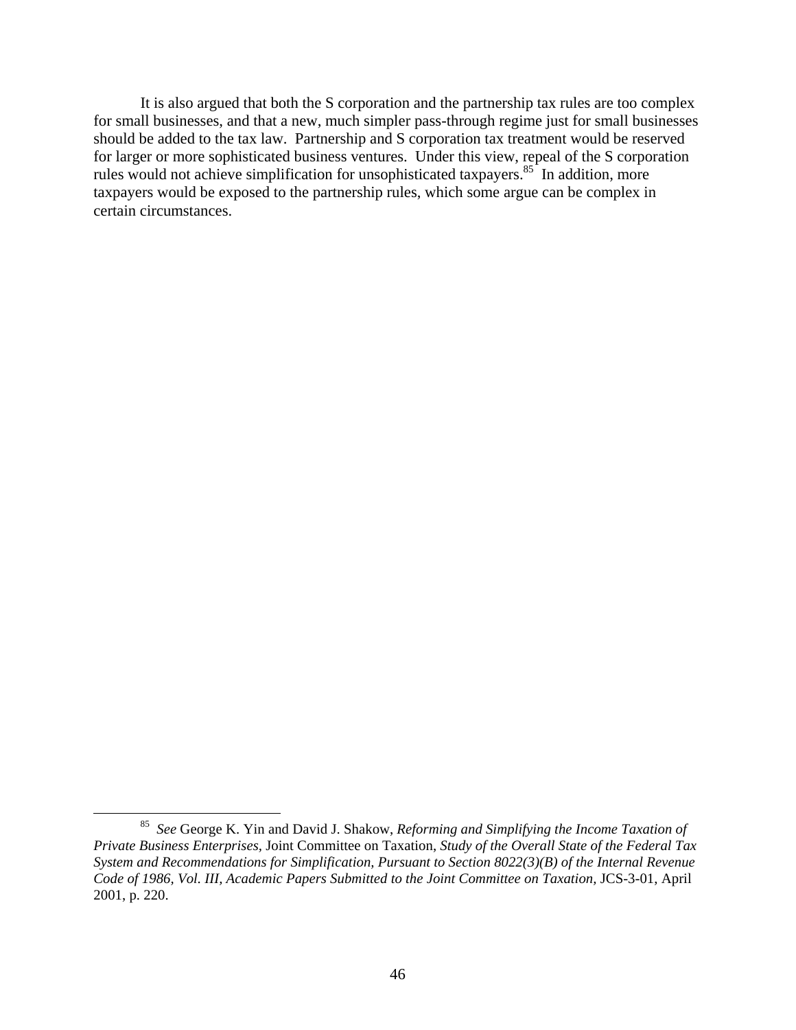It is also argued that both the S corporation and the partnership tax rules are too complex for small businesses, and that a new, much simpler pass-through regime just for small businesses should be added to the tax law. Partnership and S corporation tax treatment would be reserved for larger or more sophisticated business ventures. Under this view, repeal of the S corporation rules would not achieve simplification for unsophisticated taxpayers.[85] In addition, more taxpayers would be exposed to the partnership rules, which some argue can be complex in certain circumstances.

---

[85] *See* George K. Yin and David J. Shakow, *Reforming and Simplifying the Income Taxation of Private Business Enterprises*, Joint Committee on Taxation, *Study of the Overall State of the Federal Tax System and Recommendations for Simplification, Pursuant to Section 8022(3)(B) of the Internal Revenue Code of 1986, Vol. III, Academic Papers Submitted to the Joint Committee on Taxation*, JCS-3-01, April 2001, p. 220.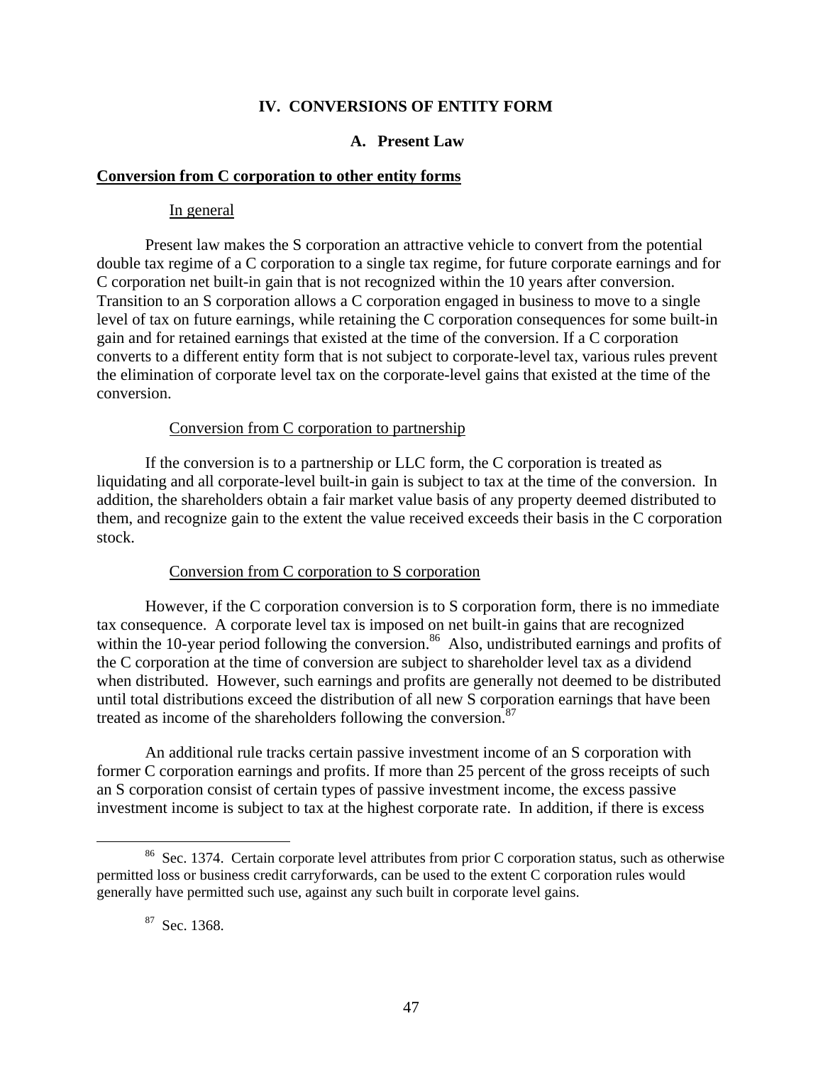## IV. CONVERSIONS OF ENTITY FORM

### A. Present Law

**Conversion from C corporation to other entity forms**

In general

Present law makes the S corporation an attractive vehicle to convert from the potential double tax regime of a C corporation to a single tax regime, for future corporate earnings and for C corporation net built-in gain that is not recognized within the 10 years after conversion. Transition to an S corporation allows a C corporation engaged in business to move to a single level of tax on future earnings, while retaining the C corporation consequences for some built-in gain and for retained earnings that existed at the time of the conversion. If a C corporation converts to a different entity form that is not subject to corporate-level tax, various rules prevent the elimination of corporate level tax on the corporate-level gains that existed at the time of the conversion.

Conversion from C corporation to partnership

If the conversion is to a partnership or LLC form, the C corporation is treated as liquidating and all corporate-level built-in gain is subject to tax at the time of the conversion. In addition, the shareholders obtain a fair market value basis of any property deemed distributed to them, and recognize gain to the extent the value received exceeds their basis in the C corporation stock.

Conversion from C corporation to S corporation

However, if the C corporation conversion is to S corporation form, there is no immediate tax consequence. A corporate level tax is imposed on net built-in gains that are recognized within the 10-year period following the conversion.[86] Also, undistributed earnings and profits of the C corporation at the time of conversion are subject to shareholder level tax as a dividend when distributed. However, such earnings and profits are generally not deemed to be distributed until total distributions exceed the distribution of all new S corporation earnings that have been treated as income of the shareholders following the conversion.[87]

An additional rule tracks certain passive investment income of an S corporation with former C corporation earnings and profits. If more than 25 percent of the gross receipts of such an S corporation consist of certain types of passive investment income, the excess passive investment income is subject to tax at the highest corporate rate. In addition, if there is excess

[86] Sec. 1374. Certain corporate level attributes from prior C corporation status, such as otherwise permitted loss or business credit carryforwards, can be used to the extent C corporation rules would generally have permitted such use, against any such built in corporate level gains.

[87] Sec. 1368.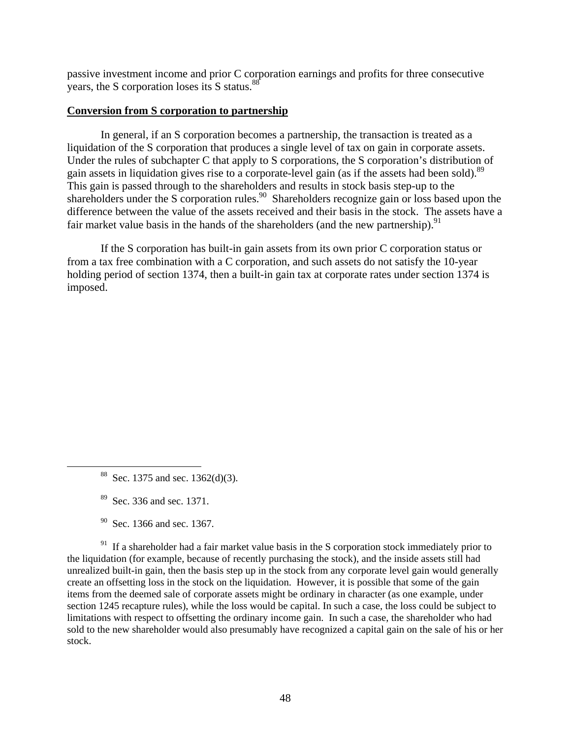passive investment income and prior C corporation earnings and profits for three consecutive years, the S corporation loses its S status.[88]

**Conversion from S corporation to partnership**

In general, if an S corporation becomes a partnership, the transaction is treated as a liquidation of the S corporation that produces a single level of tax on gain in corporate assets. Under the rules of subchapter C that apply to S corporations, the S corporation's distribution of gain assets in liquidation gives rise to a corporate-level gain (as if the assets had been sold).[89] This gain is passed through to the shareholders and results in stock basis step-up to the shareholders under the S corporation rules.[90] Shareholders recognize gain or loss based upon the difference between the value of the assets received and their basis in the stock. The assets have a fair market value basis in the hands of the shareholders (and the new partnership).[91]

If the S corporation has built-in gain assets from its own prior C corporation status or from a tax free combination with a C corporation, and such assets do not satisfy the 10-year holding period of section 1374, then a built-in gain tax at corporate rates under section 1374 is imposed.

---

[88] Sec. 1375 and sec. 1362(d)(3).

[89] Sec. 336 and sec. 1371.

[90] Sec. 1366 and sec. 1367.

[91] If a shareholder had a fair market value basis in the S corporation stock immediately prior to the liquidation (for example, because of recently purchasing the stock), and the inside assets still had unrealized built-in gain, then the basis step up in the stock from any corporate level gain would generally create an offsetting loss in the stock on the liquidation. However, it is possible that some of the gain items from the deemed sale of corporate assets might be ordinary in character (as one example, under section 1245 recapture rules), while the loss would be capital. In such a case, the loss could be subject to limitations with respect to offsetting the ordinary income gain. In such a case, the shareholder who had sold to the new shareholder would also presumably have recognized a capital gain on the sale of his or her stock.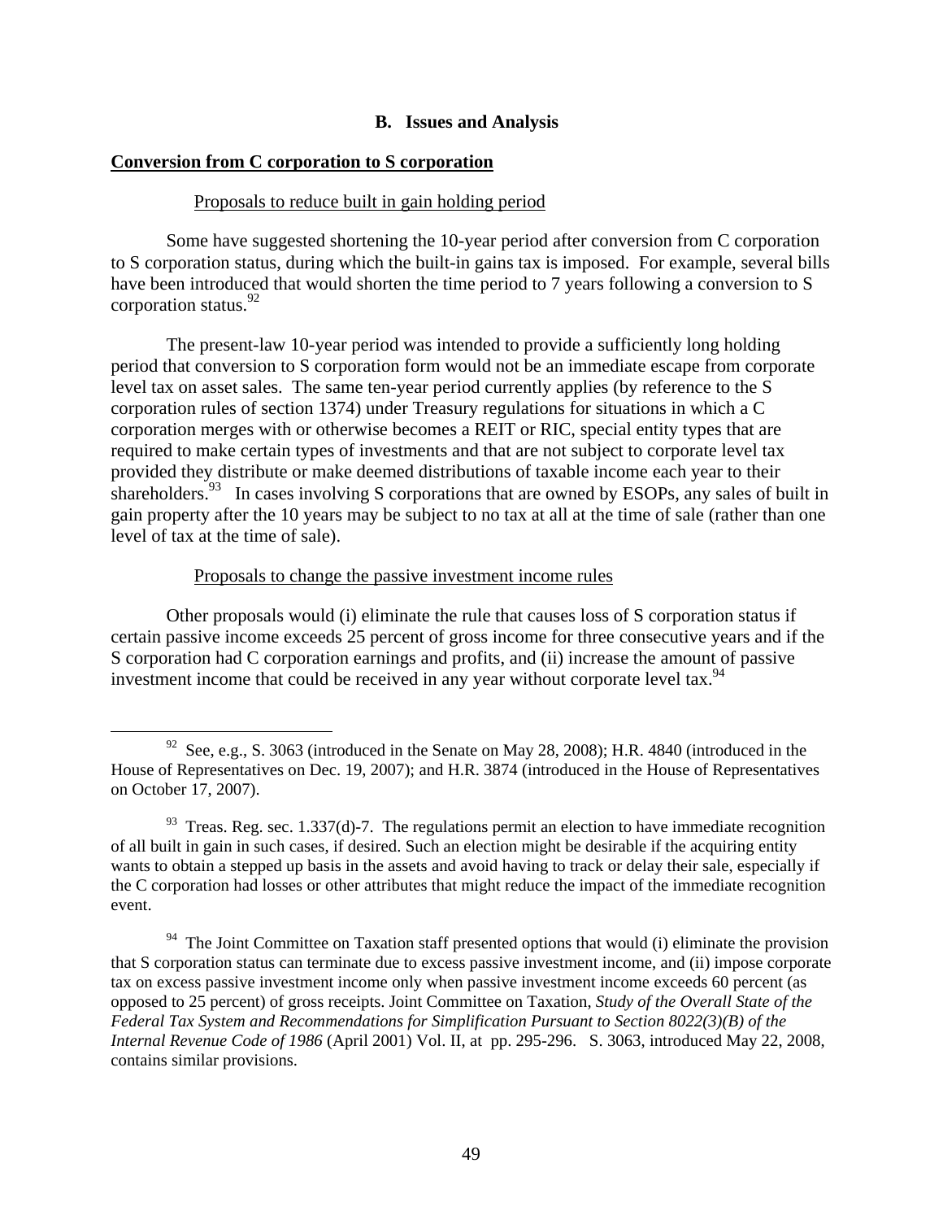## B. Issues and Analysis

**Conversion from C corporation to S corporation**

Proposals to reduce built in gain holding period

Some have suggested shortening the 10-year period after conversion from C corporation to S corporation status, during which the built-in gains tax is imposed. For example, several bills have been introduced that would shorten the time period to 7 years following a conversion to S corporation status.[92]

The present-law 10-year period was intended to provide a sufficiently long holding period that conversion to S corporation form would not be an immediate escape from corporate level tax on asset sales. The same ten-year period currently applies (by reference to the S corporation rules of section 1374) under Treasury regulations for situations in which a C corporation merges with or otherwise becomes a REIT or RIC, special entity types that are required to make certain types of investments and that are not subject to corporate level tax provided they distribute or make deemed distributions of taxable income each year to their shareholders.[93] In cases involving S corporations that are owned by ESOPs, any sales of built in gain property after the 10 years may be subject to no tax at all at the time of sale (rather than one level of tax at the time of sale).

Proposals to change the passive investment income rules

Other proposals would (i) eliminate the rule that causes loss of S corporation status if certain passive income exceeds 25 percent of gross income for three consecutive years and if the S corporation had C corporation earnings and profits, and (ii) increase the amount of passive investment income that could be received in any year without corporate level tax.[94]

---

[92] See, e.g., S. 3063 (introduced in the Senate on May 28, 2008); H.R. 4840 (introduced in the House of Representatives on Dec. 19, 2007); and H.R. 3874 (introduced in the House of Representatives on October 17, 2007).

[93] Treas. Reg. sec. 1.337(d)-7. The regulations permit an election to have immediate recognition of all built in gain in such cases, if desired. Such an election might be desirable if the acquiring entity wants to obtain a stepped up basis in the assets and avoid having to track or delay their sale, especially if the C corporation had losses or other attributes that might reduce the impact of the immediate recognition event.

[94] The Joint Committee on Taxation staff presented options that would (i) eliminate the provision that S corporation status can terminate due to excess passive investment income, and (ii) impose corporate tax on excess passive investment income only when passive investment income exceeds 60 percent (as opposed to 25 percent) of gross receipts. Joint Committee on Taxation, *Study of the Overall State of the Federal Tax System and Recommendations for Simplification Pursuant to Section 8022(3)(B) of the Internal Revenue Code of 1986* (April 2001) Vol. II, at pp. 295-296. S. 3063, introduced May 22, 2008, contains similar provisions.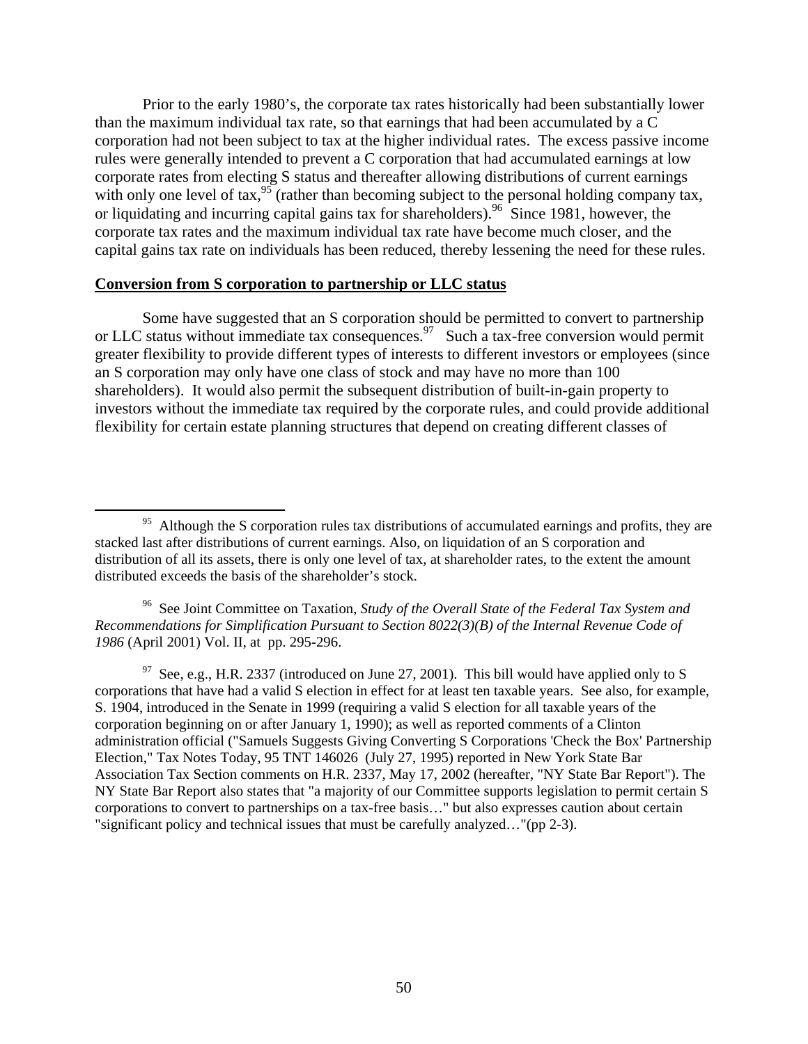Prior to the early 1980's, the corporate tax rates historically had been substantially lower than the maximum individual tax rate, so that earnings that had been accumulated by a C corporation had not been subject to tax at the higher individual rates. The excess passive income rules were generally intended to prevent a C corporation that had accumulated earnings at low corporate rates from electing S status and thereafter allowing distributions of current earnings with only one level of tax,[95] (rather than becoming subject to the personal holding company tax, or liquidating and incurring capital gains tax for shareholders).[96] Since 1981, however, the corporate tax rates and the maximum individual tax rate have become much closer, and the capital gains tax rate on individuals has been reduced, thereby lessening the need for these rules.

**Conversion from S corporation to partnership or LLC status**

Some have suggested that an S corporation should be permitted to convert to partnership or LLC status without immediate tax consequences.[97] Such a tax-free conversion would permit greater flexibility to provide different types of interests to different investors or employees (since an S corporation may only have one class of stock and may have no more than 100 shareholders). It would also permit the subsequent distribution of built-in-gain property to investors without the immediate tax required by the corporate rules, and could provide additional flexibility for certain estate planning structures that depend on creating different classes of

---

[95] Although the S corporation rules tax distributions of accumulated earnings and profits, they are stacked last after distributions of current earnings. Also, on liquidation of an S corporation and distribution of all its assets, there is only one level of tax, at shareholder rates, to the extent the amount distributed exceeds the basis of the shareholder's stock.

[96] See Joint Committee on Taxation, *Study of the Overall State of the Federal Tax System and Recommendations for Simplification Pursuant to Section 8022(3)(B) of the Internal Revenue Code of 1986* (April 2001) Vol. II, at pp. 295-296.

[97] See, e.g., H.R. 2337 (introduced on June 27, 2001). This bill would have applied only to S corporations that have had a valid S election in effect for at least ten taxable years. See also, for example, S. 1904, introduced in the Senate in 1999 (requiring a valid S election for all taxable years of the corporation beginning on or after January 1, 1990); as well as reported comments of a Clinton administration official ("Samuels Suggests Giving Converting S Corporations 'Check the Box' Partnership Election," Tax Notes Today, 95 TNT 146026 (July 27, 1995) reported in New York State Bar Association Tax Section comments on H.R. 2337, May 17, 2002 (hereafter, "NY State Bar Report"). The NY State Bar Report also states that "a majority of our Committee supports legislation to permit certain S corporations to convert to partnerships on a tax-free basis…" but also expresses caution about certain "significant policy and technical issues that must be carefully analyzed…"(pp 2-3).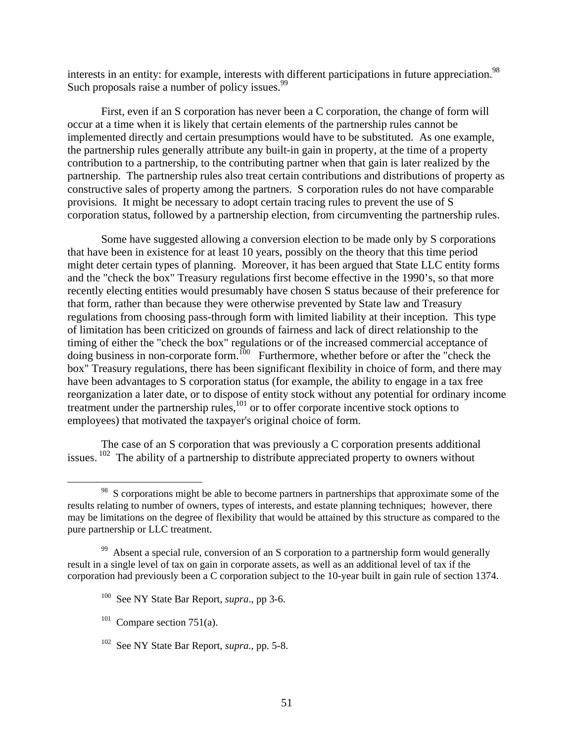interests in an entity: for example, interests with different participations in future appreciation.[98] Such proposals raise a number of policy issues.[99]

First, even if an S corporation has never been a C corporation, the change of form will occur at a time when it is likely that certain elements of the partnership rules cannot be implemented directly and certain presumptions would have to be substituted. As one example, the partnership rules generally attribute any built-in gain in property, at the time of a property contribution to a partnership, to the contributing partner when that gain is later realized by the partnership. The partnership rules also treat certain contributions and distributions of property as constructive sales of property among the partners. S corporation rules do not have comparable provisions. It might be necessary to adopt certain tracing rules to prevent the use of S corporation status, followed by a partnership election, from circumventing the partnership rules.

Some have suggested allowing a conversion election to be made only by S corporations that have been in existence for at least 10 years, possibly on the theory that this time period might deter certain types of planning. Moreover, it has been argued that State LLC entity forms and the "check the box" Treasury regulations first become effective in the 1990's, so that more recently electing entities would presumably have chosen S status because of their preference for that form, rather than because they were otherwise prevented by State law and Treasury regulations from choosing pass-through form with limited liability at their inception. This type of limitation has been criticized on grounds of fairness and lack of direct relationship to the timing of either the "check the box" regulations or of the increased commercial acceptance of doing business in non-corporate form.[100] Furthermore, whether before or after the "check the box" Treasury regulations, there has been significant flexibility in choice of form, and there may have been advantages to S corporation status (for example, the ability to engage in a tax free reorganization a later date, or to dispose of entity stock without any potential for ordinary income treatment under the partnership rules,[101] or to offer corporate incentive stock options to employees) that motivated the taxpayer's original choice of form.

The case of an S corporation that was previously a C corporation presents additional issues.[102] The ability of a partnership to distribute appreciated property to owners without

---

[98] S corporations might be able to become partners in partnerships that approximate some of the results relating to number of owners, types of interests, and estate planning techniques; however, there may be limitations on the degree of flexibility that would be attained by this structure as compared to the pure partnership or LLC treatment.

[99] Absent a special rule, conversion of an S corporation to a partnership form would generally result in a single level of tax on gain in corporate assets, as well as an additional level of tax if the corporation had previously been a C corporation subject to the 10-year built in gain rule of section 1374.

[100] See NY State Bar Report, *supra*., pp 3-6.

[101] Compare section 751(a).

[102] See NY State Bar Report, *supra.*, pp. 5-8.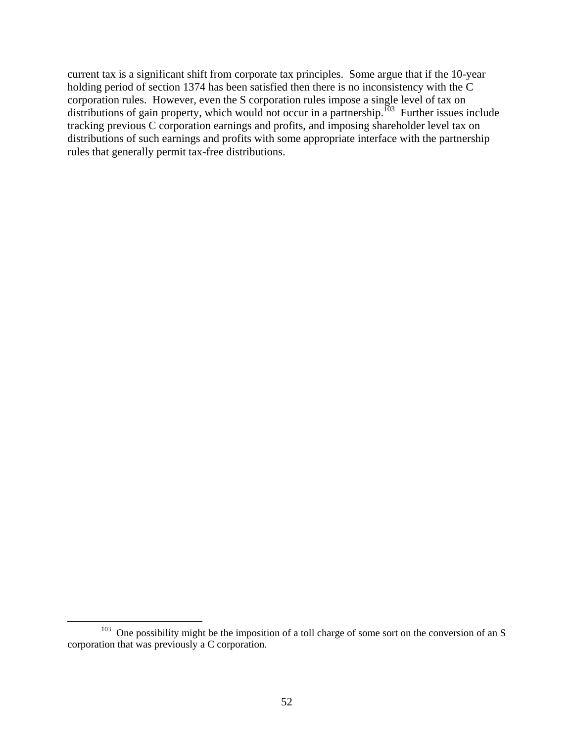current tax is a significant shift from corporate tax principles. Some argue that if the 10-year holding period of section 1374 has been satisfied then there is no inconsistency with the C corporation rules. However, even the S corporation rules impose a single level of tax on distributions of gain property, which would not occur in a partnership.[103] Further issues include tracking previous C corporation earnings and profits, and imposing shareholder level tax on distributions of such earnings and profits with some appropriate interface with the partnership rules that generally permit tax-free distributions.

---

[103] One possibility might be the imposition of a toll charge of some sort on the conversion of an S corporation that was previously a C corporation.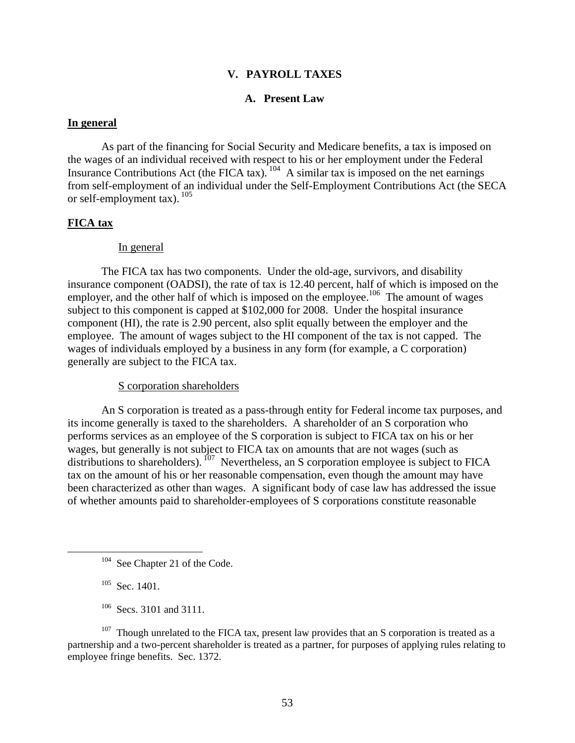# V. PAYROLL TAXES

## A. Present Law

**In general**

As part of the financing for Social Security and Medicare benefits, a tax is imposed on the wages of an individual received with respect to his or her employment under the Federal Insurance Contributions Act (the FICA tax).[104] A similar tax is imposed on the net earnings from self-employment of an individual under the Self-Employment Contributions Act (the SECA or self-employment tax).[105]

**FICA tax**

In general

The FICA tax has two components. Under the old-age, survivors, and disability insurance component (OADSI), the rate of tax is 12.40 percent, half of which is imposed on the employer, and the other half of which is imposed on the employee.[106] The amount of wages subject to this component is capped at $102,000 for 2008. Under the hospital insurance component (HI), the rate is 2.90 percent, also split equally between the employer and the employee. The amount of wages subject to the HI component of the tax is not capped. The wages of individuals employed by a business in any form (for example, a C corporation) generally are subject to the FICA tax.

S corporation shareholders

An S corporation is treated as a pass-through entity for Federal income tax purposes, and its income generally is taxed to the shareholders. A shareholder of an S corporation who performs services as an employee of the S corporation is subject to FICA tax on his or her wages, but generally is not subject to FICA tax on amounts that are not wages (such as distributions to shareholders).[107] Nevertheless, an S corporation employee is subject to FICA tax on the amount of his or her reasonable compensation, even though the amount may have been characterized as other than wages. A significant body of case law has addressed the issue of whether amounts paid to shareholder-employees of S corporations constitute reasonable

---

[104] See Chapter 21 of the Code.

[105] Sec. 1401.

[106] Secs. 3101 and 3111.

[107] Though unrelated to the FICA tax, present law provides that an S corporation is treated as a partnership and a two-percent shareholder is treated as a partner, for purposes of applying rules relating to employee fringe benefits. Sec. 1372.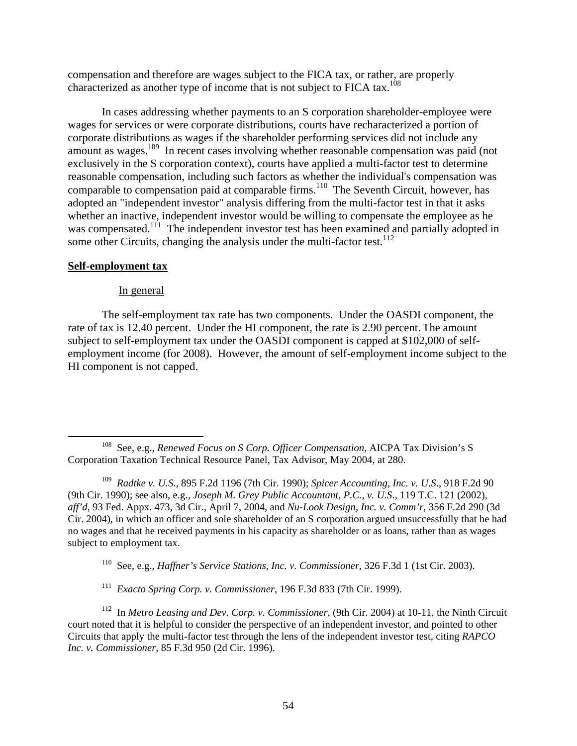compensation and therefore are wages subject to the FICA tax, or rather, are properly characterized as another type of income that is not subject to FICA tax.[108]

In cases addressing whether payments to an S corporation shareholder-employee were wages for services or were corporate distributions, courts have recharacterized a portion of corporate distributions as wages if the shareholder performing services did not include any amount as wages.[109] In recent cases involving whether reasonable compensation was paid (not exclusively in the S corporation context), courts have applied a multi-factor test to determine reasonable compensation, including such factors as whether the individual's compensation was comparable to compensation paid at comparable firms.[110] The Seventh Circuit, however, has adopted an "independent investor" analysis differing from the multi-factor test in that it asks whether an inactive, independent investor would be willing to compensate the employee as he was compensated.[111] The independent investor test has been examined and partially adopted in some other Circuits, changing the analysis under the multi-factor test.[112]

**Self-employment tax**

In general

The self-employment tax rate has two components. Under the OASDI component, the rate of tax is 12.40 percent. Under the HI component, the rate is 2.90 percent. The amount subject to self-employment tax under the OASDI component is capped at $102,000 of self-employment income (for 2008). However, the amount of self-employment income subject to the HI component is not capped.

---

[108] See, e.g., *Renewed Focus on S Corp. Officer Compensation*, AICPA Tax Division's S Corporation Taxation Technical Resource Panel, Tax Advisor, May 2004, at 280.

[109] *Radtke v. U.S.*, 895 F.2d 1196 (7th Cir. 1990); *Spicer Accounting, Inc. v. U.S.*, 918 F.2d 90 (9th Cir. 1990); see also, e.g., *Joseph M. Grey Public Accountant, P.C., v. U.S.*, 119 T.C. 121 (2002), *aff'd*, 93 Fed. Appx. 473, 3d Cir., April 7, 2004, and *Nu-Look Design, Inc. v. Comm'r*, 356 F.2d 290 (3d Cir. 2004), in which an officer and sole shareholder of an S corporation argued unsuccessfully that he had no wages and that he received payments in his capacity as shareholder or as loans, rather than as wages subject to employment tax.

[110] See, e.g., *Haffner's Service Stations, Inc. v. Commissioner*, 326 F.3d 1 (1st Cir. 2003).

[111] *Exacto Spring Corp. v. Commissioner*, 196 F.3d 833 (7th Cir. 1999).

[112] In *Metro Leasing and Dev. Corp. v. Commissioner*, (9th Cir. 2004) at 10-11, the Ninth Circuit court noted that it is helpful to consider the perspective of an independent investor, and pointed to other Circuits that apply the multi-factor test through the lens of the independent investor test, citing *RAPCO Inc. v. Commissioner*, 85 F.3d 950 (2d Cir. 1996).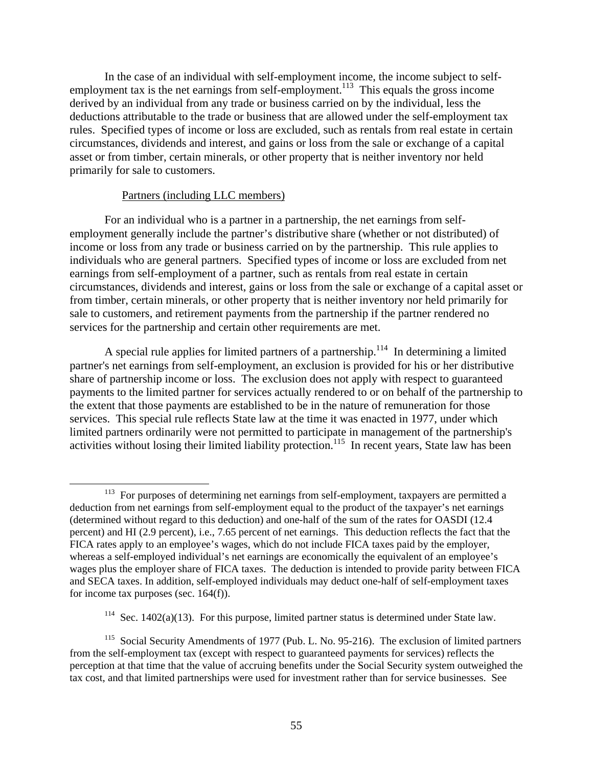In the case of an individual with self-employment income, the income subject to self-employment tax is the net earnings from self-employment.[113] This equals the gross income derived by an individual from any trade or business carried on by the individual, less the deductions attributable to the trade or business that are allowed under the self-employment tax rules. Specified types of income or loss are excluded, such as rentals from real estate in certain circumstances, dividends and interest, and gains or loss from the sale or exchange of a capital asset or from timber, certain minerals, or other property that is neither inventory nor held primarily for sale to customers.

Partners (including LLC members)

For an individual who is a partner in a partnership, the net earnings from self-employment generally include the partner's distributive share (whether or not distributed) of income or loss from any trade or business carried on by the partnership. This rule applies to individuals who are general partners. Specified types of income or loss are excluded from net earnings from self-employment of a partner, such as rentals from real estate in certain circumstances, dividends and interest, gains or loss from the sale or exchange of a capital asset or from timber, certain minerals, or other property that is neither inventory nor held primarily for sale to customers, and retirement payments from the partnership if the partner rendered no services for the partnership and certain other requirements are met.

A special rule applies for limited partners of a partnership.[114] In determining a limited partner's net earnings from self-employment, an exclusion is provided for his or her distributive share of partnership income or loss. The exclusion does not apply with respect to guaranteed payments to the limited partner for services actually rendered to or on behalf of the partnership to the extent that those payments are established to be in the nature of remuneration for those services. This special rule reflects State law at the time it was enacted in 1977, under which limited partners ordinarily were not permitted to participate in management of the partnership's activities without losing their limited liability protection.[115] In recent years, State law has been

---

[113] For purposes of determining net earnings from self-employment, taxpayers are permitted a deduction from net earnings from self-employment equal to the product of the taxpayer's net earnings (determined without regard to this deduction) and one-half of the sum of the rates for OASDI (12.4 percent) and HI (2.9 percent), i.e., 7.65 percent of net earnings. This deduction reflects the fact that the FICA rates apply to an employee's wages, which do not include FICA taxes paid by the employer, whereas a self-employed individual's net earnings are economically the equivalent of an employee's wages plus the employer share of FICA taxes. The deduction is intended to provide parity between FICA and SECA taxes. In addition, self-employed individuals may deduct one-half of self-employment taxes for income tax purposes (sec. 164(f)).

[114] Sec. 1402(a)(13). For this purpose, limited partner status is determined under State law.

[115] Social Security Amendments of 1977 (Pub. L. No. 95-216). The exclusion of limited partners from the self-employment tax (except with respect to guaranteed payments for services) reflects the perception at that time that the value of accruing benefits under the Social Security system outweighed the tax cost, and that limited partnerships were used for investment rather than for service businesses. See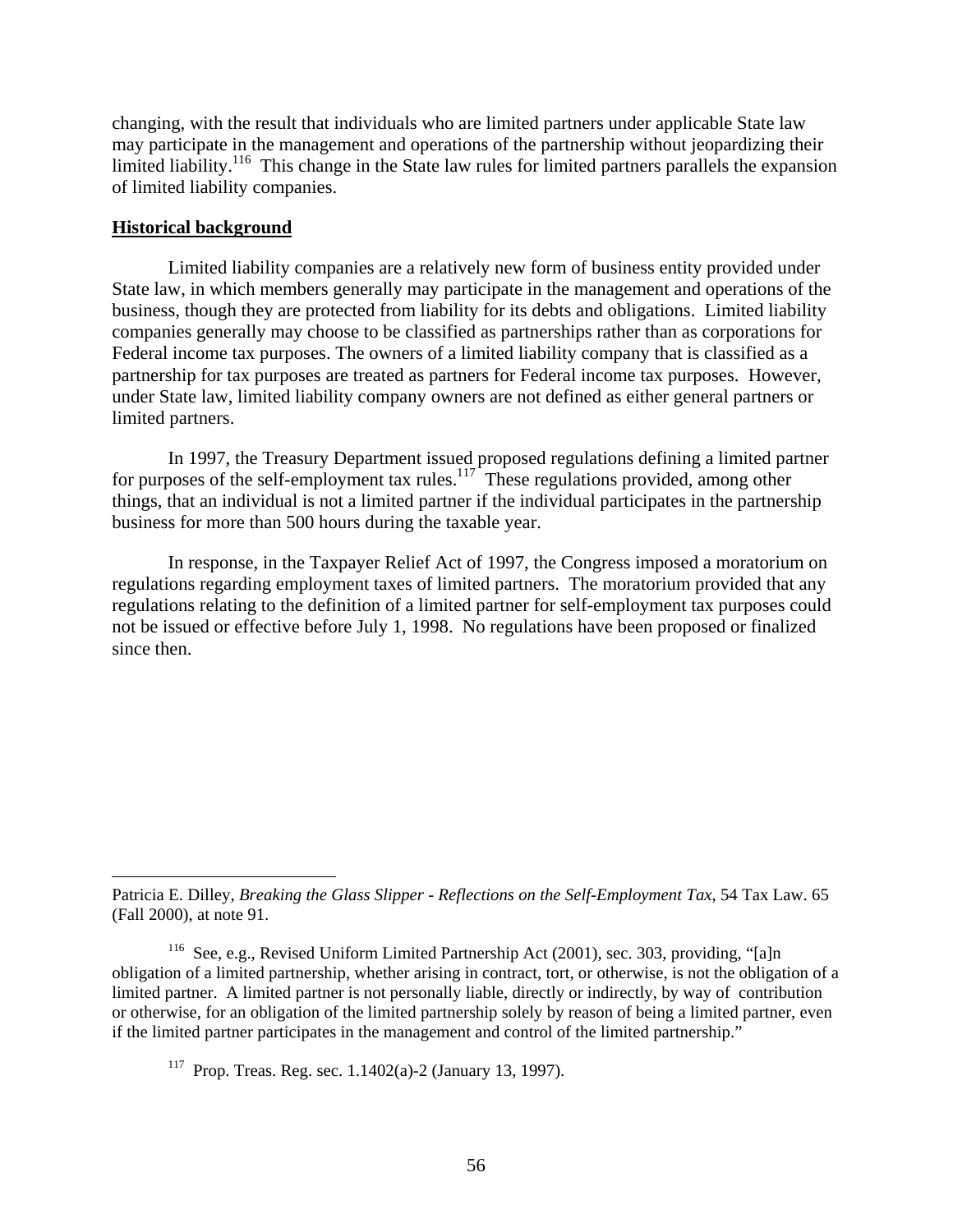changing, with the result that individuals who are limited partners under applicable State law may participate in the management and operations of the partnership without jeopardizing their limited liability.[116] This change in the State law rules for limited partners parallels the expansion of limited liability companies.

**Historical background**

Limited liability companies are a relatively new form of business entity provided under State law, in which members generally may participate in the management and operations of the business, though they are protected from liability for its debts and obligations. Limited liability companies generally may choose to be classified as partnerships rather than as corporations for Federal income tax purposes. The owners of a limited liability company that is classified as a partnership for tax purposes are treated as partners for Federal income tax purposes. However, under State law, limited liability company owners are not defined as either general partners or limited partners.

In 1997, the Treasury Department issued proposed regulations defining a limited partner for purposes of the self-employment tax rules.[117] These regulations provided, among other things, that an individual is not a limited partner if the individual participates in the partnership business for more than 500 hours during the taxable year.

In response, in the Taxpayer Relief Act of 1997, the Congress imposed a moratorium on regulations regarding employment taxes of limited partners. The moratorium provided that any regulations relating to the definition of a limited partner for self-employment tax purposes could not be issued or effective before July 1, 1998. No regulations have been proposed or finalized since then.

---

Patricia E. Dilley, *Breaking the Glass Slipper - Reflections on the Self-Employment Tax*, 54 Tax Law. 65 (Fall 2000), at note 91.

[116] See, e.g., Revised Uniform Limited Partnership Act (2001), sec. 303, providing, "[a]n obligation of a limited partnership, whether arising in contract, tort, or otherwise, is not the obligation of a limited partner. A limited partner is not personally liable, directly or indirectly, by way of contribution or otherwise, for an obligation of the limited partnership solely by reason of being a limited partner, even if the limited partner participates in the management and control of the limited partnership."

[117] Prop. Treas. Reg. sec. 1.1402(a)-2 (January 13, 1997).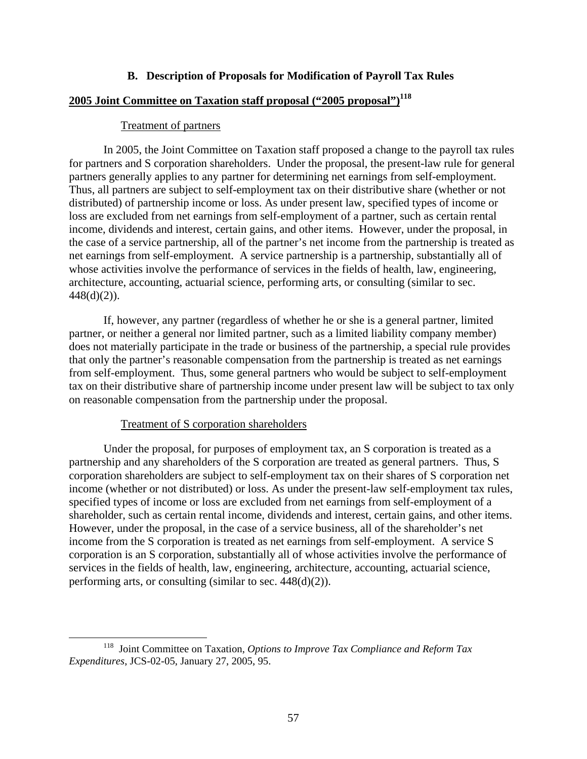### B. Description of Proposals for Modification of Payroll Tax Rules

**2005 Joint Committee on Taxation staff proposal ("2005 proposal")**[118]

Treatment of partners

In 2005, the Joint Committee on Taxation staff proposed a change to the payroll tax rules for partners and S corporation shareholders. Under the proposal, the present-law rule for general partners generally applies to any partner for determining net earnings from self-employment. Thus, all partners are subject to self-employment tax on their distributive share (whether or not distributed) of partnership income or loss. As under present law, specified types of income or loss are excluded from net earnings from self-employment of a partner, such as certain rental income, dividends and interest, certain gains, and other items. However, under the proposal, in the case of a service partnership, all of the partner's net income from the partnership is treated as net earnings from self-employment. A service partnership is a partnership, substantially all of whose activities involve the performance of services in the fields of health, law, engineering, architecture, accounting, actuarial science, performing arts, or consulting (similar to sec. 448(d)(2)).

If, however, any partner (regardless of whether he or she is a general partner, limited partner, or neither a general nor limited partner, such as a limited liability company member) does not materially participate in the trade or business of the partnership, a special rule provides that only the partner's reasonable compensation from the partnership is treated as net earnings from self-employment. Thus, some general partners who would be subject to self-employment tax on their distributive share of partnership income under present law will be subject to tax only on reasonable compensation from the partnership under the proposal.

Treatment of S corporation shareholders

Under the proposal, for purposes of employment tax, an S corporation is treated as a partnership and any shareholders of the S corporation are treated as general partners. Thus, S corporation shareholders are subject to self-employment tax on their shares of S corporation net income (whether or not distributed) or loss. As under the present-law self-employment tax rules, specified types of income or loss are excluded from net earnings from self-employment of a shareholder, such as certain rental income, dividends and interest, certain gains, and other items. However, under the proposal, in the case of a service business, all of the shareholder's net income from the S corporation is treated as net earnings from self-employment. A service S corporation is an S corporation, substantially all of whose activities involve the performance of services in the fields of health, law, engineering, architecture, accounting, actuarial science, performing arts, or consulting (similar to sec. 448(d)(2)).

---

[118] Joint Committee on Taxation, *Options to Improve Tax Compliance and Reform Tax Expenditures*, JCS-02-05, January 27, 2005, 95.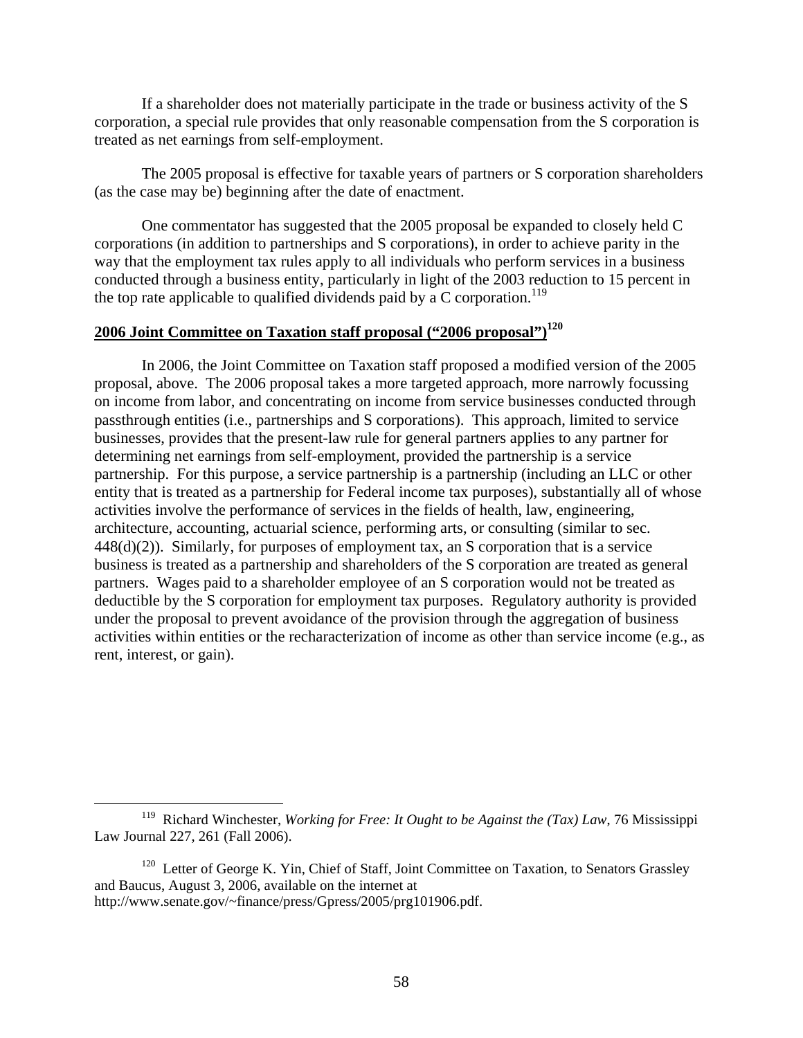If a shareholder does not materially participate in the trade or business activity of the S corporation, a special rule provides that only reasonable compensation from the S corporation is treated as net earnings from self-employment.

The 2005 proposal is effective for taxable years of partners or S corporation shareholders (as the case may be) beginning after the date of enactment.

One commentator has suggested that the 2005 proposal be expanded to closely held C corporations (in addition to partnerships and S corporations), in order to achieve parity in the way that the employment tax rules apply to all individuals who perform services in a business conducted through a business entity, particularly in light of the 2003 reduction to 15 percent in the top rate applicable to qualified dividends paid by a C corporation.[119]

**<u>2006 Joint Committee on Taxation staff proposal ("2006 proposal")[120]</u>**

In 2006, the Joint Committee on Taxation staff proposed a modified version of the 2005 proposal, above. The 2006 proposal takes a more targeted approach, more narrowly focussing on income from labor, and concentrating on income from service businesses conducted through passthrough entities (i.e., partnerships and S corporations). This approach, limited to service businesses, provides that the present-law rule for general partners applies to any partner for determining net earnings from self-employment, provided the partnership is a service partnership. For this purpose, a service partnership is a partnership (including an LLC or other entity that is treated as a partnership for Federal income tax purposes), substantially all of whose activities involve the performance of services in the fields of health, law, engineering, architecture, accounting, actuarial science, performing arts, or consulting (similar to sec. 448(d)(2)). Similarly, for purposes of employment tax, an S corporation that is a service business is treated as a partnership and shareholders of the S corporation are treated as general partners. Wages paid to a shareholder employee of an S corporation would not be treated as deductible by the S corporation for employment tax purposes. Regulatory authority is provided under the proposal to prevent avoidance of the provision through the aggregation of business activities within entities or the recharacterization of income as other than service income (e.g., as rent, interest, or gain).

---

[119] Richard Winchester, *Working for Free: It Ought to be Against the (Tax) Law*, 76 Mississippi Law Journal 227, 261 (Fall 2006).

[120] Letter of George K. Yin, Chief of Staff, Joint Committee on Taxation, to Senators Grassley and Baucus, August 3, 2006, available on the internet at http://www.senate.gov/~finance/press/Gpress/2005/prg101906.pdf.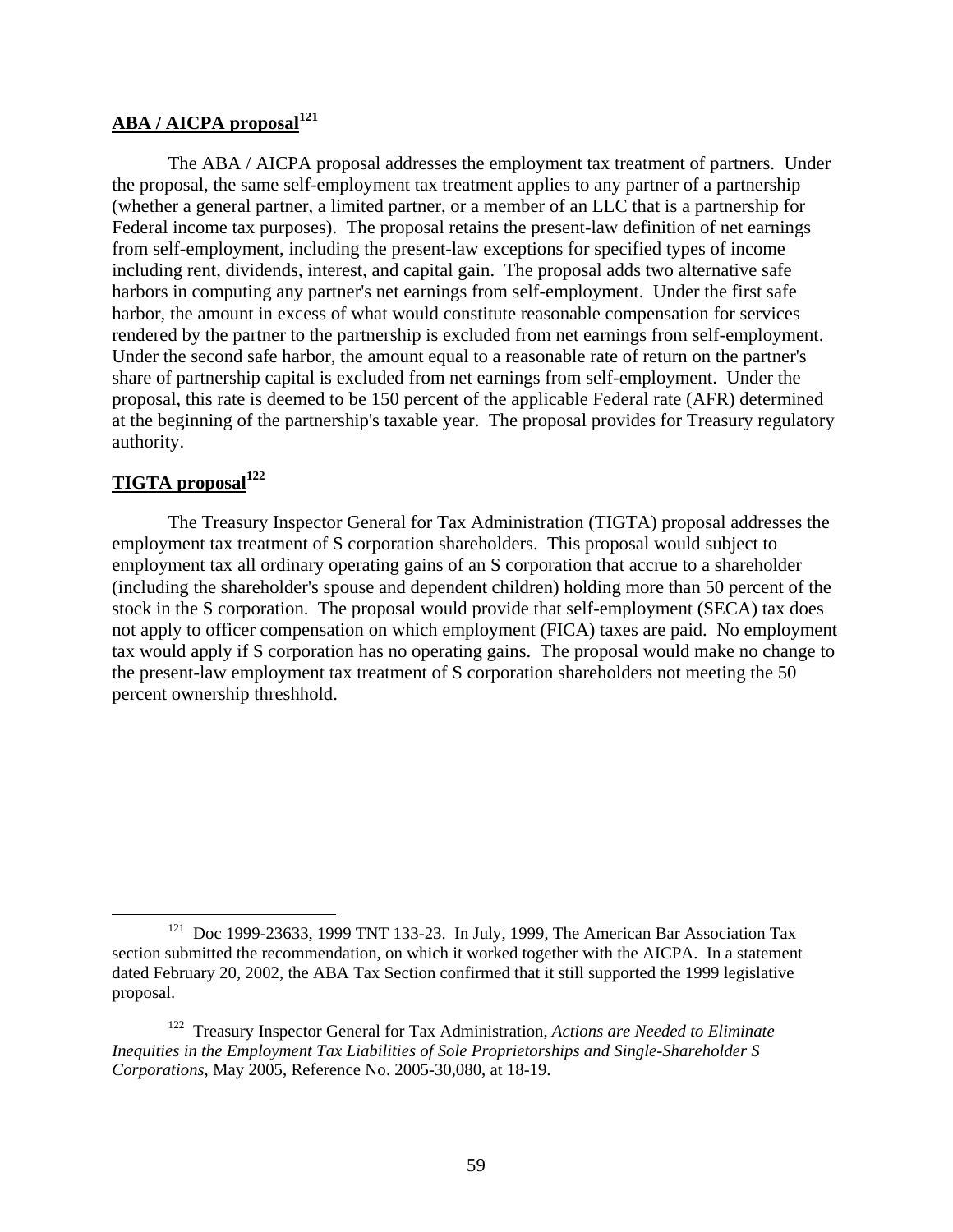## ABA / AICPA proposal[121]

The ABA / AICPA proposal addresses the employment tax treatment of partners. Under the proposal, the same self-employment tax treatment applies to any partner of a partnership (whether a general partner, a limited partner, or a member of an LLC that is a partnership for Federal income tax purposes). The proposal retains the present-law definition of net earnings from self-employment, including the present-law exceptions for specified types of income including rent, dividends, interest, and capital gain. The proposal adds two alternative safe harbors in computing any partner's net earnings from self-employment. Under the first safe harbor, the amount in excess of what would constitute reasonable compensation for services rendered by the partner to the partnership is excluded from net earnings from self-employment. Under the second safe harbor, the amount equal to a reasonable rate of return on the partner's share of partnership capital is excluded from net earnings from self-employment. Under the proposal, this rate is deemed to be 150 percent of the applicable Federal rate (AFR) determined at the beginning of the partnership's taxable year. The proposal provides for Treasury regulatory authority.

## TIGTA proposal[122]

The Treasury Inspector General for Tax Administration (TIGTA) proposal addresses the employment tax treatment of S corporation shareholders. This proposal would subject to employment tax all ordinary operating gains of an S corporation that accrue to a shareholder (including the shareholder's spouse and dependent children) holding more than 50 percent of the stock in the S corporation. The proposal would provide that self-employment (SECA) tax does not apply to officer compensation on which employment (FICA) taxes are paid. No employment tax would apply if S corporation has no operating gains. The proposal would make no change to the present-law employment tax treatment of S corporation shareholders not meeting the 50 percent ownership threshhold.

---

[121] Doc 1999-23633, 1999 TNT 133-23. In July, 1999, The American Bar Association Tax section submitted the recommendation, on which it worked together with the AICPA. In a statement dated February 20, 2002, the ABA Tax Section confirmed that it still supported the 1999 legislative proposal.

[122] Treasury Inspector General for Tax Administration, *Actions are Needed to Eliminate Inequities in the Employment Tax Liabilities of Sole Proprietorships and Single-Shareholder S Corporations*, May 2005, Reference No. 2005-30,080, at 18-19.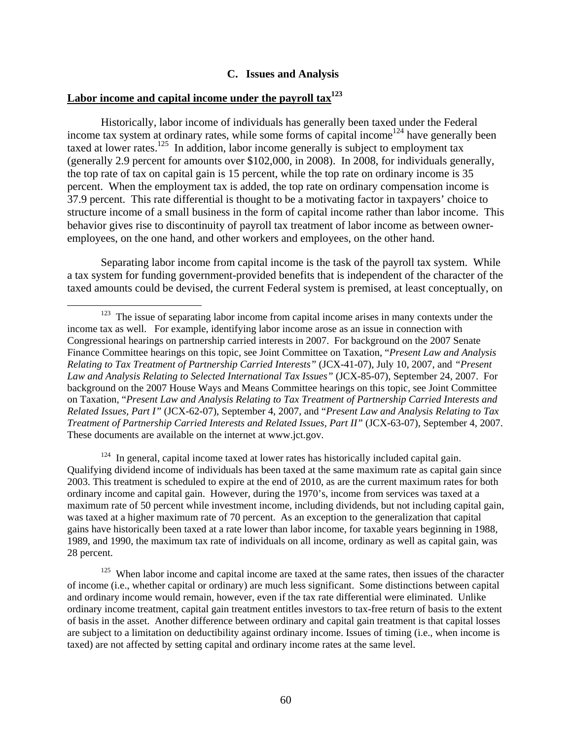### C. Issues and Analysis

**Labor income and capital income under the payroll tax**[123]

Historically, labor income of individuals has generally been taxed under the Federal income tax system at ordinary rates, while some forms of capital income[124] have generally been taxed at lower rates.[125] In addition, labor income generally is subject to employment tax (generally 2.9 percent for amounts over $102,000, in 2008). In 2008, for individuals generally, the top rate of tax on capital gain is 15 percent, while the top rate on ordinary income is 35 percent. When the employment tax is added, the top rate on ordinary compensation income is 37.9 percent. This rate differential is thought to be a motivating factor in taxpayers' choice to structure income of a small business in the form of capital income rather than labor income. This behavior gives rise to discontinuity of payroll tax treatment of labor income as between owner-employees, on the one hand, and other workers and employees, on the other hand.

Separating labor income from capital income is the task of the payroll tax system. While a tax system for funding government-provided benefits that is independent of the character of the taxed amounts could be devised, the current Federal system is premised, at least conceptually, on

---

[123] The issue of separating labor income from capital income arises in many contexts under the income tax as well. For example, identifying labor income arose as an issue in connection with Congressional hearings on partnership carried interests in 2007. For background on the 2007 Senate Finance Committee hearings on this topic, see Joint Committee on Taxation, "*Present Law and Analysis Relating to Tax Treatment of Partnership Carried Interests"* (JCX-41-07), July 10, 2007, and *"Present Law and Analysis Relating to Selected International Tax Issues"* (JCX-85-07), September 24, 2007. For background on the 2007 House Ways and Means Committee hearings on this topic, see Joint Committee on Taxation, "*Present Law and Analysis Relating to Tax Treatment of Partnership Carried Interests and Related Issues, Part I"* (JCX-62-07), September 4, 2007, and "*Present Law and Analysis Relating to Tax Treatment of Partnership Carried Interests and Related Issues, Part II"* (JCX-63-07), September 4, 2007. These documents are available on the internet at www.jct.gov.

[124] In general, capital income taxed at lower rates has historically included capital gain. Qualifying dividend income of individuals has been taxed at the same maximum rate as capital gain since 2003. This treatment is scheduled to expire at the end of 2010, as are the current maximum rates for both ordinary income and capital gain. However, during the 1970's, income from services was taxed at a maximum rate of 50 percent while investment income, including dividends, but not including capital gain, was taxed at a higher maximum rate of 70 percent. As an exception to the generalization that capital gains have historically been taxed at a rate lower than labor income, for taxable years beginning in 1988, 1989, and 1990, the maximum tax rate of individuals on all income, ordinary as well as capital gain, was 28 percent.

[125] When labor income and capital income are taxed at the same rates, then issues of the character of income (i.e., whether capital or ordinary) are much less significant. Some distinctions between capital and ordinary income would remain, however, even if the tax rate differential were eliminated. Unlike ordinary income treatment, capital gain treatment entitles investors to tax-free return of basis to the extent of basis in the asset. Another difference between ordinary and capital gain treatment is that capital losses are subject to a limitation on deductibility against ordinary income. Issues of timing (i.e., when income is taxed) are not affected by setting capital and ordinary income rates at the same level.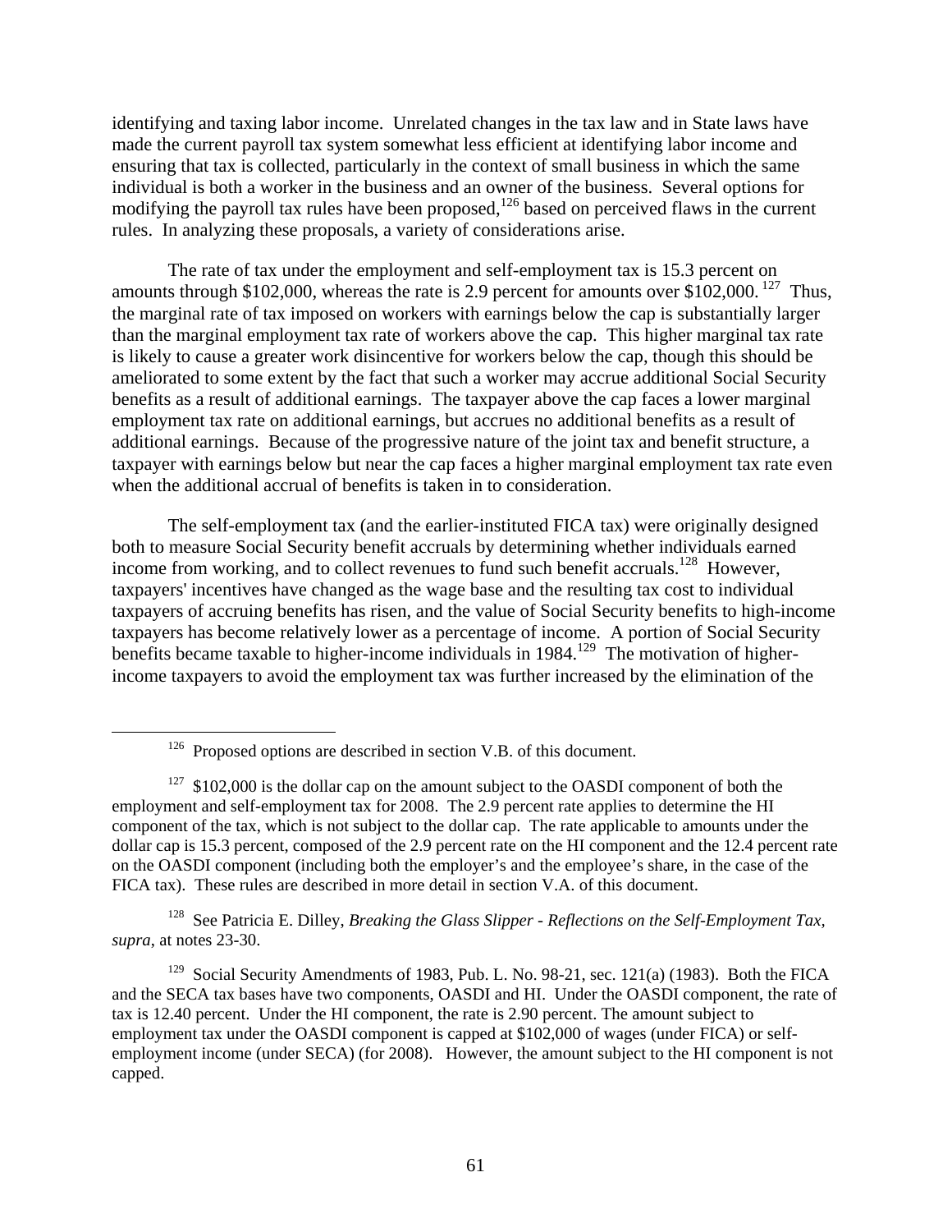identifying and taxing labor income. Unrelated changes in the tax law and in State laws have made the current payroll tax system somewhat less efficient at identifying labor income and ensuring that tax is collected, particularly in the context of small business in which the same individual is both a worker in the business and an owner of the business. Several options for modifying the payroll tax rules have been proposed,[126] based on perceived flaws in the current rules. In analyzing these proposals, a variety of considerations arise.

The rate of tax under the employment and self-employment tax is 15.3 percent on amounts through $102,000, whereas the rate is 2.9 percent for amounts over $102,000.[127] Thus, the marginal rate of tax imposed on workers with earnings below the cap is substantially larger than the marginal employment tax rate of workers above the cap. This higher marginal tax rate is likely to cause a greater work disincentive for workers below the cap, though this should be ameliorated to some extent by the fact that such a worker may accrue additional Social Security benefits as a result of additional earnings. The taxpayer above the cap faces a lower marginal employment tax rate on additional earnings, but accrues no additional benefits as a result of additional earnings. Because of the progressive nature of the joint tax and benefit structure, a taxpayer with earnings below but near the cap faces a higher marginal employment tax rate even when the additional accrual of benefits is taken in to consideration.

The self-employment tax (and the earlier-instituted FICA tax) were originally designed both to measure Social Security benefit accruals by determining whether individuals earned income from working, and to collect revenues to fund such benefit accruals.[128] However, taxpayers' incentives have changed as the wage base and the resulting tax cost to individual taxpayers of accruing benefits has risen, and the value of Social Security benefits to high-income taxpayers has become relatively lower as a percentage of income. A portion of Social Security benefits became taxable to higher-income individuals in 1984.[129] The motivation of higher-income taxpayers to avoid the employment tax was further increased by the elimination of the

---

[126] Proposed options are described in section V.B. of this document.

[127] $102,000 is the dollar cap on the amount subject to the OASDI component of both the employment and self-employment tax for 2008. The 2.9 percent rate applies to determine the HI component of the tax, which is not subject to the dollar cap. The rate applicable to amounts under the dollar cap is 15.3 percent, composed of the 2.9 percent rate on the HI component and the 12.4 percent rate on the OASDI component (including both the employer's and the employee's share, in the case of the FICA tax). These rules are described in more detail in section V.A. of this document.

[128] See Patricia E. Dilley, *Breaking the Glass Slipper - Reflections on the Self-Employment Tax, supra*, at notes 23-30.

[129] Social Security Amendments of 1983, Pub. L. No. 98-21, sec. 121(a) (1983). Both the FICA and the SECA tax bases have two components, OASDI and HI. Under the OASDI component, the rate of tax is 12.40 percent. Under the HI component, the rate is 2.90 percent. The amount subject to employment tax under the OASDI component is capped at $102,000 of wages (under FICA) or self-employment income (under SECA) (for 2008). However, the amount subject to the HI component is not capped.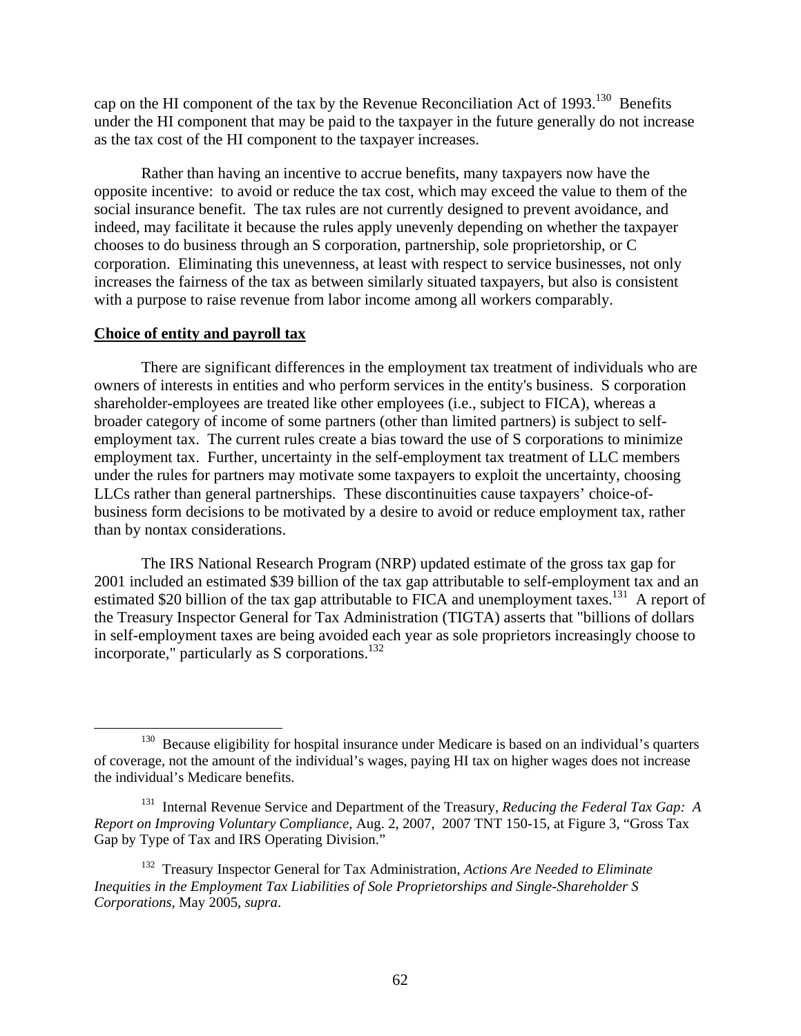cap on the HI component of the tax by the Revenue Reconciliation Act of 1993.[130] Benefits under the HI component that may be paid to the taxpayer in the future generally do not increase as the tax cost of the HI component to the taxpayer increases.

Rather than having an incentive to accrue benefits, many taxpayers now have the opposite incentive: to avoid or reduce the tax cost, which may exceed the value to them of the social insurance benefit. The tax rules are not currently designed to prevent avoidance, and indeed, may facilitate it because the rules apply unevenly depending on whether the taxpayer chooses to do business through an S corporation, partnership, sole proprietorship, or C corporation. Eliminating this unevenness, at least with respect to service businesses, not only increases the fairness of the tax as between similarly situated taxpayers, but also is consistent with a purpose to raise revenue from labor income among all workers comparably.

**Choice of entity and payroll tax**

There are significant differences in the employment tax treatment of individuals who are owners of interests in entities and who perform services in the entity's business. S corporation shareholder-employees are treated like other employees (i.e., subject to FICA), whereas a broader category of income of some partners (other than limited partners) is subject to self-employment tax. The current rules create a bias toward the use of S corporations to minimize employment tax. Further, uncertainty in the self-employment tax treatment of LLC members under the rules for partners may motivate some taxpayers to exploit the uncertainty, choosing LLCs rather than general partnerships. These discontinuities cause taxpayers' choice-of-business form decisions to be motivated by a desire to avoid or reduce employment tax, rather than by nontax considerations.

The IRS National Research Program (NRP) updated estimate of the gross tax gap for 2001 included an estimated \$39 billion of the tax gap attributable to self-employment tax and an estimated \$20 billion of the tax gap attributable to FICA and unemployment taxes.[131] A report of the Treasury Inspector General for Tax Administration (TIGTA) asserts that "billions of dollars in self-employment taxes are being avoided each year as sole proprietors increasingly choose to incorporate," particularly as S corporations.[132]

---

[130] Because eligibility for hospital insurance under Medicare is based on an individual's quarters of coverage, not the amount of the individual's wages, paying HI tax on higher wages does not increase the individual's Medicare benefits.

[131] Internal Revenue Service and Department of the Treasury, *Reducing the Federal Tax Gap: A Report on Improving Voluntary Compliance,* Aug. 2, 2007, 2007 TNT 150-15, at Figure 3, "Gross Tax Gap by Type of Tax and IRS Operating Division."

[132] Treasury Inspector General for Tax Administration, *Actions Are Needed to Eliminate Inequities in the Employment Tax Liabilities of Sole Proprietorships and Single-Shareholder S Corporations*, May 2005, *supra*.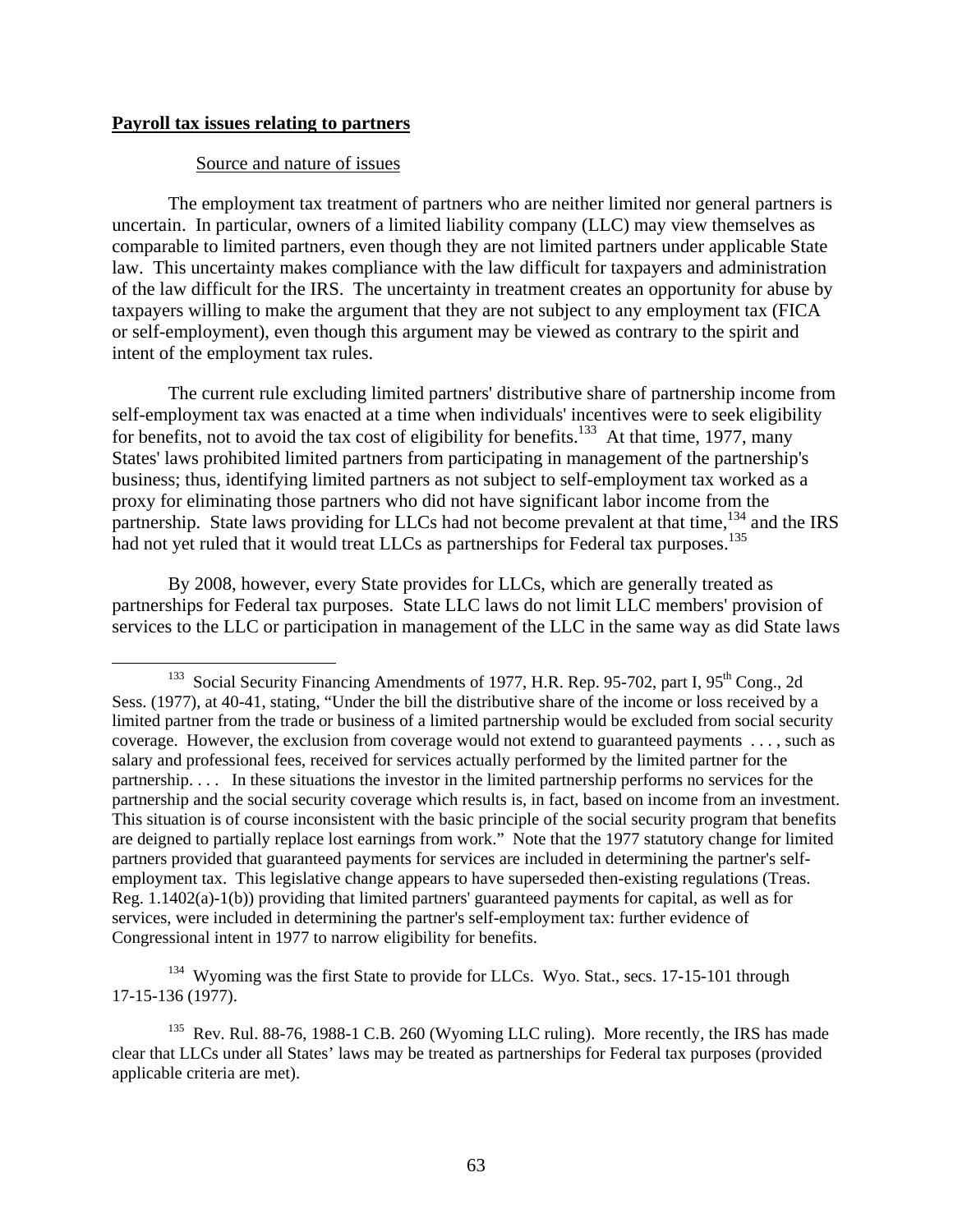**Payroll tax issues relating to partners**

Source and nature of issues

The employment tax treatment of partners who are neither limited nor general partners is uncertain. In particular, owners of a limited liability company (LLC) may view themselves as comparable to limited partners, even though they are not limited partners under applicable State law. This uncertainty makes compliance with the law difficult for taxpayers and administration of the law difficult for the IRS. The uncertainty in treatment creates an opportunity for abuse by taxpayers willing to make the argument that they are not subject to any employment tax (FICA or self-employment), even though this argument may be viewed as contrary to the spirit and intent of the employment tax rules.

The current rule excluding limited partners' distributive share of partnership income from self-employment tax was enacted at a time when individuals' incentives were to seek eligibility for benefits, not to avoid the tax cost of eligibility for benefits.[133] At that time, 1977, many States' laws prohibited limited partners from participating in management of the partnership's business; thus, identifying limited partners as not subject to self-employment tax worked as a proxy for eliminating those partners who did not have significant labor income from the partnership. State laws providing for LLCs had not become prevalent at that time,[134] and the IRS had not yet ruled that it would treat LLCs as partnerships for Federal tax purposes.[135]

By 2008, however, every State provides for LLCs, which are generally treated as partnerships for Federal tax purposes. State LLC laws do not limit LLC members' provision of services to the LLC or participation in management of the LLC in the same way as did State laws

---

[133] Social Security Financing Amendments of 1977, H.R. Rep. 95-702, part I, 95th Cong., 2d Sess. (1977), at 40-41, stating, "Under the bill the distributive share of the income or loss received by a limited partner from the trade or business of a limited partnership would be excluded from social security coverage. However, the exclusion from coverage would not extend to guaranteed payments . . . , such as salary and professional fees, received for services actually performed by the limited partner for the partnership. . . . In these situations the investor in the limited partnership performs no services for the partnership and the social security coverage which results is, in fact, based on income from an investment. This situation is of course inconsistent with the basic principle of the social security program that benefits are deigned to partially replace lost earnings from work." Note that the 1977 statutory change for limited partners provided that guaranteed payments for services are included in determining the partner's self-employment tax. This legislative change appears to have superseded then-existing regulations (Treas. Reg. 1.1402(a)-1(b)) providing that limited partners' guaranteed payments for capital, as well as for services, were included in determining the partner's self-employment tax: further evidence of Congressional intent in 1977 to narrow eligibility for benefits.

[134] Wyoming was the first State to provide for LLCs. Wyo. Stat., secs. 17-15-101 through 17-15-136 (1977).

[135] Rev. Rul. 88-76, 1988-1 C.B. 260 (Wyoming LLC ruling). More recently, the IRS has made clear that LLCs under all States' laws may be treated as partnerships for Federal tax purposes (provided applicable criteria are met).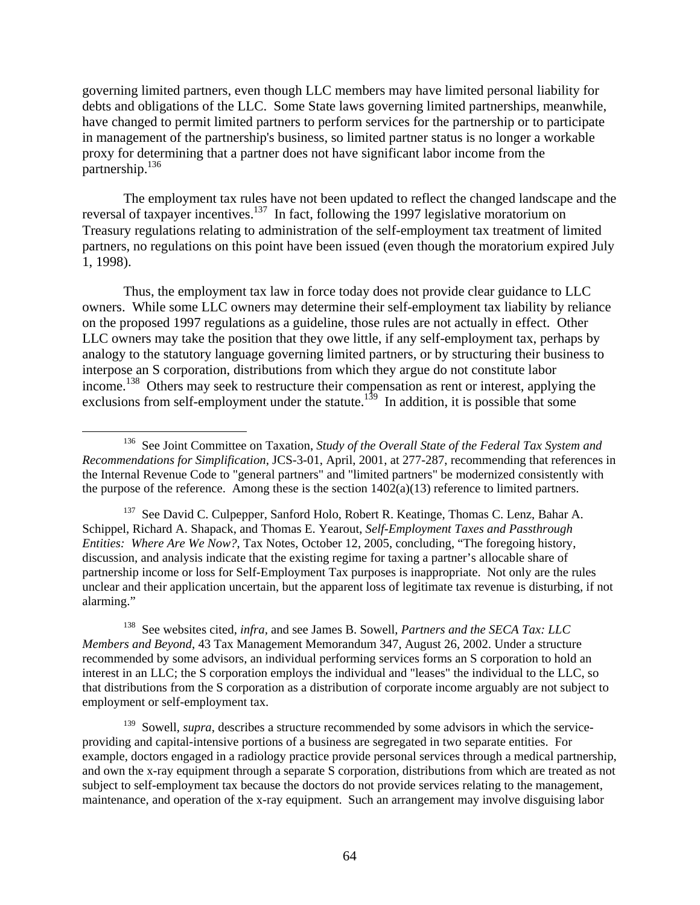governing limited partners, even though LLC members may have limited personal liability for debts and obligations of the LLC. Some State laws governing limited partnerships, meanwhile, have changed to permit limited partners to perform services for the partnership or to participate in management of the partnership's business, so limited partner status is no longer a workable proxy for determining that a partner does not have significant labor income from the partnership.[136]

The employment tax rules have not been updated to reflect the changed landscape and the reversal of taxpayer incentives.[137] In fact, following the 1997 legislative moratorium on Treasury regulations relating to administration of the self-employment tax treatment of limited partners, no regulations on this point have been issued (even though the moratorium expired July 1, 1998).

Thus, the employment tax law in force today does not provide clear guidance to LLC owners. While some LLC owners may determine their self-employment tax liability by reliance on the proposed 1997 regulations as a guideline, those rules are not actually in effect. Other LLC owners may take the position that they owe little, if any self-employment tax, perhaps by analogy to the statutory language governing limited partners, or by structuring their business to interpose an S corporation, distributions from which they argue do not constitute labor income.[138] Others may seek to restructure their compensation as rent or interest, applying the exclusions from self-employment under the statute.[139] In addition, it is possible that some

---

[136] See Joint Committee on Taxation, *Study of the Overall State of the Federal Tax System and Recommendations for Simplification*, JCS-3-01, April, 2001, at 277-287, recommending that references in the Internal Revenue Code to "general partners" and "limited partners" be modernized consistently with the purpose of the reference. Among these is the section 1402(a)(13) reference to limited partners.

[137] See David C. Culpepper, Sanford Holo, Robert R. Keatinge, Thomas C. Lenz, Bahar A. Schippel, Richard A. Shapack, and Thomas E. Yearout, *Self-Employment Taxes and Passthrough Entities: Where Are We Now?*, Tax Notes, October 12, 2005, concluding, "The foregoing history, discussion, and analysis indicate that the existing regime for taxing a partner's allocable share of partnership income or loss for Self-Employment Tax purposes is inappropriate. Not only are the rules unclear and their application uncertain, but the apparent loss of legitimate tax revenue is disturbing, if not alarming."

[138] See websites cited, *infra*, and see James B. Sowell, *Partners and the SECA Tax: LLC Members and Beyond*, 43 Tax Management Memorandum 347, August 26, 2002. Under a structure recommended by some advisors, an individual performing services forms an S corporation to hold an interest in an LLC; the S corporation employs the individual and "leases" the individual to the LLC, so that distributions from the S corporation as a distribution of corporate income arguably are not subject to employment or self-employment tax.

[139] Sowell, *supra*, describes a structure recommended by some advisors in which the service-providing and capital-intensive portions of a business are segregated in two separate entities. For example, doctors engaged in a radiology practice provide personal services through a medical partnership, and own the x-ray equipment through a separate S corporation, distributions from which are treated as not subject to self-employment tax because the doctors do not provide services relating to the management, maintenance, and operation of the x-ray equipment. Such an arrangement may involve disguising labor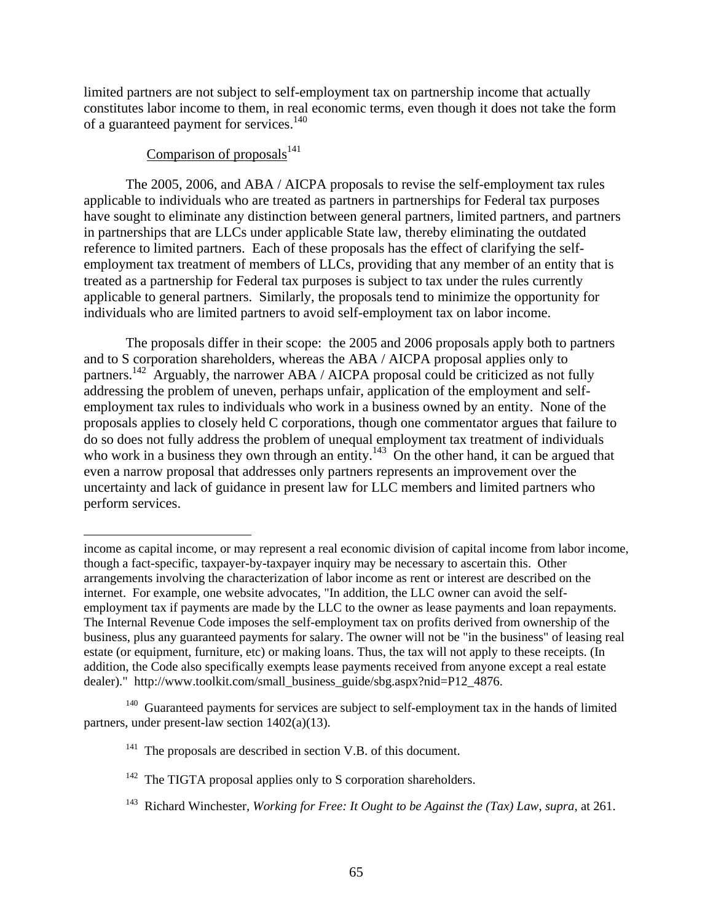limited partners are not subject to self-employment tax on partnership income that actually constitutes labor income to them, in real economic terms, even though it does not take the form of a guaranteed payment for services.[140]

Comparison of proposals[141]

The 2005, 2006, and ABA / AICPA proposals to revise the self-employment tax rules applicable to individuals who are treated as partners in partnerships for Federal tax purposes have sought to eliminate any distinction between general partners, limited partners, and partners in partnerships that are LLCs under applicable State law, thereby eliminating the outdated reference to limited partners. Each of these proposals has the effect of clarifying the self-employment tax treatment of members of LLCs, providing that any member of an entity that is treated as a partnership for Federal tax purposes is subject to tax under the rules currently applicable to general partners. Similarly, the proposals tend to minimize the opportunity for individuals who are limited partners to avoid self-employment tax on labor income.

The proposals differ in their scope: the 2005 and 2006 proposals apply both to partners and to S corporation shareholders, whereas the ABA / AICPA proposal applies only to partners.[142] Arguably, the narrower ABA / AICPA proposal could be criticized as not fully addressing the problem of uneven, perhaps unfair, application of the employment and self-employment tax rules to individuals who work in a business owned by an entity. None of the proposals applies to closely held C corporations, though one commentator argues that failure to do so does not fully address the problem of unequal employment tax treatment of individuals who work in a business they own through an entity.[143] On the other hand, it can be argued that even a narrow proposal that addresses only partners represents an improvement over the uncertainty and lack of guidance in present law for LLC members and limited partners who perform services.

---

income as capital income, or may represent a real economic division of capital income from labor income, though a fact-specific, taxpayer-by-taxpayer inquiry may be necessary to ascertain this. Other arrangements involving the characterization of labor income as rent or interest are described on the internet. For example, one website advocates, "In addition, the LLC owner can avoid the self-employment tax if payments are made by the LLC to the owner as lease payments and loan repayments. The Internal Revenue Code imposes the self-employment tax on profits derived from ownership of the business, plus any guaranteed payments for salary. The owner will not be "in the business" of leasing real estate (or equipment, furniture, etc) or making loans. Thus, the tax will not apply to these receipts. (In addition, the Code also specifically exempts lease payments received from anyone except a real estate dealer)." http://www.toolkit.com/small_business_guide/sbg.aspx?nid=P12_4876.

[140] Guaranteed payments for services are subject to self-employment tax in the hands of limited partners, under present-law section 1402(a)(13).

[141] The proposals are described in section V.B. of this document.

[142] The TIGTA proposal applies only to S corporation shareholders.

[143] Richard Winchester, *Working for Free: It Ought to be Against the (Tax) Law*, *supra*, at 261.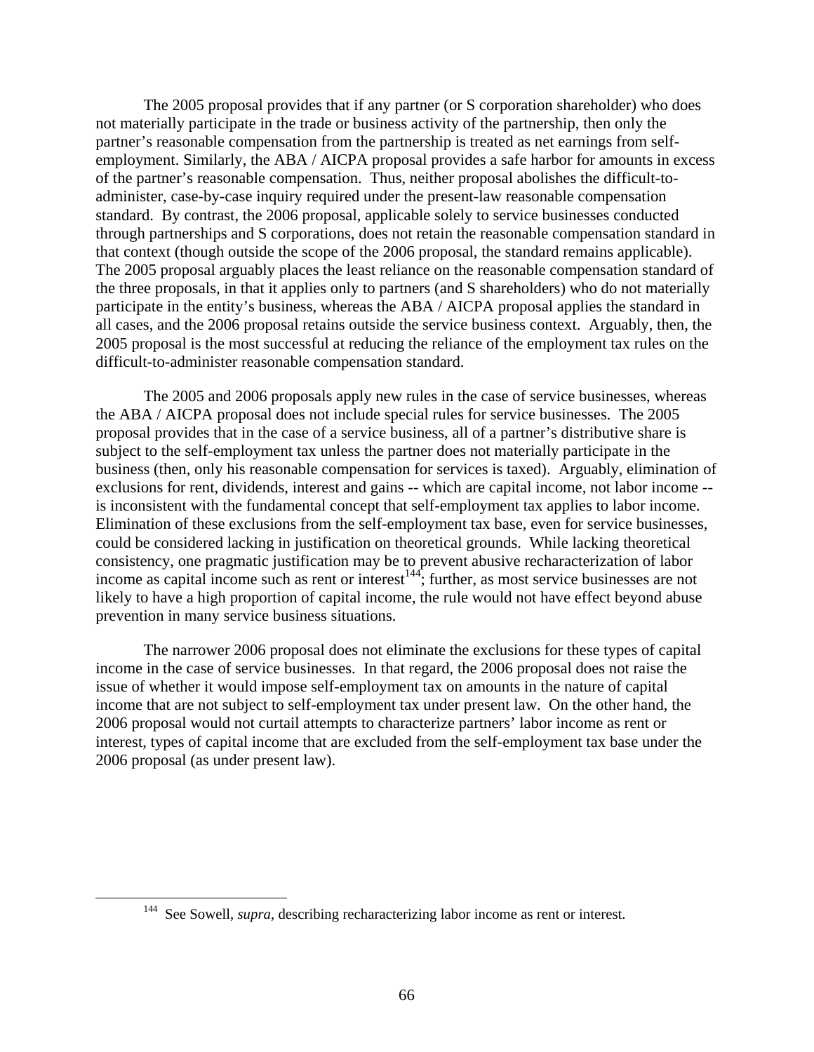The 2005 proposal provides that if any partner (or S corporation shareholder) who does not materially participate in the trade or business activity of the partnership, then only the partner's reasonable compensation from the partnership is treated as net earnings from self-employment. Similarly, the ABA / AICPA proposal provides a safe harbor for amounts in excess of the partner's reasonable compensation. Thus, neither proposal abolishes the difficult-to-administer, case-by-case inquiry required under the present-law reasonable compensation standard. By contrast, the 2006 proposal, applicable solely to service businesses conducted through partnerships and S corporations, does not retain the reasonable compensation standard in that context (though outside the scope of the 2006 proposal, the standard remains applicable). The 2005 proposal arguably places the least reliance on the reasonable compensation standard of the three proposals, in that it applies only to partners (and S shareholders) who do not materially participate in the entity's business, whereas the ABA / AICPA proposal applies the standard in all cases, and the 2006 proposal retains outside the service business context. Arguably, then, the 2005 proposal is the most successful at reducing the reliance of the employment tax rules on the difficult-to-administer reasonable compensation standard.

The 2005 and 2006 proposals apply new rules in the case of service businesses, whereas the ABA / AICPA proposal does not include special rules for service businesses. The 2005 proposal provides that in the case of a service business, all of a partner's distributive share is subject to the self-employment tax unless the partner does not materially participate in the business (then, only his reasonable compensation for services is taxed). Arguably, elimination of exclusions for rent, dividends, interest and gains -- which are capital income, not labor income -- is inconsistent with the fundamental concept that self-employment tax applies to labor income. Elimination of these exclusions from the self-employment tax base, even for service businesses, could be considered lacking in justification on theoretical grounds. While lacking theoretical consistency, one pragmatic justification may be to prevent abusive recharacterization of labor income as capital income such as rent or interest[144]; further, as most service businesses are not likely to have a high proportion of capital income, the rule would not have effect beyond abuse prevention in many service business situations.

The narrower 2006 proposal does not eliminate the exclusions for these types of capital income in the case of service businesses. In that regard, the 2006 proposal does not raise the issue of whether it would impose self-employment tax on amounts in the nature of capital income that are not subject to self-employment tax under present law. On the other hand, the 2006 proposal would not curtail attempts to characterize partners' labor income as rent or interest, types of capital income that are excluded from the self-employment tax base under the 2006 proposal (as under present law).

---

[144] See Sowell, *supra*, describing recharacterizing labor income as rent or interest.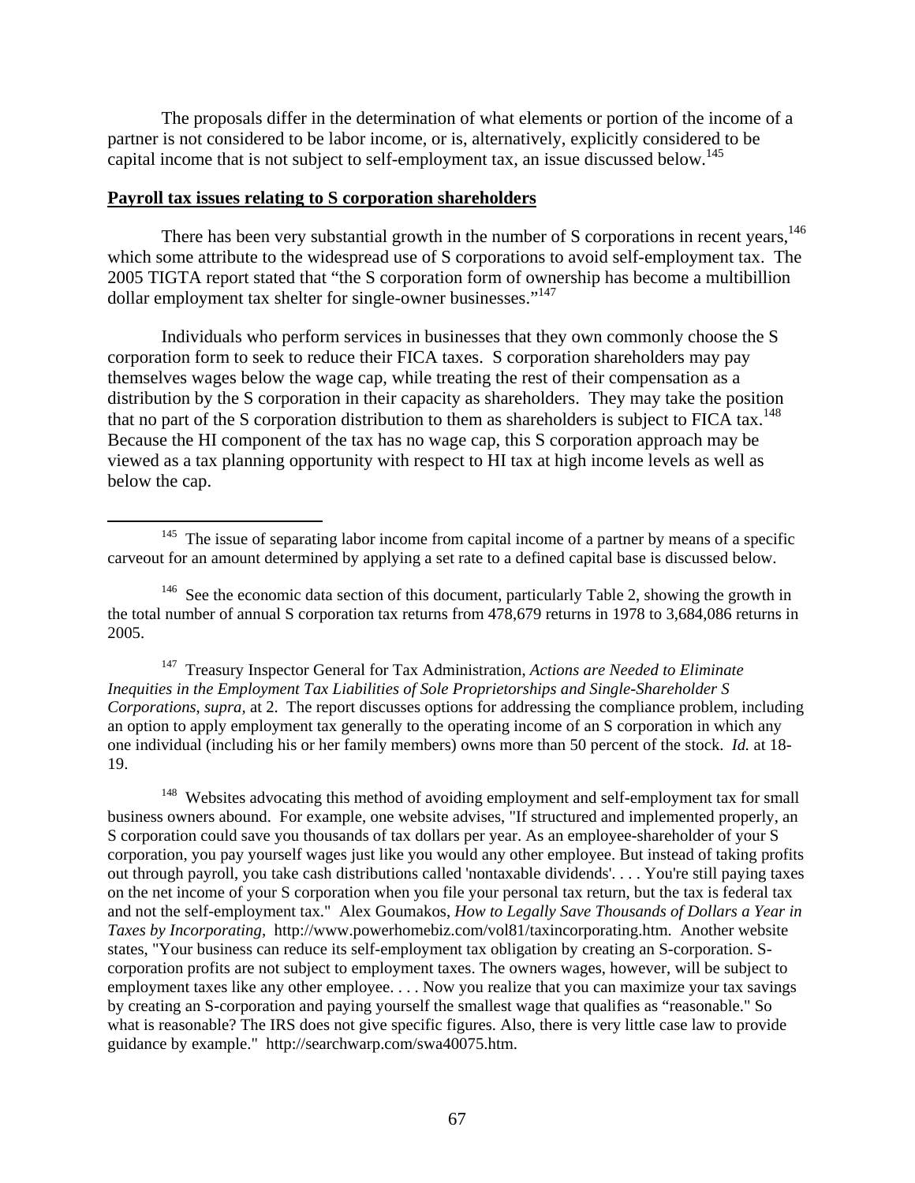The proposals differ in the determination of what elements or portion of the income of a partner is not considered to be labor income, or is, alternatively, explicitly considered to be capital income that is not subject to self-employment tax, an issue discussed below.[145]

**Payroll tax issues relating to S corporation shareholders**

There has been very substantial growth in the number of S corporations in recent years,[146] which some attribute to the widespread use of S corporations to avoid self-employment tax. The 2005 TIGTA report stated that "the S corporation form of ownership has become a multibillion dollar employment tax shelter for single-owner businesses."[147]

Individuals who perform services in businesses that they own commonly choose the S corporation form to seek to reduce their FICA taxes. S corporation shareholders may pay themselves wages below the wage cap, while treating the rest of their compensation as a distribution by the S corporation in their capacity as shareholders. They may take the position that no part of the S corporation distribution to them as shareholders is subject to FICA tax.[148] Because the HI component of the tax has no wage cap, this S corporation approach may be viewed as a tax planning opportunity with respect to HI tax at high income levels as well as below the cap.

---

[145] The issue of separating labor income from capital income of a partner by means of a specific carveout for an amount determined by applying a set rate to a defined capital base is discussed below.

[146] See the economic data section of this document, particularly Table 2, showing the growth in the total number of annual S corporation tax returns from 478,679 returns in 1978 to 3,684,086 returns in 2005.

[147] Treasury Inspector General for Tax Administration, *Actions are Needed to Eliminate Inequities in the Employment Tax Liabilities of Sole Proprietorships and Single-Shareholder S Corporations*, *supra*, at 2. The report discusses options for addressing the compliance problem, including an option to apply employment tax generally to the operating income of an S corporation in which any one individual (including his or her family members) owns more than 50 percent of the stock. *Id.* at 18-19.

[148] Websites advocating this method of avoiding employment and self-employment tax for small business owners abound. For example, one website advises, "If structured and implemented properly, an S corporation could save you thousands of tax dollars per year. As an employee-shareholder of your S corporation, you pay yourself wages just like you would any other employee. But instead of taking profits out through payroll, you take cash distributions called 'nontaxable dividends'. . . . You're still paying taxes on the net income of your S corporation when you file your personal tax return, but the tax is federal tax and not the self-employment tax." Alex Goumakos, *How to Legally Save Thousands of Dollars a Year in Taxes by Incorporating*, http://www.powerhomebiz.com/vol81/taxincorporating.htm. Another website states, "Your business can reduce its self-employment tax obligation by creating an S-corporation. S-corporation profits are not subject to employment taxes. The owners wages, however, will be subject to employment taxes like any other employee. . . . Now you realize that you can maximize your tax savings by creating an S-corporation and paying yourself the smallest wage that qualifies as "reasonable." So what is reasonable? The IRS does not give specific figures. Also, there is very little case law to provide guidance by example." http://searchwarp.com/swa40075.htm.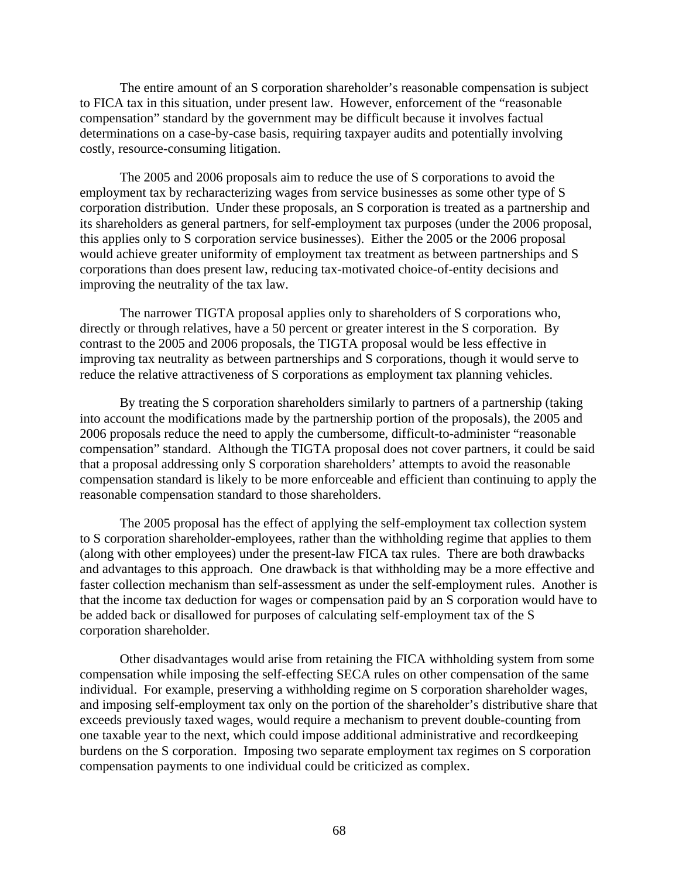The entire amount of an S corporation shareholder's reasonable compensation is subject to FICA tax in this situation, under present law. However, enforcement of the "reasonable compensation" standard by the government may be difficult because it involves factual determinations on a case-by-case basis, requiring taxpayer audits and potentially involving costly, resource-consuming litigation.

The 2005 and 2006 proposals aim to reduce the use of S corporations to avoid the employment tax by recharacterizing wages from service businesses as some other type of S corporation distribution. Under these proposals, an S corporation is treated as a partnership and its shareholders as general partners, for self-employment tax purposes (under the 2006 proposal, this applies only to S corporation service businesses). Either the 2005 or the 2006 proposal would achieve greater uniformity of employment tax treatment as between partnerships and S corporations than does present law, reducing tax-motivated choice-of-entity decisions and improving the neutrality of the tax law.

The narrower TIGTA proposal applies only to shareholders of S corporations who, directly or through relatives, have a 50 percent or greater interest in the S corporation. By contrast to the 2005 and 2006 proposals, the TIGTA proposal would be less effective in improving tax neutrality as between partnerships and S corporations, though it would serve to reduce the relative attractiveness of S corporations as employment tax planning vehicles.

By treating the S corporation shareholders similarly to partners of a partnership (taking into account the modifications made by the partnership portion of the proposals), the 2005 and 2006 proposals reduce the need to apply the cumbersome, difficult-to-administer "reasonable compensation" standard. Although the TIGTA proposal does not cover partners, it could be said that a proposal addressing only S corporation shareholders' attempts to avoid the reasonable compensation standard is likely to be more enforceable and efficient than continuing to apply the reasonable compensation standard to those shareholders.

The 2005 proposal has the effect of applying the self-employment tax collection system to S corporation shareholder-employees, rather than the withholding regime that applies to them (along with other employees) under the present-law FICA tax rules. There are both drawbacks and advantages to this approach. One drawback is that withholding may be a more effective and faster collection mechanism than self-assessment as under the self-employment rules. Another is that the income tax deduction for wages or compensation paid by an S corporation would have to be added back or disallowed for purposes of calculating self-employment tax of the S corporation shareholder.

Other disadvantages would arise from retaining the FICA withholding system from some compensation while imposing the self-effecting SECA rules on other compensation of the same individual. For example, preserving a withholding regime on S corporation shareholder wages, and imposing self-employment tax only on the portion of the shareholder's distributive share that exceeds previously taxed wages, would require a mechanism to prevent double-counting from one taxable year to the next, which could impose additional administrative and recordkeeping burdens on the S corporation. Imposing two separate employment tax regimes on S corporation compensation payments to one individual could be criticized as complex.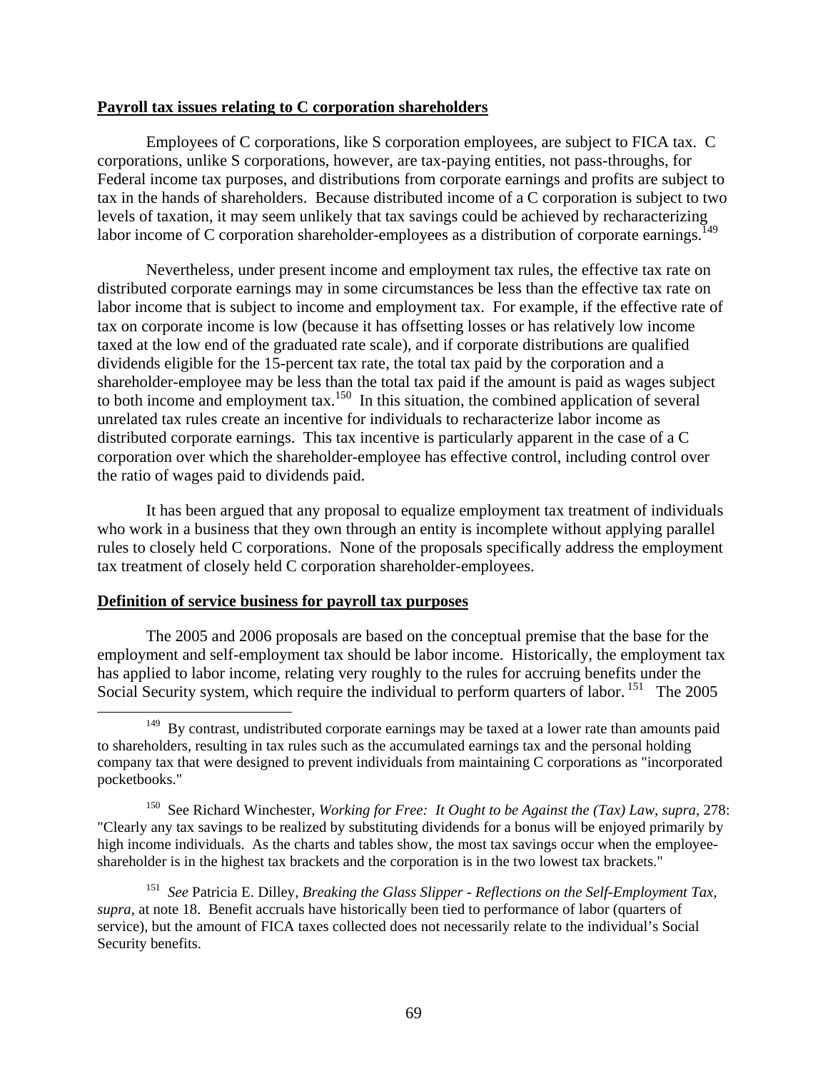**Payroll tax issues relating to C corporation shareholders**

Employees of C corporations, like S corporation employees, are subject to FICA tax. C corporations, unlike S corporations, however, are tax-paying entities, not pass-throughs, for Federal income tax purposes, and distributions from corporate earnings and profits are subject to tax in the hands of shareholders. Because distributed income of a C corporation is subject to two levels of taxation, it may seem unlikely that tax savings could be achieved by recharacterizing labor income of C corporation shareholder-employees as a distribution of corporate earnings.[149]

Nevertheless, under present income and employment tax rules, the effective tax rate on distributed corporate earnings may in some circumstances be less than the effective tax rate on labor income that is subject to income and employment tax. For example, if the effective rate of tax on corporate income is low (because it has offsetting losses or has relatively low income taxed at the low end of the graduated rate scale), and if corporate distributions are qualified dividends eligible for the 15-percent tax rate, the total tax paid by the corporation and a shareholder-employee may be less than the total tax paid if the amount is paid as wages subject to both income and employment tax.[150] In this situation, the combined application of several unrelated tax rules create an incentive for individuals to recharacterize labor income as distributed corporate earnings. This tax incentive is particularly apparent in the case of a C corporation over which the shareholder-employee has effective control, including control over the ratio of wages paid to dividends paid.

It has been argued that any proposal to equalize employment tax treatment of individuals who work in a business that they own through an entity is incomplete without applying parallel rules to closely held C corporations. None of the proposals specifically address the employment tax treatment of closely held C corporation shareholder-employees.

**Definition of service business for payroll tax purposes**

The 2005 and 2006 proposals are based on the conceptual premise that the base for the employment and self-employment tax should be labor income. Historically, the employment tax has applied to labor income, relating very roughly to the rules for accruing benefits under the Social Security system, which require the individual to perform quarters of labor.[151] The 2005

---

[149] By contrast, undistributed corporate earnings may be taxed at a lower rate than amounts paid to shareholders, resulting in tax rules such as the accumulated earnings tax and the personal holding company tax that were designed to prevent individuals from maintaining C corporations as "incorporated pocketbooks."

[150] See Richard Winchester, *Working for Free: It Ought to be Against the (Tax) Law*, *supra*, 278: "Clearly any tax savings to be realized by substituting dividends for a bonus will be enjoyed primarily by high income individuals. As the charts and tables show, the most tax savings occur when the employee-shareholder is in the highest tax brackets and the corporation is in the two lowest tax brackets."

[151] *See* Patricia E. Dilley, *Breaking the Glass Slipper - Reflections on the Self-Employment Tax*, *supra*, at note 18. Benefit accruals have historically been tied to performance of labor (quarters of service), but the amount of FICA taxes collected does not necessarily relate to the individual's Social Security benefits.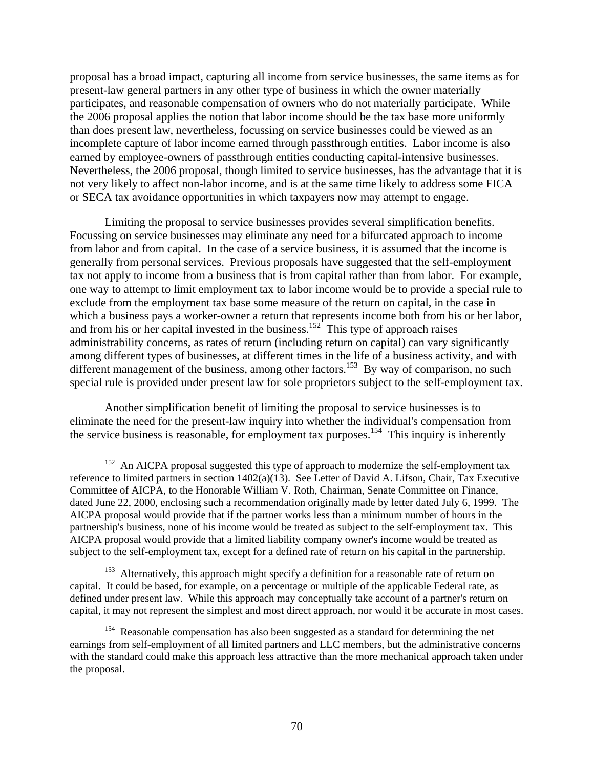proposal has a broad impact, capturing all income from service businesses, the same items as for present-law general partners in any other type of business in which the owner materially participates, and reasonable compensation of owners who do not materially participate. While the 2006 proposal applies the notion that labor income should be the tax base more uniformly than does present law, nevertheless, focussing on service businesses could be viewed as an incomplete capture of labor income earned through passthrough entities. Labor income is also earned by employee-owners of passthrough entities conducting capital-intensive businesses. Nevertheless, the 2006 proposal, though limited to service businesses, has the advantage that it is not very likely to affect non-labor income, and is at the same time likely to address some FICA or SECA tax avoidance opportunities in which taxpayers now may attempt to engage.

Limiting the proposal to service businesses provides several simplification benefits. Focussing on service businesses may eliminate any need for a bifurcated approach to income from labor and from capital. In the case of a service business, it is assumed that the income is generally from personal services. Previous proposals have suggested that the self-employment tax not apply to income from a business that is from capital rather than from labor. For example, one way to attempt to limit employment tax to labor income would be to provide a special rule to exclude from the employment tax base some measure of the return on capital, in the case in which a business pays a worker-owner a return that represents income both from his or her labor, and from his or her capital invested in the business.[152] This type of approach raises administrability concerns, as rates of return (including return on capital) can vary significantly among different types of businesses, at different times in the life of a business activity, and with different management of the business, among other factors.[153] By way of comparison, no such special rule is provided under present law for sole proprietors subject to the self-employment tax.

Another simplification benefit of limiting the proposal to service businesses is to eliminate the need for the present-law inquiry into whether the individual's compensation from the service business is reasonable, for employment tax purposes.[154] This inquiry is inherently

---

[152] An AICPA proposal suggested this type of approach to modernize the self-employment tax reference to limited partners in section 1402(a)(13). See Letter of David A. Lifson, Chair, Tax Executive Committee of AICPA, to the Honorable William V. Roth, Chairman, Senate Committee on Finance, dated June 22, 2000, enclosing such a recommendation originally made by letter dated July 6, 1999. The AICPA proposal would provide that if the partner works less than a minimum number of hours in the partnership's business, none of his income would be treated as subject to the self-employment tax. This AICPA proposal would provide that a limited liability company owner's income would be treated as subject to the self-employment tax, except for a defined rate of return on his capital in the partnership.

[153] Alternatively, this approach might specify a definition for a reasonable rate of return on capital. It could be based, for example, on a percentage or multiple of the applicable Federal rate, as defined under present law. While this approach may conceptually take account of a partner's return on capital, it may not represent the simplest and most direct approach, nor would it be accurate in most cases.

[154] Reasonable compensation has also been suggested as a standard for determining the net earnings from self-employment of all limited partners and LLC members, but the administrative concerns with the standard could make this approach less attractive than the more mechanical approach taken under the proposal.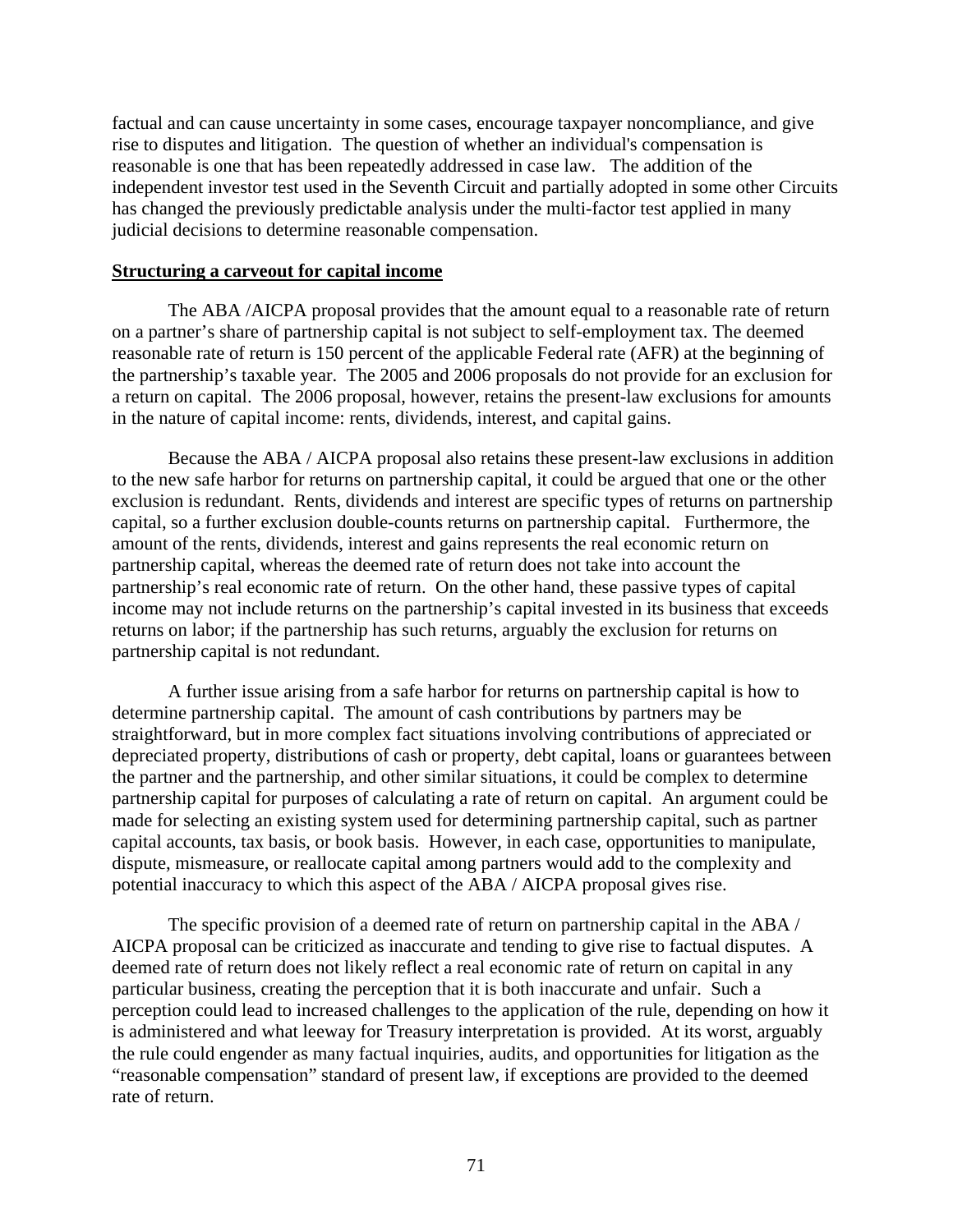factual and can cause uncertainty in some cases, encourage taxpayer noncompliance, and give rise to disputes and litigation. The question of whether an individual's compensation is reasonable is one that has been repeatedly addressed in case law. The addition of the independent investor test used in the Seventh Circuit and partially adopted in some other Circuits has changed the previously predictable analysis under the multi-factor test applied in many judicial decisions to determine reasonable compensation.

**Structuring a carveout for capital income**

The ABA /AICPA proposal provides that the amount equal to a reasonable rate of return on a partner's share of partnership capital is not subject to self-employment tax. The deemed reasonable rate of return is 150 percent of the applicable Federal rate (AFR) at the beginning of the partnership's taxable year. The 2005 and 2006 proposals do not provide for an exclusion for a return on capital. The 2006 proposal, however, retains the present-law exclusions for amounts in the nature of capital income: rents, dividends, interest, and capital gains.

Because the ABA / AICPA proposal also retains these present-law exclusions in addition to the new safe harbor for returns on partnership capital, it could be argued that one or the other exclusion is redundant. Rents, dividends and interest are specific types of returns on partnership capital, so a further exclusion double-counts returns on partnership capital. Furthermore, the amount of the rents, dividends, interest and gains represents the real economic return on partnership capital, whereas the deemed rate of return does not take into account the partnership's real economic rate of return. On the other hand, these passive types of capital income may not include returns on the partnership's capital invested in its business that exceeds returns on labor; if the partnership has such returns, arguably the exclusion for returns on partnership capital is not redundant.

A further issue arising from a safe harbor for returns on partnership capital is how to determine partnership capital. The amount of cash contributions by partners may be straightforward, but in more complex fact situations involving contributions of appreciated or depreciated property, distributions of cash or property, debt capital, loans or guarantees between the partner and the partnership, and other similar situations, it could be complex to determine partnership capital for purposes of calculating a rate of return on capital. An argument could be made for selecting an existing system used for determining partnership capital, such as partner capital accounts, tax basis, or book basis. However, in each case, opportunities to manipulate, dispute, mismeasure, or reallocate capital among partners would add to the complexity and potential inaccuracy to which this aspect of the ABA / AICPA proposal gives rise.

The specific provision of a deemed rate of return on partnership capital in the ABA / AICPA proposal can be criticized as inaccurate and tending to give rise to factual disputes. A deemed rate of return does not likely reflect a real economic rate of return on capital in any particular business, creating the perception that it is both inaccurate and unfair. Such a perception could lead to increased challenges to the application of the rule, depending on how it is administered and what leeway for Treasury interpretation is provided. At its worst, arguably the rule could engender as many factual inquiries, audits, and opportunities for litigation as the "reasonable compensation" standard of present law, if exceptions are provided to the deemed rate of return.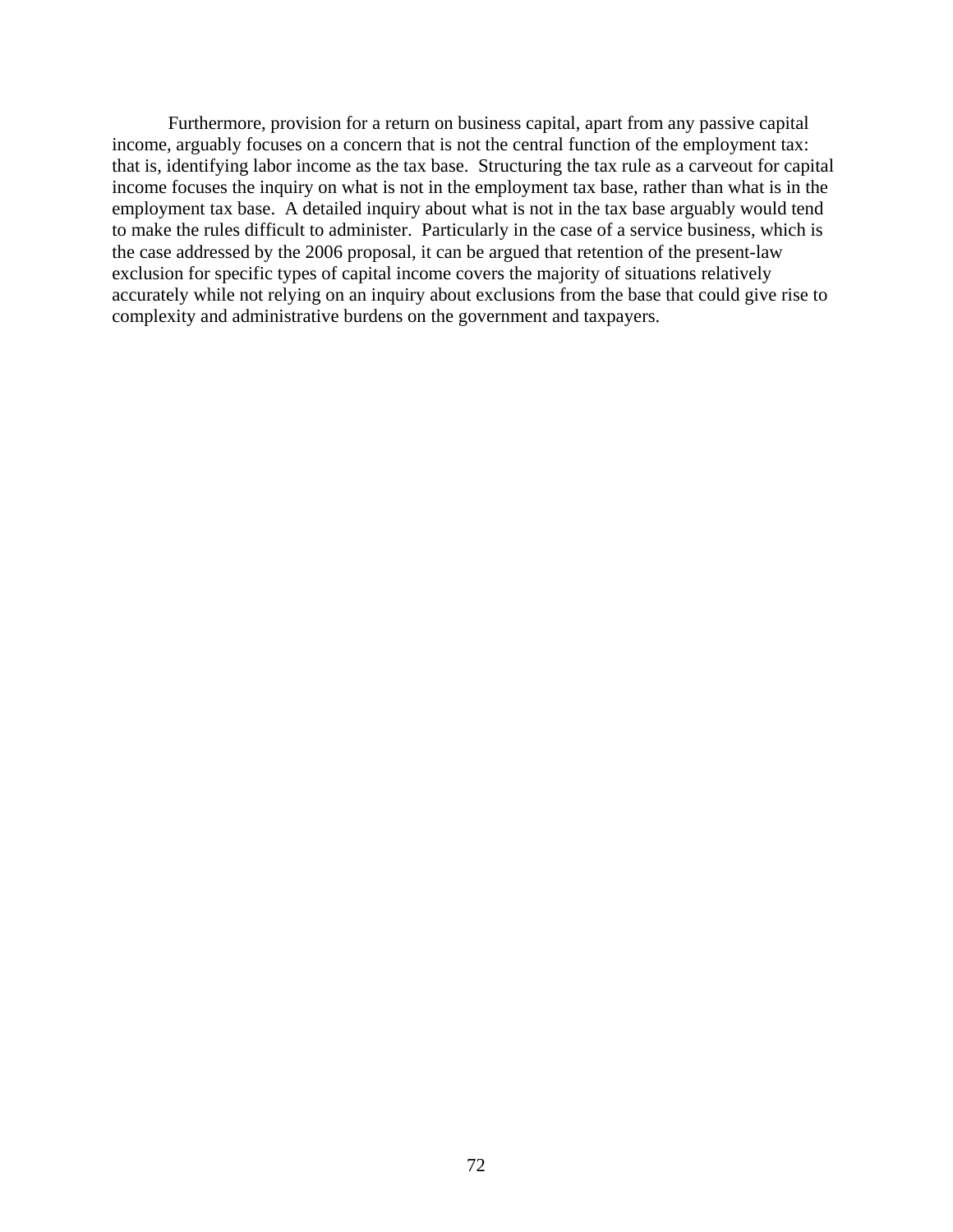Furthermore, provision for a return on business capital, apart from any passive capital income, arguably focuses on a concern that is not the central function of the employment tax: that is, identifying labor income as the tax base. Structuring the tax rule as a carveout for capital income focuses the inquiry on what is not in the employment tax base, rather than what is in the employment tax base. A detailed inquiry about what is not in the tax base arguably would tend to make the rules difficult to administer. Particularly in the case of a service business, which is the case addressed by the 2006 proposal, it can be argued that retention of the present-law exclusion for specific types of capital income covers the majority of situations relatively accurately while not relying on an inquiry about exclusions from the base that could give rise to complexity and administrative burdens on the government and taxpayers.